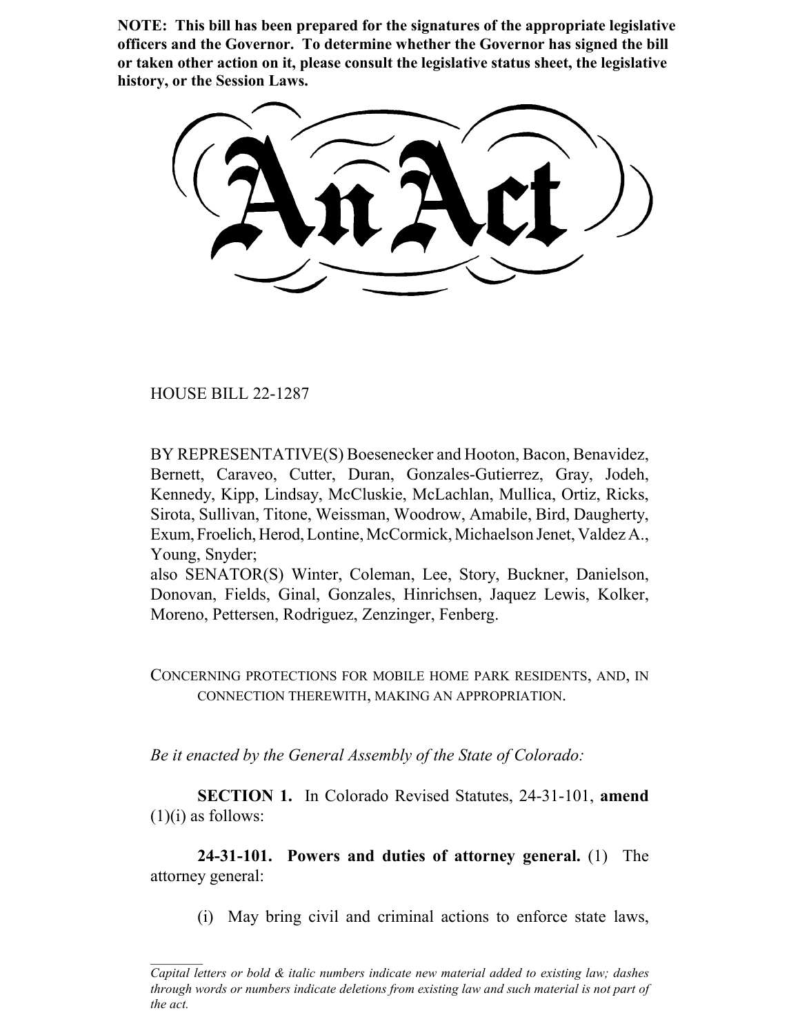**NOTE: This bill has been prepared for the signatures of the appropriate legislative officers and the Governor. To determine whether the Governor has signed the bill or taken other action on it, please consult the legislative status sheet, the legislative history, or the Session Laws.**

# An Act

HOUSE BILL 22-1287

BY REPRESENTATIVE(S) Boesenecker and Hooton, Bacon, Benavidez, Bernett, Caraveo, Cutter, Duran, Gonzales-Gutierrez, Gray, Jodeh, Kennedy, Kipp, Lindsay, McCluskie, McLachlan, Mullica, Ortiz, Ricks, Sirota, Sullivan, Titone, Weissman, Woodrow, Amabile, Bird, Daugherty, Exum, Froelich, Herod, Lontine, McCormick, Michaelson Jenet, Valdez A., Young, Snyder;
also SENATOR(S) Winter, Coleman, Lee, Story, Buckner, Danielson, Donovan, Fields, Ginal, Gonzales, Hinrichsen, Jaquez Lewis, Kolker, Moreno, Pettersen, Rodriguez, Zenzinger, Fenberg.

CONCERNING PROTECTIONS FOR MOBILE HOME PARK RESIDENTS, AND, IN CONNECTION THEREWITH, MAKING AN APPROPRIATION.

*Be it enacted by the General Assembly of the State of Colorado:*

**SECTION 1.** In Colorado Revised Statutes, 24-31-101, **amend** (1)(i) as follows:

**24-31-101. Powers and duties of attorney general.** (1) The attorney general:

(i) May bring civil and criminal actions to enforce state laws,

*Capital letters or bold & italic numbers indicate new material added to existing law; dashes through words or numbers indicate deletions from existing law and such material is not part of the act.*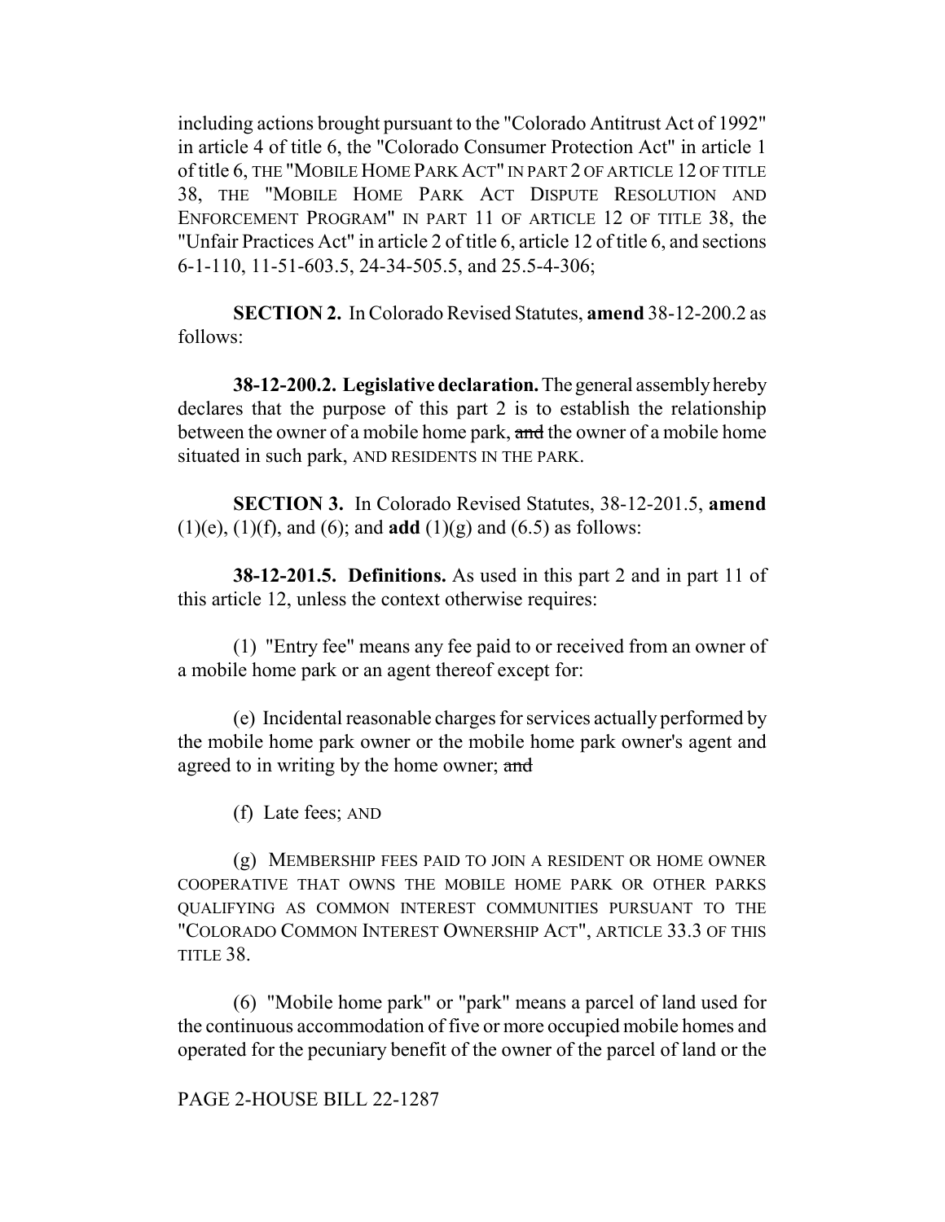including actions brought pursuant to the "Colorado Antitrust Act of 1992" in article 4 of title 6, the "Colorado Consumer Protection Act" in article 1 of title 6, THE "MOBILE HOME PARK ACT" IN PART 2 OF ARTICLE 12 OF TITLE 38, THE "MOBILE HOME PARK ACT DISPUTE RESOLUTION AND ENFORCEMENT PROGRAM" IN PART 11 OF ARTICLE 12 OF TITLE 38, the "Unfair Practices Act" in article 2 of title 6, article 12 of title 6, and sections 6-1-110, 11-51-603.5, 24-34-505.5, and 25.5-4-306;

**SECTION 2.** In Colorado Revised Statutes, **amend** 38-12-200.2 as follows:

**38-12-200.2. Legislative declaration.** The general assembly hereby declares that the purpose of this part 2 is to establish the relationship between the owner of a mobile home park, ~~and~~ the owner of a mobile home situated in such park, AND RESIDENTS IN THE PARK.

**SECTION 3.** In Colorado Revised Statutes, 38-12-201.5, **amend** (1)(e), (1)(f), and (6); and **add** (1)(g) and (6.5) as follows:

**38-12-201.5. Definitions.** As used in this part 2 and in part 11 of this article 12, unless the context otherwise requires:

(1) "Entry fee" means any fee paid to or received from an owner of a mobile home park or an agent thereof except for:

(e) Incidental reasonable charges for services actually performed by the mobile home park owner or the mobile home park owner's agent and agreed to in writing by the home owner; ~~and~~

(f) Late fees; AND

(g) MEMBERSHIP FEES PAID TO JOIN A RESIDENT OR HOME OWNER COOPERATIVE THAT OWNS THE MOBILE HOME PARK OR OTHER PARKS QUALIFYING AS COMMON INTEREST COMMUNITIES PURSUANT TO THE "COLORADO COMMON INTEREST OWNERSHIP ACT", ARTICLE 33.3 OF THIS TITLE 38.

(6) "Mobile home park" or "park" means a parcel of land used for the continuous accommodation of five or more occupied mobile homes and operated for the pecuniary benefit of the owner of the parcel of land or the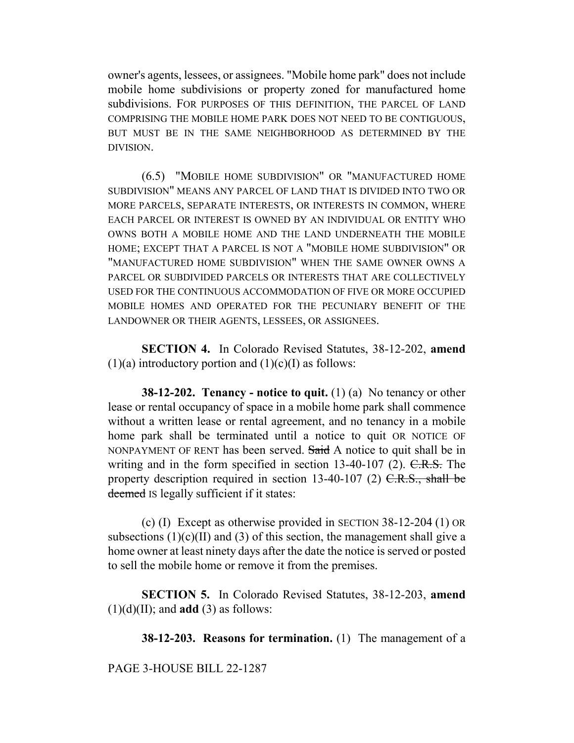owner's agents, lessees, or assignees. "Mobile home park" does not include mobile home subdivisions or property zoned for manufactured home subdivisions. FOR PURPOSES OF THIS DEFINITION, THE PARCEL OF LAND COMPRISING THE MOBILE HOME PARK DOES NOT NEED TO BE CONTIGUOUS, BUT MUST BE IN THE SAME NEIGHBORHOOD AS DETERMINED BY THE DIVISION.

(6.5) "MOBILE HOME SUBDIVISION" OR "MANUFACTURED HOME SUBDIVISION" MEANS ANY PARCEL OF LAND THAT IS DIVIDED INTO TWO OR MORE PARCELS, SEPARATE INTERESTS, OR INTERESTS IN COMMON, WHERE EACH PARCEL OR INTEREST IS OWNED BY AN INDIVIDUAL OR ENTITY WHO OWNS BOTH A MOBILE HOME AND THE LAND UNDERNEATH THE MOBILE HOME; EXCEPT THAT A PARCEL IS NOT A "MOBILE HOME SUBDIVISION" OR "MANUFACTURED HOME SUBDIVISION" WHEN THE SAME OWNER OWNS A PARCEL OR SUBDIVIDED PARCELS OR INTERESTS THAT ARE COLLECTIVELY USED FOR THE CONTINUOUS ACCOMMODATION OF FIVE OR MORE OCCUPIED MOBILE HOMES AND OPERATED FOR THE PECUNIARY BENEFIT OF THE LANDOWNER OR THEIR AGENTS, LESSEES, OR ASSIGNEES.

**SECTION 4.** In Colorado Revised Statutes, 38-12-202, **amend** (1)(a) introductory portion and (1)(c)(I) as follows:

**38-12-202. Tenancy - notice to quit.** (1) (a) No tenancy or other lease or rental occupancy of space in a mobile home park shall commence without a written lease or rental agreement, and no tenancy in a mobile home park shall be terminated until a notice to quit OR NOTICE OF NONPAYMENT OF RENT has been served. ~~Said~~ A notice to quit shall be in writing and in the form specified in section 13-40-107 (2). ~~C.R.S.~~ The property description required in section 13-40-107 (2) ~~C.R.S., shall be deemed~~ IS legally sufficient if it states:

(c) (I) Except as otherwise provided in SECTION 38-12-204 (1) OR subsections (1)(c)(II) and (3) of this section, the management shall give a home owner at least ninety days after the date the notice is served or posted to sell the mobile home or remove it from the premises.

**SECTION 5.** In Colorado Revised Statutes, 38-12-203, **amend** (1)(d)(II); and **add** (3) as follows:

**38-12-203. Reasons for termination.** (1) The management of a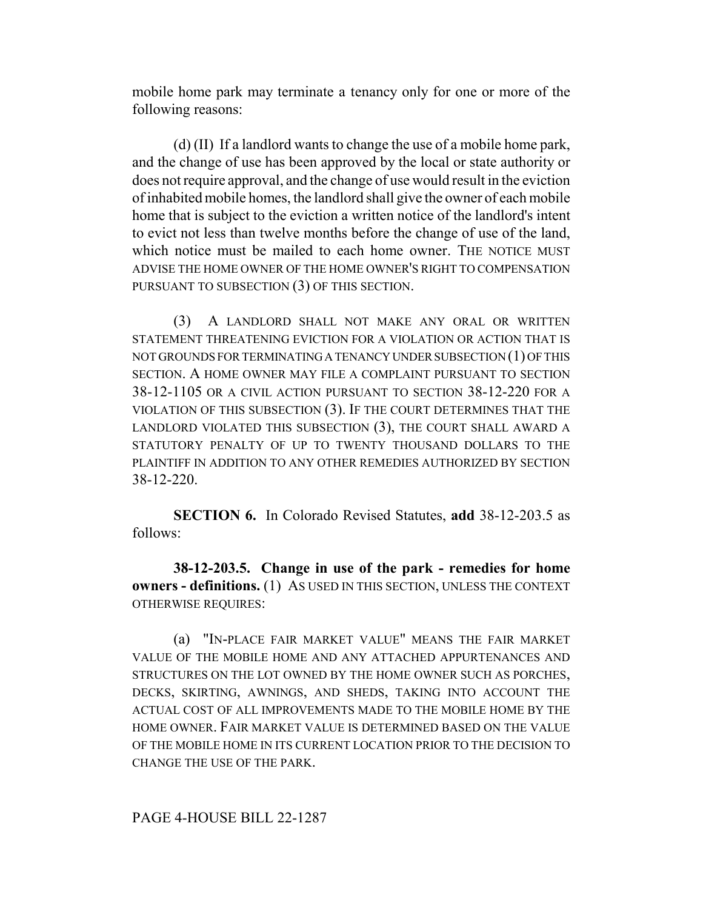mobile home park may terminate a tenancy only for one or more of the following reasons:

(d) (II) If a landlord wants to change the use of a mobile home park, and the change of use has been approved by the local or state authority or does not require approval, and the change of use would result in the eviction of inhabited mobile homes, the landlord shall give the owner of each mobile home that is subject to the eviction a written notice of the landlord's intent to evict not less than twelve months before the change of use of the land, which notice must be mailed to each home owner. THE NOTICE MUST ADVISE THE HOME OWNER OF THE HOME OWNER'S RIGHT TO COMPENSATION PURSUANT TO SUBSECTION (3) OF THIS SECTION.

(3) A LANDLORD SHALL NOT MAKE ANY ORAL OR WRITTEN STATEMENT THREATENING EVICTION FOR A VIOLATION OR ACTION THAT IS NOT GROUNDS FOR TERMINATING A TENANCY UNDER SUBSECTION (1) OF THIS SECTION. A HOME OWNER MAY FILE A COMPLAINT PURSUANT TO SECTION 38-12-1105 OR A CIVIL ACTION PURSUANT TO SECTION 38-12-220 FOR A VIOLATION OF THIS SUBSECTION (3). IF THE COURT DETERMINES THAT THE LANDLORD VIOLATED THIS SUBSECTION (3), THE COURT SHALL AWARD A STATUTORY PENALTY OF UP TO TWENTY THOUSAND DOLLARS TO THE PLAINTIFF IN ADDITION TO ANY OTHER REMEDIES AUTHORIZED BY SECTION 38-12-220.

**SECTION 6.** In Colorado Revised Statutes, **add** 38-12-203.5 as follows:

**38-12-203.5. Change in use of the park - remedies for home owners - definitions.** (1) AS USED IN THIS SECTION, UNLESS THE CONTEXT OTHERWISE REQUIRES:

(a) "IN-PLACE FAIR MARKET VALUE" MEANS THE FAIR MARKET VALUE OF THE MOBILE HOME AND ANY ATTACHED APPURTENANCES AND STRUCTURES ON THE LOT OWNED BY THE HOME OWNER SUCH AS PORCHES, DECKS, SKIRTING, AWNINGS, AND SHEDS, TAKING INTO ACCOUNT THE ACTUAL COST OF ALL IMPROVEMENTS MADE TO THE MOBILE HOME BY THE HOME OWNER. FAIR MARKET VALUE IS DETERMINED BASED ON THE VALUE OF THE MOBILE HOME IN ITS CURRENT LOCATION PRIOR TO THE DECISION TO CHANGE THE USE OF THE PARK.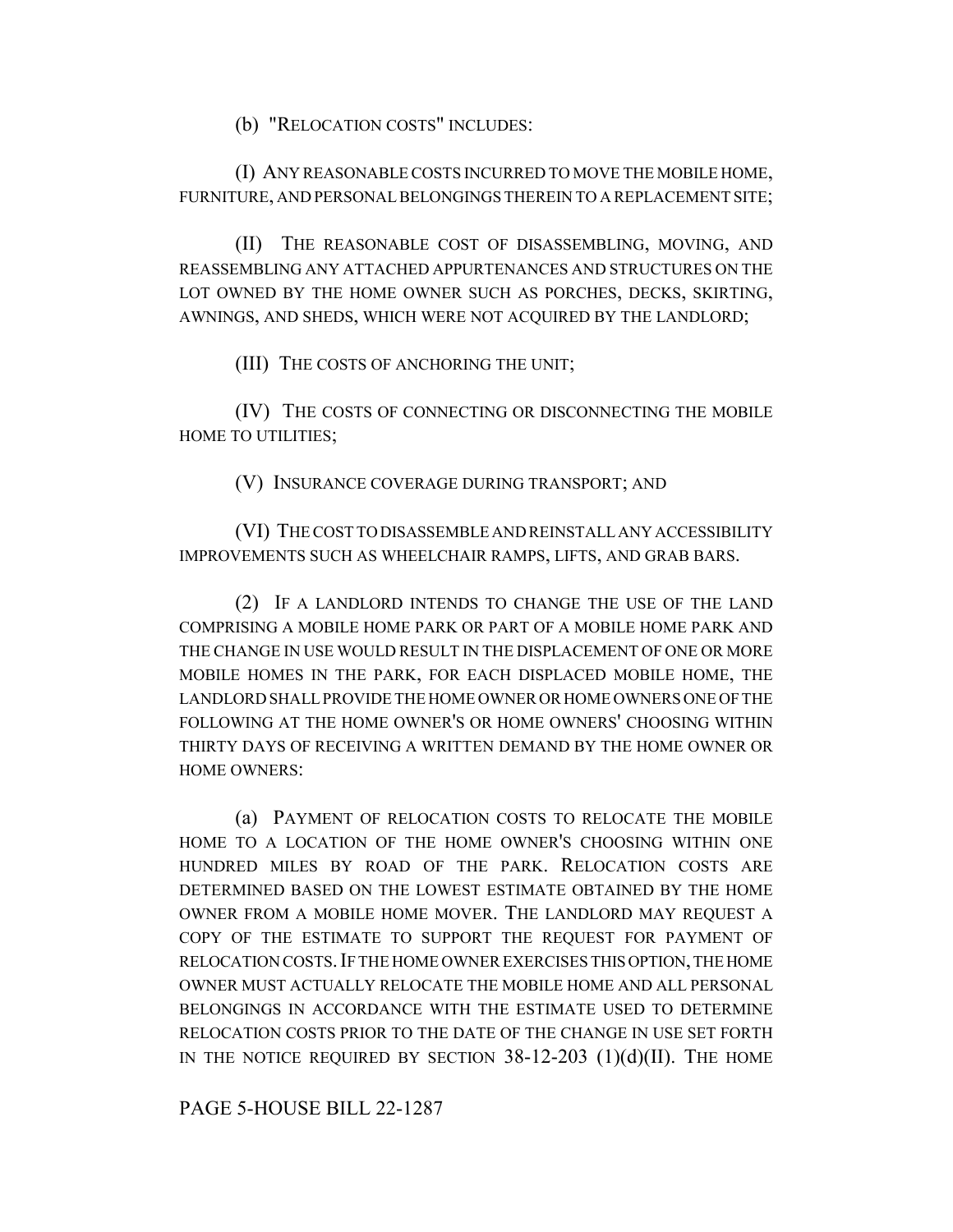(b) "RELOCATION COSTS" INCLUDES:

(I) ANY REASONABLE COSTS INCURRED TO MOVE THE MOBILE HOME, FURNITURE, AND PERSONAL BELONGINGS THEREIN TO A REPLACEMENT SITE;

(II) THE REASONABLE COST OF DISASSEMBLING, MOVING, AND REASSEMBLING ANY ATTACHED APPURTENANCES AND STRUCTURES ON THE LOT OWNED BY THE HOME OWNER SUCH AS PORCHES, DECKS, SKIRTING, AWNINGS, AND SHEDS, WHICH WERE NOT ACQUIRED BY THE LANDLORD;

(III) THE COSTS OF ANCHORING THE UNIT;

(IV) THE COSTS OF CONNECTING OR DISCONNECTING THE MOBILE HOME TO UTILITIES;

(V) INSURANCE COVERAGE DURING TRANSPORT; AND

(VI) THE COST TO DISASSEMBLE AND REINSTALL ANY ACCESSIBILITY IMPROVEMENTS SUCH AS WHEELCHAIR RAMPS, LIFTS, AND GRAB BARS.

(2) IF A LANDLORD INTENDS TO CHANGE THE USE OF THE LAND COMPRISING A MOBILE HOME PARK OR PART OF A MOBILE HOME PARK AND THE CHANGE IN USE WOULD RESULT IN THE DISPLACEMENT OF ONE OR MORE MOBILE HOMES IN THE PARK, FOR EACH DISPLACED MOBILE HOME, THE LANDLORD SHALL PROVIDE THE HOME OWNER OR HOME OWNERS ONE OF THE FOLLOWING AT THE HOME OWNER'S OR HOME OWNERS' CHOOSING WITHIN THIRTY DAYS OF RECEIVING A WRITTEN DEMAND BY THE HOME OWNER OR HOME OWNERS:

(a) PAYMENT OF RELOCATION COSTS TO RELOCATE THE MOBILE HOME TO A LOCATION OF THE HOME OWNER'S CHOOSING WITHIN ONE HUNDRED MILES BY ROAD OF THE PARK. RELOCATION COSTS ARE DETERMINED BASED ON THE LOWEST ESTIMATE OBTAINED BY THE HOME OWNER FROM A MOBILE HOME MOVER. THE LANDLORD MAY REQUEST A COPY OF THE ESTIMATE TO SUPPORT THE REQUEST FOR PAYMENT OF RELOCATION COSTS. IF THE HOME OWNER EXERCISES THIS OPTION, THE HOME OWNER MUST ACTUALLY RELOCATE THE MOBILE HOME AND ALL PERSONAL BELONGINGS IN ACCORDANCE WITH THE ESTIMATE USED TO DETERMINE RELOCATION COSTS PRIOR TO THE DATE OF THE CHANGE IN USE SET FORTH IN THE NOTICE REQUIRED BY SECTION 38-12-203 (1)(d)(II). THE HOME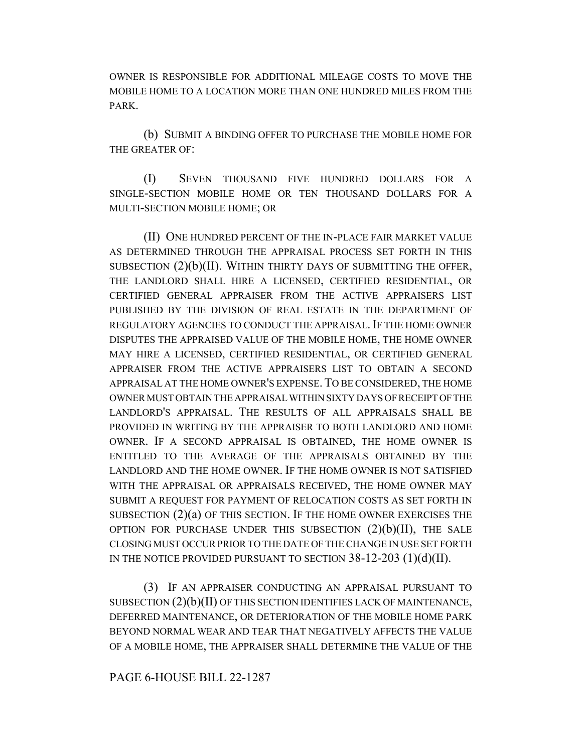OWNER IS RESPONSIBLE FOR ADDITIONAL MILEAGE COSTS TO MOVE THE MOBILE HOME TO A LOCATION MORE THAN ONE HUNDRED MILES FROM THE PARK.

(b) SUBMIT A BINDING OFFER TO PURCHASE THE MOBILE HOME FOR THE GREATER OF:

(I) SEVEN THOUSAND FIVE HUNDRED DOLLARS FOR A SINGLE-SECTION MOBILE HOME OR TEN THOUSAND DOLLARS FOR A MULTI-SECTION MOBILE HOME; OR

(II) ONE HUNDRED PERCENT OF THE IN-PLACE FAIR MARKET VALUE AS DETERMINED THROUGH THE APPRAISAL PROCESS SET FORTH IN THIS SUBSECTION (2)(b)(II). WITHIN THIRTY DAYS OF SUBMITTING THE OFFER, THE LANDLORD SHALL HIRE A LICENSED, CERTIFIED RESIDENTIAL, OR CERTIFIED GENERAL APPRAISER FROM THE ACTIVE APPRAISERS LIST PUBLISHED BY THE DIVISION OF REAL ESTATE IN THE DEPARTMENT OF REGULATORY AGENCIES TO CONDUCT THE APPRAISAL. IF THE HOME OWNER DISPUTES THE APPRAISED VALUE OF THE MOBILE HOME, THE HOME OWNER MAY HIRE A LICENSED, CERTIFIED RESIDENTIAL, OR CERTIFIED GENERAL APPRAISER FROM THE ACTIVE APPRAISERS LIST TO OBTAIN A SECOND APPRAISAL AT THE HOME OWNER'S EXPENSE. TO BE CONSIDERED, THE HOME OWNER MUST OBTAIN THE APPRAISAL WITHIN SIXTY DAYS OF RECEIPT OF THE LANDLORD'S APPRAISAL. THE RESULTS OF ALL APPRAISALS SHALL BE PROVIDED IN WRITING BY THE APPRAISER TO BOTH LANDLORD AND HOME OWNER. IF A SECOND APPRAISAL IS OBTAINED, THE HOME OWNER IS ENTITLED TO THE AVERAGE OF THE APPRAISALS OBTAINED BY THE LANDLORD AND THE HOME OWNER. IF THE HOME OWNER IS NOT SATISFIED WITH THE APPRAISAL OR APPRAISALS RECEIVED, THE HOME OWNER MAY SUBMIT A REQUEST FOR PAYMENT OF RELOCATION COSTS AS SET FORTH IN SUBSECTION (2)(a) OF THIS SECTION. IF THE HOME OWNER EXERCISES THE OPTION FOR PURCHASE UNDER THIS SUBSECTION (2)(b)(II), THE SALE CLOSING MUST OCCUR PRIOR TO THE DATE OF THE CHANGE IN USE SET FORTH IN THE NOTICE PROVIDED PURSUANT TO SECTION 38-12-203 (1)(d)(II).

(3) IF AN APPRAISER CONDUCTING AN APPRAISAL PURSUANT TO SUBSECTION (2)(b)(II) OF THIS SECTION IDENTIFIES LACK OF MAINTENANCE, DEFERRED MAINTENANCE, OR DETERIORATION OF THE MOBILE HOME PARK BEYOND NORMAL WEAR AND TEAR THAT NEGATIVELY AFFECTS THE VALUE OF A MOBILE HOME, THE APPRAISER SHALL DETERMINE THE VALUE OF THE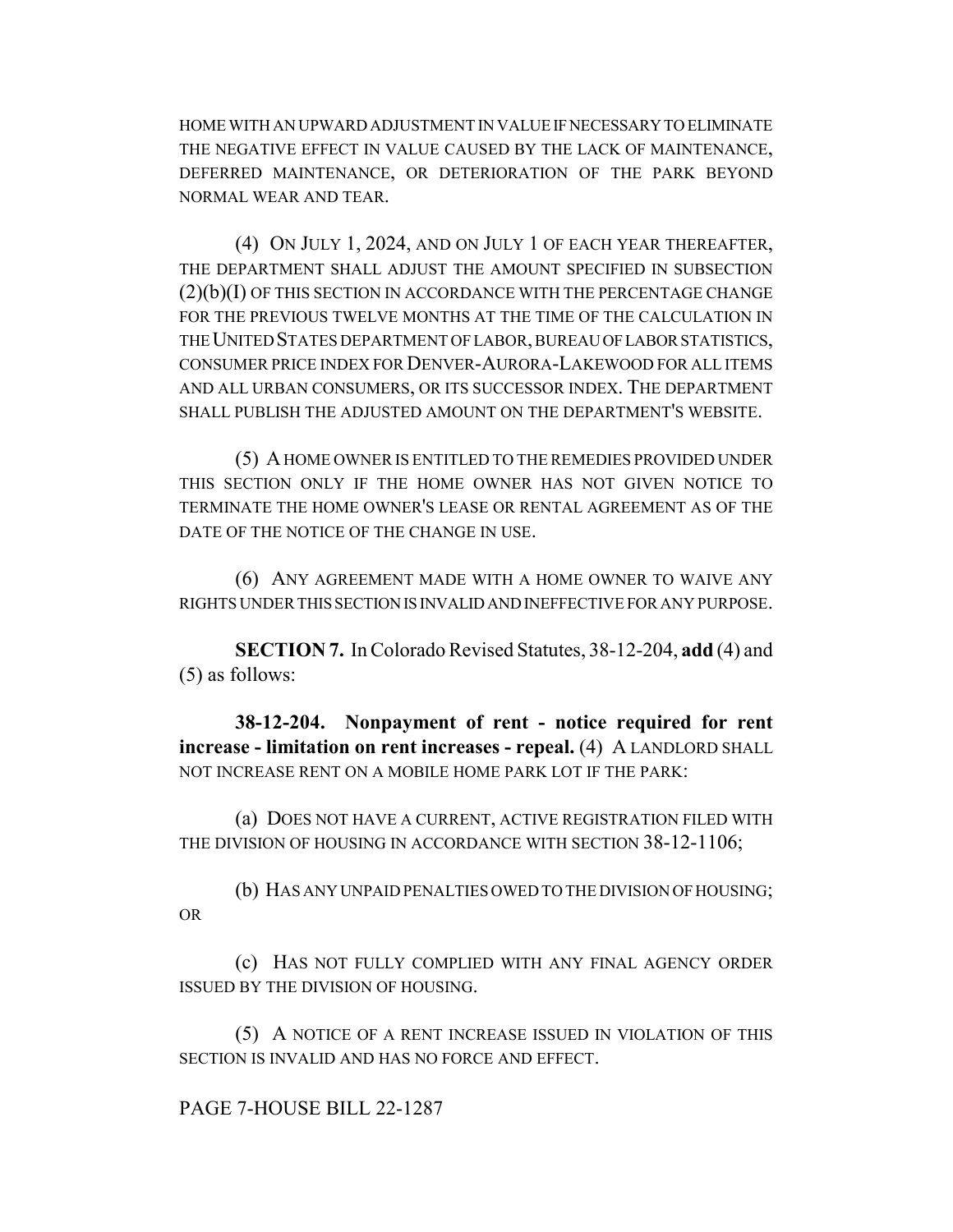HOME WITH AN UPWARD ADJUSTMENT IN VALUE IF NECESSARY TO ELIMINATE THE NEGATIVE EFFECT IN VALUE CAUSED BY THE LACK OF MAINTENANCE, DEFERRED MAINTENANCE, OR DETERIORATION OF THE PARK BEYOND NORMAL WEAR AND TEAR.

(4) ON JULY 1, 2024, AND ON JULY 1 OF EACH YEAR THEREAFTER, THE DEPARTMENT SHALL ADJUST THE AMOUNT SPECIFIED IN SUBSECTION (2)(b)(I) OF THIS SECTION IN ACCORDANCE WITH THE PERCENTAGE CHANGE FOR THE PREVIOUS TWELVE MONTHS AT THE TIME OF THE CALCULATION IN THE UNITED STATES DEPARTMENT OF LABOR, BUREAU OF LABOR STATISTICS, CONSUMER PRICE INDEX FOR DENVER-AURORA-LAKEWOOD FOR ALL ITEMS AND ALL URBAN CONSUMERS, OR ITS SUCCESSOR INDEX. THE DEPARTMENT SHALL PUBLISH THE ADJUSTED AMOUNT ON THE DEPARTMENT'S WEBSITE.

(5) A HOME OWNER IS ENTITLED TO THE REMEDIES PROVIDED UNDER THIS SECTION ONLY IF THE HOME OWNER HAS NOT GIVEN NOTICE TO TERMINATE THE HOME OWNER'S LEASE OR RENTAL AGREEMENT AS OF THE DATE OF THE NOTICE OF THE CHANGE IN USE.

(6) ANY AGREEMENT MADE WITH A HOME OWNER TO WAIVE ANY RIGHTS UNDER THIS SECTION IS INVALID AND INEFFECTIVE FOR ANY PURPOSE.

**SECTION 7.** In Colorado Revised Statutes, 38-12-204, **add** (4) and (5) as follows:

**38-12-204. Nonpayment of rent - notice required for rent increase - limitation on rent increases - repeal.** (4) A LANDLORD SHALL NOT INCREASE RENT ON A MOBILE HOME PARK LOT IF THE PARK:

(a) DOES NOT HAVE A CURRENT, ACTIVE REGISTRATION FILED WITH THE DIVISION OF HOUSING IN ACCORDANCE WITH SECTION 38-12-1106;

(b) HAS ANY UNPAID PENALTIES OWED TO THE DIVISION OF HOUSING; OR

(c) HAS NOT FULLY COMPLIED WITH ANY FINAL AGENCY ORDER ISSUED BY THE DIVISION OF HOUSING.

(5) A NOTICE OF A RENT INCREASE ISSUED IN VIOLATION OF THIS SECTION IS INVALID AND HAS NO FORCE AND EFFECT.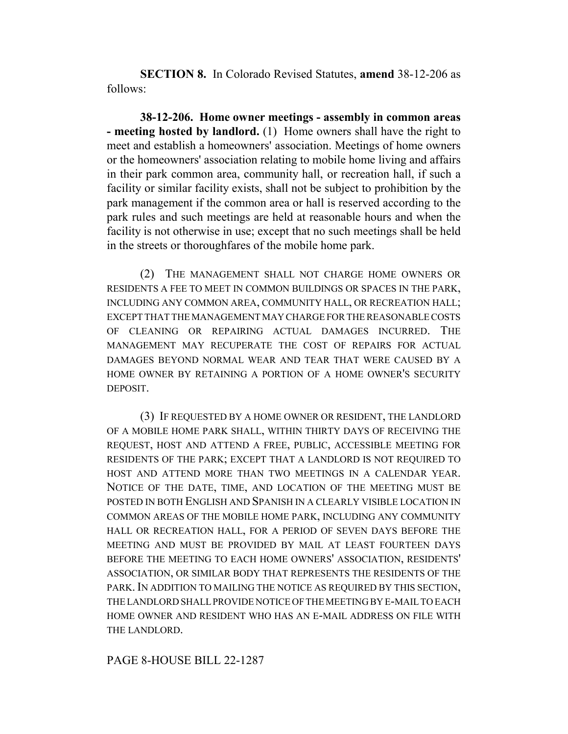**SECTION 8.** In Colorado Revised Statutes, **amend** 38-12-206 as follows:

**38-12-206. Home owner meetings - assembly in common areas - meeting hosted by landlord.** (1) Home owners shall have the right to meet and establish a homeowners' association. Meetings of home owners or the homeowners' association relating to mobile home living and affairs in their park common area, community hall, or recreation hall, if such a facility or similar facility exists, shall not be subject to prohibition by the park management if the common area or hall is reserved according to the park rules and such meetings are held at reasonable hours and when the facility is not otherwise in use; except that no such meetings shall be held in the streets or thoroughfares of the mobile home park.

(2) THE MANAGEMENT SHALL NOT CHARGE HOME OWNERS OR RESIDENTS A FEE TO MEET IN COMMON BUILDINGS OR SPACES IN THE PARK, INCLUDING ANY COMMON AREA, COMMUNITY HALL, OR RECREATION HALL; EXCEPT THAT THE MANAGEMENT MAY CHARGE FOR THE REASONABLE COSTS OF CLEANING OR REPAIRING ACTUAL DAMAGES INCURRED. THE MANAGEMENT MAY RECUPERATE THE COST OF REPAIRS FOR ACTUAL DAMAGES BEYOND NORMAL WEAR AND TEAR THAT WERE CAUSED BY A HOME OWNER BY RETAINING A PORTION OF A HOME OWNER'S SECURITY DEPOSIT.

(3) IF REQUESTED BY A HOME OWNER OR RESIDENT, THE LANDLORD OF A MOBILE HOME PARK SHALL, WITHIN THIRTY DAYS OF RECEIVING THE REQUEST, HOST AND ATTEND A FREE, PUBLIC, ACCESSIBLE MEETING FOR RESIDENTS OF THE PARK; EXCEPT THAT A LANDLORD IS NOT REQUIRED TO HOST AND ATTEND MORE THAN TWO MEETINGS IN A CALENDAR YEAR. NOTICE OF THE DATE, TIME, AND LOCATION OF THE MEETING MUST BE POSTED IN BOTH ENGLISH AND SPANISH IN A CLEARLY VISIBLE LOCATION IN COMMON AREAS OF THE MOBILE HOME PARK, INCLUDING ANY COMMUNITY HALL OR RECREATION HALL, FOR A PERIOD OF SEVEN DAYS BEFORE THE MEETING AND MUST BE PROVIDED BY MAIL AT LEAST FOURTEEN DAYS BEFORE THE MEETING TO EACH HOME OWNERS' ASSOCIATION, RESIDENTS' ASSOCIATION, OR SIMILAR BODY THAT REPRESENTS THE RESIDENTS OF THE PARK. IN ADDITION TO MAILING THE NOTICE AS REQUIRED BY THIS SECTION, THE LANDLORD SHALL PROVIDE NOTICE OF THE MEETING BY E-MAIL TO EACH HOME OWNER AND RESIDENT WHO HAS AN E-MAIL ADDRESS ON FILE WITH THE LANDLORD.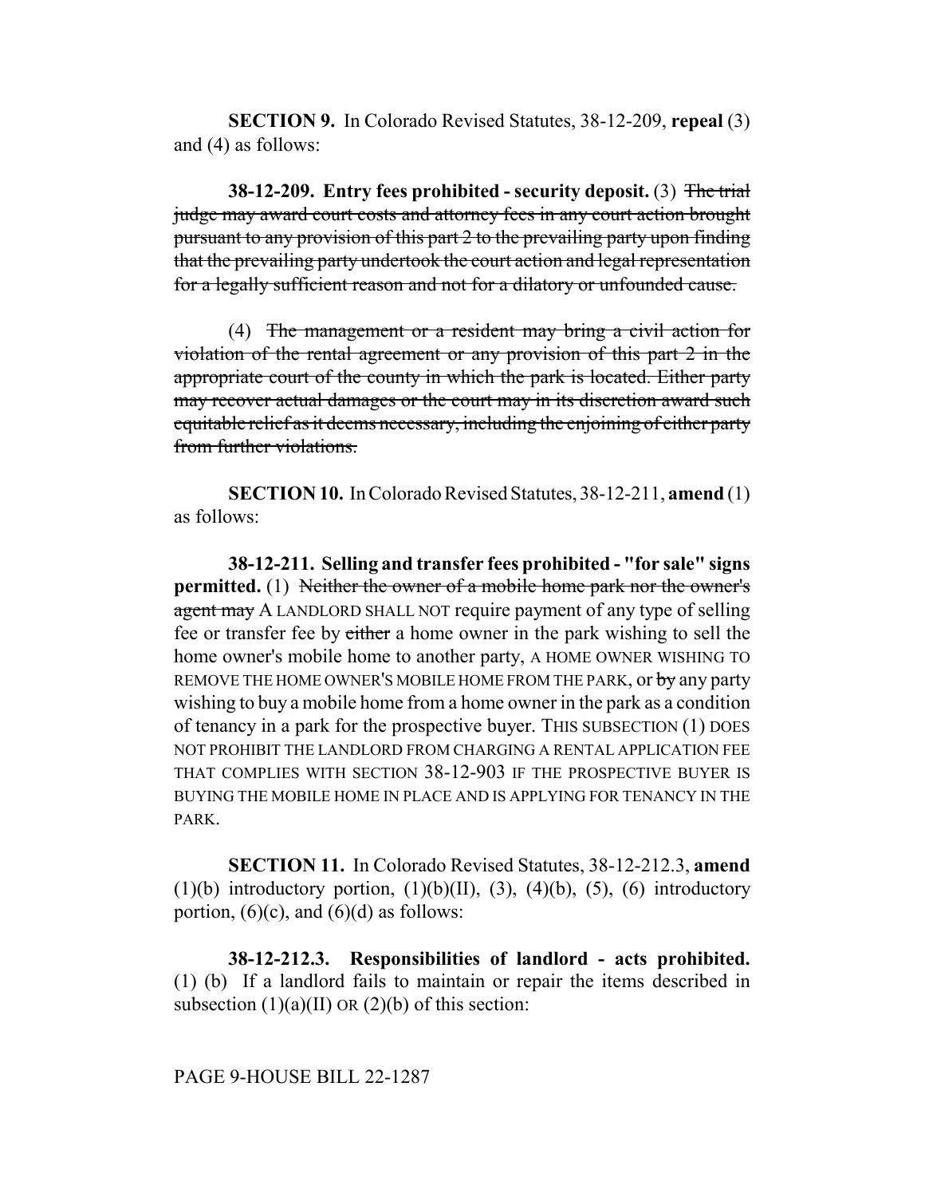**SECTION 9.** In Colorado Revised Statutes, 38-12-209, **repeal** (3) and (4) as follows:

**38-12-209. Entry fees prohibited - security deposit.** (3) ~~The trial judge may award court costs and attorney fees in any court action brought pursuant to any provision of this part 2 to the prevailing party upon finding that the prevailing party undertook the court action and legal representation for a legally sufficient reason and not for a dilatory or unfounded cause.~~

(4) ~~The management or a resident may bring a civil action for violation of the rental agreement or any provision of this part 2 in the appropriate court of the county in which the park is located. Either party may recover actual damages or the court may in its discretion award such equitable relief as it deems necessary, including the enjoining of either party from further violations.~~

**SECTION 10.** In Colorado Revised Statutes, 38-12-211, **amend** (1) as follows:

**38-12-211. Selling and transfer fees prohibited - "for sale" signs permitted.** (1) ~~Neither the owner of a mobile home park nor the owner's agent may~~ A LANDLORD SHALL NOT require payment of any type of selling fee or transfer fee by ~~either~~ a home owner in the park wishing to sell the home owner's mobile home to another party, A HOME OWNER WISHING TO REMOVE THE HOME OWNER'S MOBILE HOME FROM THE PARK, or ~~by~~ any party wishing to buy a mobile home from a home owner in the park as a condition of tenancy in a park for the prospective buyer. THIS SUBSECTION (1) DOES NOT PROHIBIT THE LANDLORD FROM CHARGING A RENTAL APPLICATION FEE THAT COMPLIES WITH SECTION 38-12-903 IF THE PROSPECTIVE BUYER IS BUYING THE MOBILE HOME IN PLACE AND IS APPLYING FOR TENANCY IN THE PARK.

**SECTION 11.** In Colorado Revised Statutes, 38-12-212.3, **amend** (1)(b) introductory portion, (1)(b)(II), (3), (4)(b), (5), (6) introductory portion, (6)(c), and (6)(d) as follows:

**38-12-212.3. Responsibilities of landlord - acts prohibited.** (1) (b) If a landlord fails to maintain or repair the items described in subsection (1)(a)(II) OR (2)(b) of this section: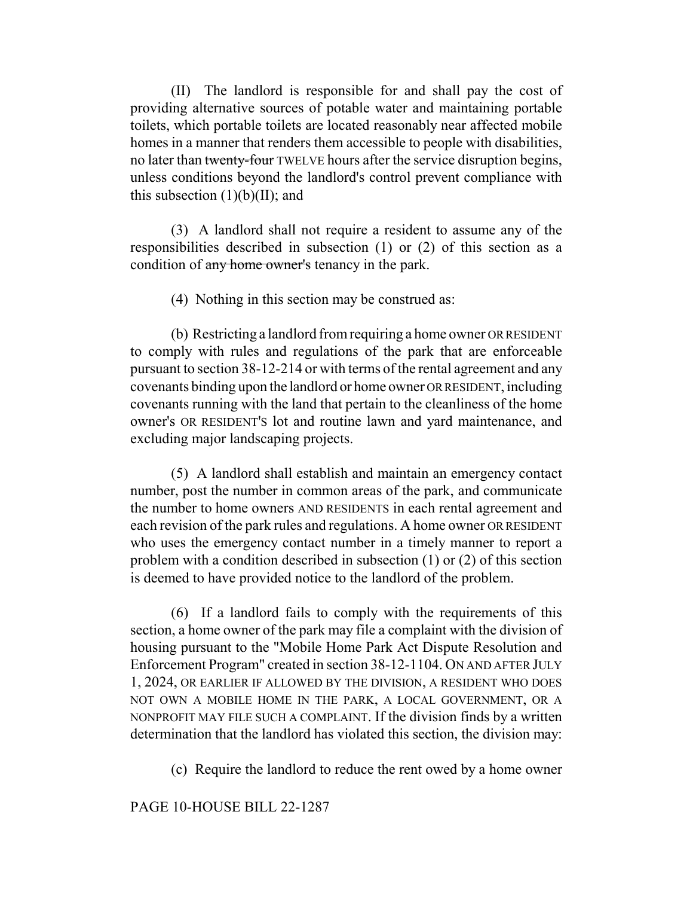(II) The landlord is responsible for and shall pay the cost of providing alternative sources of potable water and maintaining portable toilets, which portable toilets are located reasonably near affected mobile homes in a manner that renders them accessible to people with disabilities, no later than ~~twenty-four~~ TWELVE hours after the service disruption begins, unless conditions beyond the landlord's control prevent compliance with this subsection (1)(b)(II); and

(3) A landlord shall not require a resident to assume any of the responsibilities described in subsection (1) or (2) of this section as a condition of ~~any home owner's~~ tenancy in the park.

(4) Nothing in this section may be construed as:

(b) Restricting a landlord from requiring a home owner OR RESIDENT to comply with rules and regulations of the park that are enforceable pursuant to section 38-12-214 or with terms of the rental agreement and any covenants binding upon the landlord or home owner OR RESIDENT, including covenants running with the land that pertain to the cleanliness of the home owner's OR RESIDENT'S lot and routine lawn and yard maintenance, and excluding major landscaping projects.

(5) A landlord shall establish and maintain an emergency contact number, post the number in common areas of the park, and communicate the number to home owners AND RESIDENTS in each rental agreement and each revision of the park rules and regulations. A home owner OR RESIDENT who uses the emergency contact number in a timely manner to report a problem with a condition described in subsection (1) or (2) of this section is deemed to have provided notice to the landlord of the problem.

(6) If a landlord fails to comply with the requirements of this section, a home owner of the park may file a complaint with the division of housing pursuant to the "Mobile Home Park Act Dispute Resolution and Enforcement Program" created in section 38-12-1104. ON AND AFTER JULY 1, 2024, OR EARLIER IF ALLOWED BY THE DIVISION, A RESIDENT WHO DOES NOT OWN A MOBILE HOME IN THE PARK, A LOCAL GOVERNMENT, OR A NONPROFIT MAY FILE SUCH A COMPLAINT. If the division finds by a written determination that the landlord has violated this section, the division may:

(c) Require the landlord to reduce the rent owed by a home owner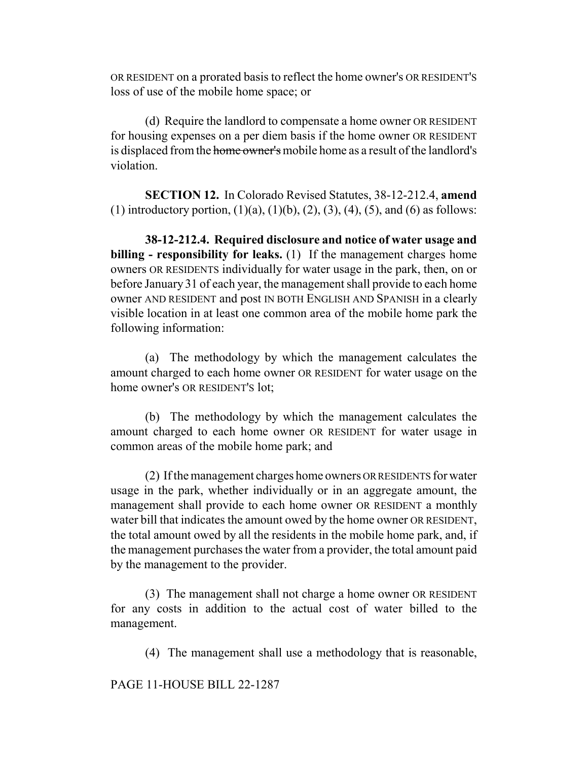OR RESIDENT on a prorated basis to reflect the home owner's OR RESIDENT'S loss of use of the mobile home space; or

(d) Require the landlord to compensate a home owner OR RESIDENT for housing expenses on a per diem basis if the home owner OR RESIDENT is displaced from the ~~home owner's~~ mobile home as a result of the landlord's violation.

**SECTION 12.** In Colorado Revised Statutes, 38-12-212.4, **amend** (1) introductory portion, (1)(a), (1)(b), (2), (3), (4), (5), and (6) as follows:

**38-12-212.4. Required disclosure and notice of water usage and billing - responsibility for leaks.** (1) If the management charges home owners OR RESIDENTS individually for water usage in the park, then, on or before January 31 of each year, the management shall provide to each home owner AND RESIDENT and post IN BOTH ENGLISH AND SPANISH in a clearly visible location in at least one common area of the mobile home park the following information:

(a) The methodology by which the management calculates the amount charged to each home owner OR RESIDENT for water usage on the home owner's OR RESIDENT'S lot;

(b) The methodology by which the management calculates the amount charged to each home owner OR RESIDENT for water usage in common areas of the mobile home park; and

(2) If the management charges home owners OR RESIDENTS for water usage in the park, whether individually or in an aggregate amount, the management shall provide to each home owner OR RESIDENT a monthly water bill that indicates the amount owed by the home owner OR RESIDENT, the total amount owed by all the residents in the mobile home park, and, if the management purchases the water from a provider, the total amount paid by the management to the provider.

(3) The management shall not charge a home owner OR RESIDENT for any costs in addition to the actual cost of water billed to the management.

(4) The management shall use a methodology that is reasonable,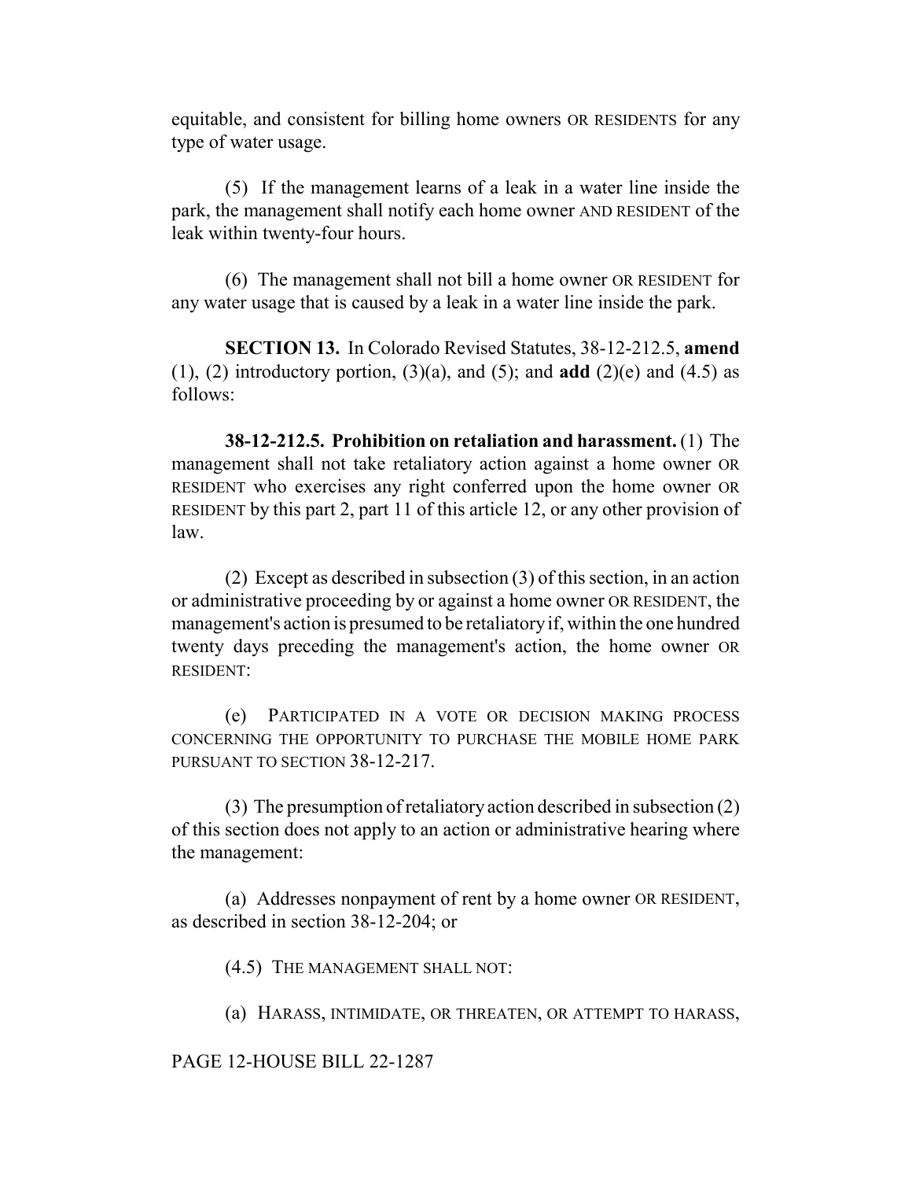equitable, and consistent for billing home owners OR RESIDENTS for any type of water usage.

(5) If the management learns of a leak in a water line inside the park, the management shall notify each home owner AND RESIDENT of the leak within twenty-four hours.

(6) The management shall not bill a home owner OR RESIDENT for any water usage that is caused by a leak in a water line inside the park.

**SECTION 13.** In Colorado Revised Statutes, 38-12-212.5, **amend** (1), (2) introductory portion, (3)(a), and (5); and **add** (2)(e) and (4.5) as follows:

**38-12-212.5. Prohibition on retaliation and harassment.** (1) The management shall not take retaliatory action against a home owner OR RESIDENT who exercises any right conferred upon the home owner OR RESIDENT by this part 2, part 11 of this article 12, or any other provision of law.

(2) Except as described in subsection (3) of this section, in an action or administrative proceeding by or against a home owner OR RESIDENT, the management's action is presumed to be retaliatory if, within the one hundred twenty days preceding the management's action, the home owner OR RESIDENT:

(e) PARTICIPATED IN A VOTE OR DECISION MAKING PROCESS CONCERNING THE OPPORTUNITY TO PURCHASE THE MOBILE HOME PARK PURSUANT TO SECTION 38-12-217.

(3) The presumption of retaliatory action described in subsection (2) of this section does not apply to an action or administrative hearing where the management:

(a) Addresses nonpayment of rent by a home owner OR RESIDENT, as described in section 38-12-204; or

(4.5) THE MANAGEMENT SHALL NOT:

(a) HARASS, INTIMIDATE, OR THREATEN, OR ATTEMPT TO HARASS,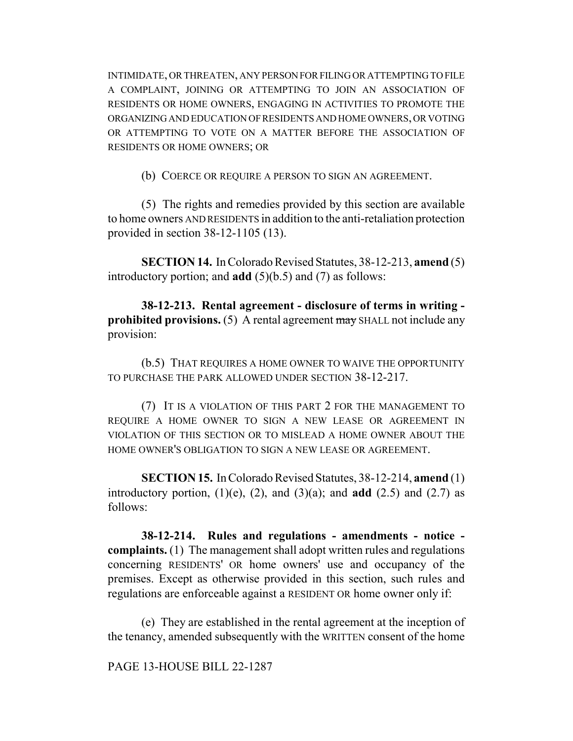INTIMIDATE, OR THREATEN, ANY PERSON FOR FILING OR ATTEMPTING TO FILE A COMPLAINT, JOINING OR ATTEMPTING TO JOIN AN ASSOCIATION OF RESIDENTS OR HOME OWNERS, ENGAGING IN ACTIVITIES TO PROMOTE THE ORGANIZING AND EDUCATION OF RESIDENTS AND HOME OWNERS, OR VOTING OR ATTEMPTING TO VOTE ON A MATTER BEFORE THE ASSOCIATION OF RESIDENTS OR HOME OWNERS; OR

(b) COERCE OR REQUIRE A PERSON TO SIGN AN AGREEMENT.

(5) The rights and remedies provided by this section are available to home owners AND RESIDENTS in addition to the anti-retaliation protection provided in section 38-12-1105 (13).

**SECTION 14.** In Colorado Revised Statutes, 38-12-213, **amend** (5) introductory portion; and **add** (5)(b.5) and (7) as follows:

**38-12-213. Rental agreement - disclosure of terms in writing - prohibited provisions.** (5) A rental agreement ~~may~~ SHALL not include any provision:

(b.5) THAT REQUIRES A HOME OWNER TO WAIVE THE OPPORTUNITY TO PURCHASE THE PARK ALLOWED UNDER SECTION 38-12-217.

(7) IT IS A VIOLATION OF THIS PART 2 FOR THE MANAGEMENT TO REQUIRE A HOME OWNER TO SIGN A NEW LEASE OR AGREEMENT IN VIOLATION OF THIS SECTION OR TO MISLEAD A HOME OWNER ABOUT THE HOME OWNER'S OBLIGATION TO SIGN A NEW LEASE OR AGREEMENT.

**SECTION 15.** In Colorado Revised Statutes, 38-12-214, **amend** (1) introductory portion, (1)(e), (2), and (3)(a); and **add** (2.5) and (2.7) as follows:

**38-12-214. Rules and regulations - amendments - notice - complaints.** (1) The management shall adopt written rules and regulations concerning RESIDENTS' OR home owners' use and occupancy of the premises. Except as otherwise provided in this section, such rules and regulations are enforceable against a RESIDENT OR home owner only if:

(e) They are established in the rental agreement at the inception of the tenancy, amended subsequently with the WRITTEN consent of the home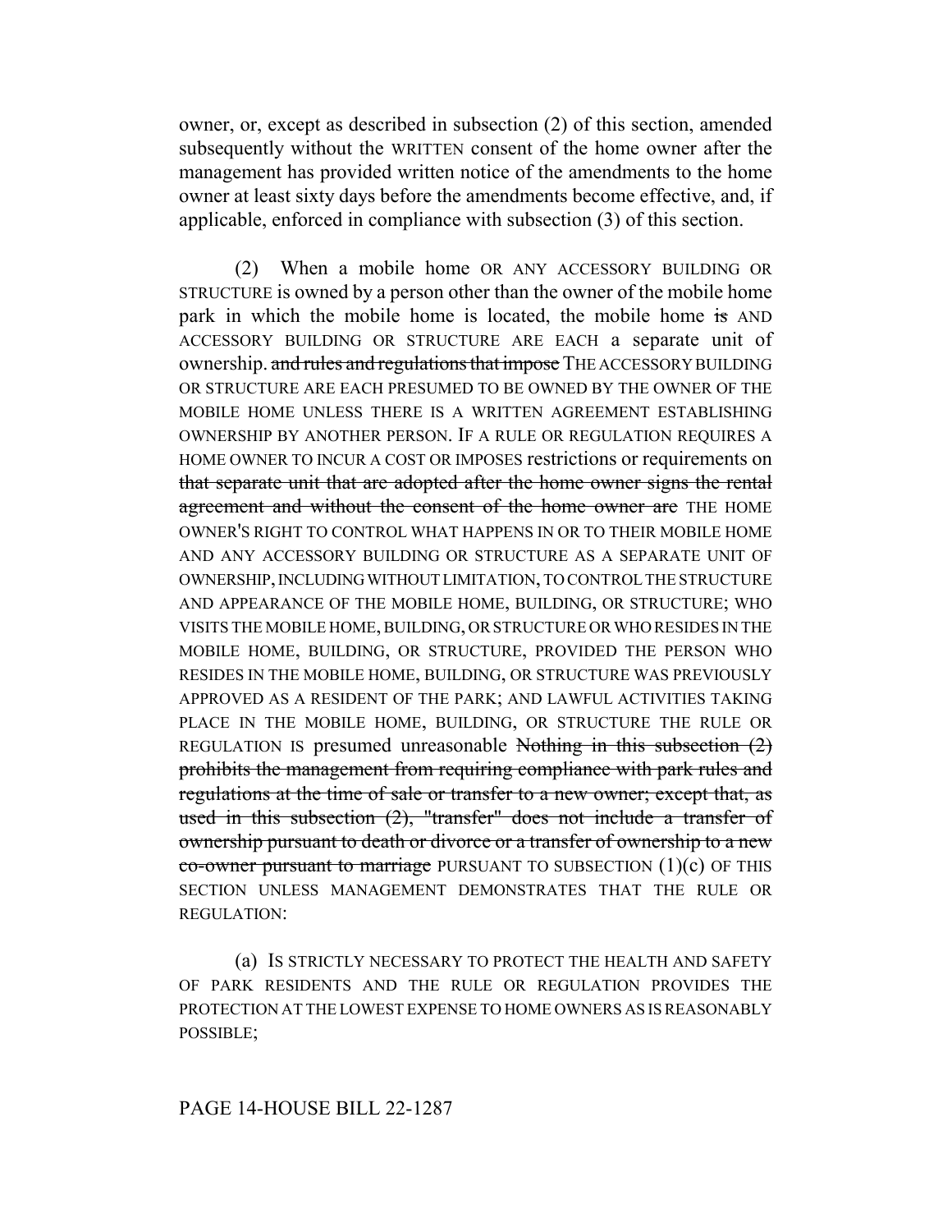owner, or, except as described in subsection (2) of this section, amended subsequently without the WRITTEN consent of the home owner after the management has provided written notice of the amendments to the home owner at least sixty days before the amendments become effective, and, if applicable, enforced in compliance with subsection (3) of this section.

(2) When a mobile home OR ANY ACCESSORY BUILDING OR STRUCTURE is owned by a person other than the owner of the mobile home park in which the mobile home is located, the mobile home ~~is~~ AND ACCESSORY BUILDING OR STRUCTURE ARE EACH a separate unit of ownership. ~~and rules and regulations that impose~~ THE ACCESSORY BUILDING OR STRUCTURE ARE EACH PRESUMED TO BE OWNED BY THE OWNER OF THE MOBILE HOME UNLESS THERE IS A WRITTEN AGREEMENT ESTABLISHING OWNERSHIP BY ANOTHER PERSON. IF A RULE OR REGULATION REQUIRES A HOME OWNER TO INCUR A COST OR IMPOSES restrictions or requirements on ~~that separate unit that are adopted after the home owner signs the rental agreement and without the consent of the home owner are~~ THE HOME OWNER'S RIGHT TO CONTROL WHAT HAPPENS IN OR TO THEIR MOBILE HOME AND ANY ACCESSORY BUILDING OR STRUCTURE AS A SEPARATE UNIT OF OWNERSHIP, INCLUDING WITHOUT LIMITATION, TO CONTROL THE STRUCTURE AND APPEARANCE OF THE MOBILE HOME, BUILDING, OR STRUCTURE; WHO VISITS THE MOBILE HOME, BUILDING, OR STRUCTURE OR WHO RESIDES IN THE MOBILE HOME, BUILDING, OR STRUCTURE, PROVIDED THE PERSON WHO RESIDES IN THE MOBILE HOME, BUILDING, OR STRUCTURE WAS PREVIOUSLY APPROVED AS A RESIDENT OF THE PARK; AND LAWFUL ACTIVITIES TAKING PLACE IN THE MOBILE HOME, BUILDING, OR STRUCTURE THE RULE OR REGULATION IS presumed unreasonable ~~Nothing in this subsection (2) prohibits the management from requiring compliance with park rules and regulations at the time of sale or transfer to a new owner; except that, as used in this subsection (2), "transfer" does not include a transfer of ownership pursuant to death or divorce or a transfer of ownership to a new co-owner pursuant to marriage~~ PURSUANT TO SUBSECTION (1)(c) OF THIS SECTION UNLESS MANAGEMENT DEMONSTRATES THAT THE RULE OR REGULATION:

(a) IS STRICTLY NECESSARY TO PROTECT THE HEALTH AND SAFETY OF PARK RESIDENTS AND THE RULE OR REGULATION PROVIDES THE PROTECTION AT THE LOWEST EXPENSE TO HOME OWNERS AS IS REASONABLY POSSIBLE;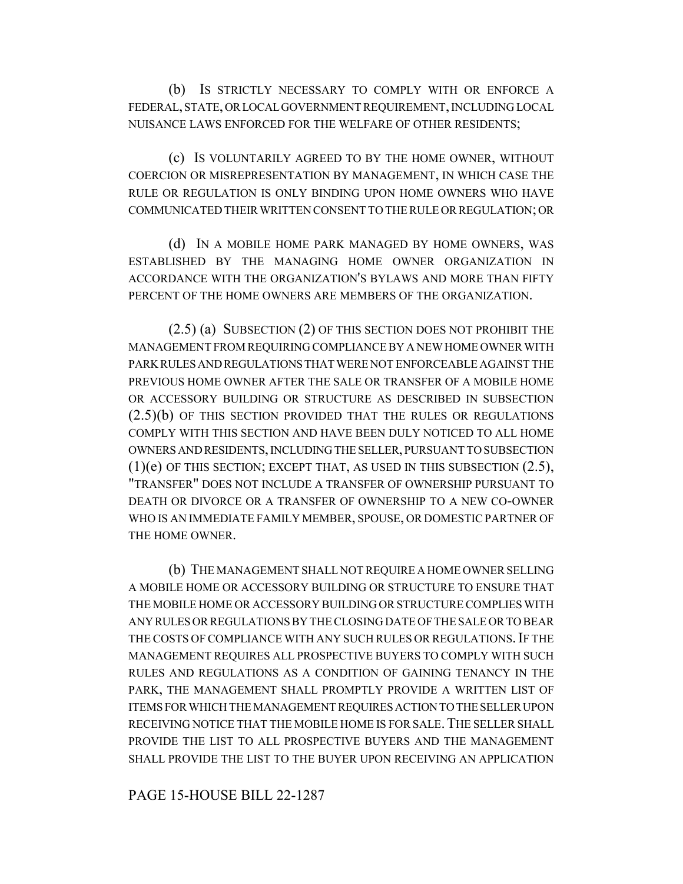(b) IS STRICTLY NECESSARY TO COMPLY WITH OR ENFORCE A FEDERAL, STATE, OR LOCAL GOVERNMENT REQUIREMENT, INCLUDING LOCAL NUISANCE LAWS ENFORCED FOR THE WELFARE OF OTHER RESIDENTS;

(c) IS VOLUNTARILY AGREED TO BY THE HOME OWNER, WITHOUT COERCION OR MISREPRESENTATION BY MANAGEMENT, IN WHICH CASE THE RULE OR REGULATION IS ONLY BINDING UPON HOME OWNERS WHO HAVE COMMUNICATED THEIR WRITTEN CONSENT TO THE RULE OR REGULATION; OR

(d) IN A MOBILE HOME PARK MANAGED BY HOME OWNERS, WAS ESTABLISHED BY THE MANAGING HOME OWNER ORGANIZATION IN ACCORDANCE WITH THE ORGANIZATION'S BYLAWS AND MORE THAN FIFTY PERCENT OF THE HOME OWNERS ARE MEMBERS OF THE ORGANIZATION.

(2.5) (a) SUBSECTION (2) OF THIS SECTION DOES NOT PROHIBIT THE MANAGEMENT FROM REQUIRING COMPLIANCE BY A NEW HOME OWNER WITH PARK RULES AND REGULATIONS THAT WERE NOT ENFORCEABLE AGAINST THE PREVIOUS HOME OWNER AFTER THE SALE OR TRANSFER OF A MOBILE HOME OR ACCESSORY BUILDING OR STRUCTURE AS DESCRIBED IN SUBSECTION (2.5)(b) OF THIS SECTION PROVIDED THAT THE RULES OR REGULATIONS COMPLY WITH THIS SECTION AND HAVE BEEN DULY NOTICED TO ALL HOME OWNERS AND RESIDENTS, INCLUDING THE SELLER, PURSUANT TO SUBSECTION (1)(e) OF THIS SECTION; EXCEPT THAT, AS USED IN THIS SUBSECTION (2.5), "TRANSFER" DOES NOT INCLUDE A TRANSFER OF OWNERSHIP PURSUANT TO DEATH OR DIVORCE OR A TRANSFER OF OWNERSHIP TO A NEW CO-OWNER WHO IS AN IMMEDIATE FAMILY MEMBER, SPOUSE, OR DOMESTIC PARTNER OF THE HOME OWNER.

(b) THE MANAGEMENT SHALL NOT REQUIRE A HOME OWNER SELLING A MOBILE HOME OR ACCESSORY BUILDING OR STRUCTURE TO ENSURE THAT THE MOBILE HOME OR ACCESSORY BUILDING OR STRUCTURE COMPLIES WITH ANY RULES OR REGULATIONS BY THE CLOSING DATE OF THE SALE OR TO BEAR THE COSTS OF COMPLIANCE WITH ANY SUCH RULES OR REGULATIONS. IF THE MANAGEMENT REQUIRES ALL PROSPECTIVE BUYERS TO COMPLY WITH SUCH RULES AND REGULATIONS AS A CONDITION OF GAINING TENANCY IN THE PARK, THE MANAGEMENT SHALL PROMPTLY PROVIDE A WRITTEN LIST OF ITEMS FOR WHICH THE MANAGEMENT REQUIRES ACTION TO THE SELLER UPON RECEIVING NOTICE THAT THE MOBILE HOME IS FOR SALE. THE SELLER SHALL PROVIDE THE LIST TO ALL PROSPECTIVE BUYERS AND THE MANAGEMENT SHALL PROVIDE THE LIST TO THE BUYER UPON RECEIVING AN APPLICATION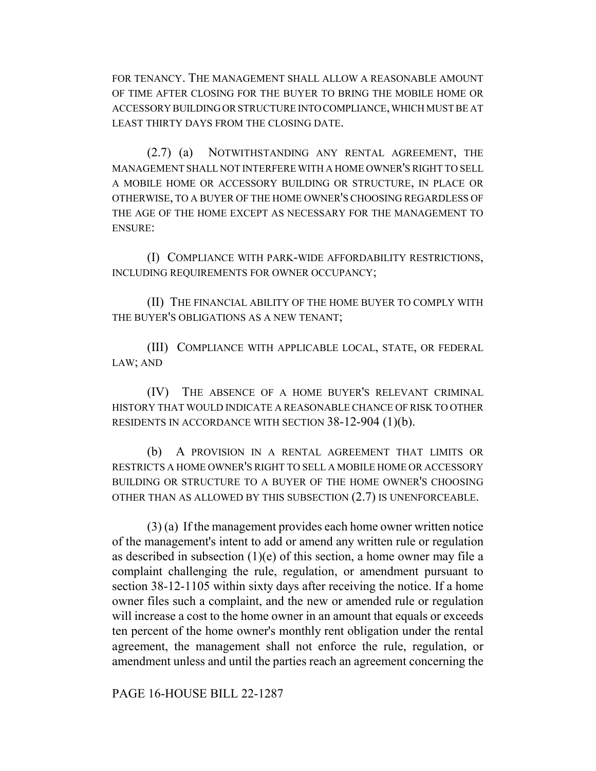FOR TENANCY. THE MANAGEMENT SHALL ALLOW A REASONABLE AMOUNT OF TIME AFTER CLOSING FOR THE BUYER TO BRING THE MOBILE HOME OR ACCESSORY BUILDING OR STRUCTURE INTO COMPLIANCE, WHICH MUST BE AT LEAST THIRTY DAYS FROM THE CLOSING DATE.

(2.7) (a) NOTWITHSTANDING ANY RENTAL AGREEMENT, THE MANAGEMENT SHALL NOT INTERFERE WITH A HOME OWNER'S RIGHT TO SELL A MOBILE HOME OR ACCESSORY BUILDING OR STRUCTURE, IN PLACE OR OTHERWISE, TO A BUYER OF THE HOME OWNER'S CHOOSING REGARDLESS OF THE AGE OF THE HOME EXCEPT AS NECESSARY FOR THE MANAGEMENT TO ENSURE:

(I) COMPLIANCE WITH PARK-WIDE AFFORDABILITY RESTRICTIONS, INCLUDING REQUIREMENTS FOR OWNER OCCUPANCY;

(II) THE FINANCIAL ABILITY OF THE HOME BUYER TO COMPLY WITH THE BUYER'S OBLIGATIONS AS A NEW TENANT;

(III) COMPLIANCE WITH APPLICABLE LOCAL, STATE, OR FEDERAL LAW; AND

(IV) THE ABSENCE OF A HOME BUYER'S RELEVANT CRIMINAL HISTORY THAT WOULD INDICATE A REASONABLE CHANCE OF RISK TO OTHER RESIDENTS IN ACCORDANCE WITH SECTION 38-12-904 (1)(b).

(b) A PROVISION IN A RENTAL AGREEMENT THAT LIMITS OR RESTRICTS A HOME OWNER'S RIGHT TO SELL A MOBILE HOME OR ACCESSORY BUILDING OR STRUCTURE TO A BUYER OF THE HOME OWNER'S CHOOSING OTHER THAN AS ALLOWED BY THIS SUBSECTION (2.7) IS UNENFORCEABLE.

(3) (a) If the management provides each home owner written notice of the management's intent to add or amend any written rule or regulation as described in subsection (1)(e) of this section, a home owner may file a complaint challenging the rule, regulation, or amendment pursuant to section 38-12-1105 within sixty days after receiving the notice. If a home owner files such a complaint, and the new or amended rule or regulation will increase a cost to the home owner in an amount that equals or exceeds ten percent of the home owner's monthly rent obligation under the rental agreement, the management shall not enforce the rule, regulation, or amendment unless and until the parties reach an agreement concerning the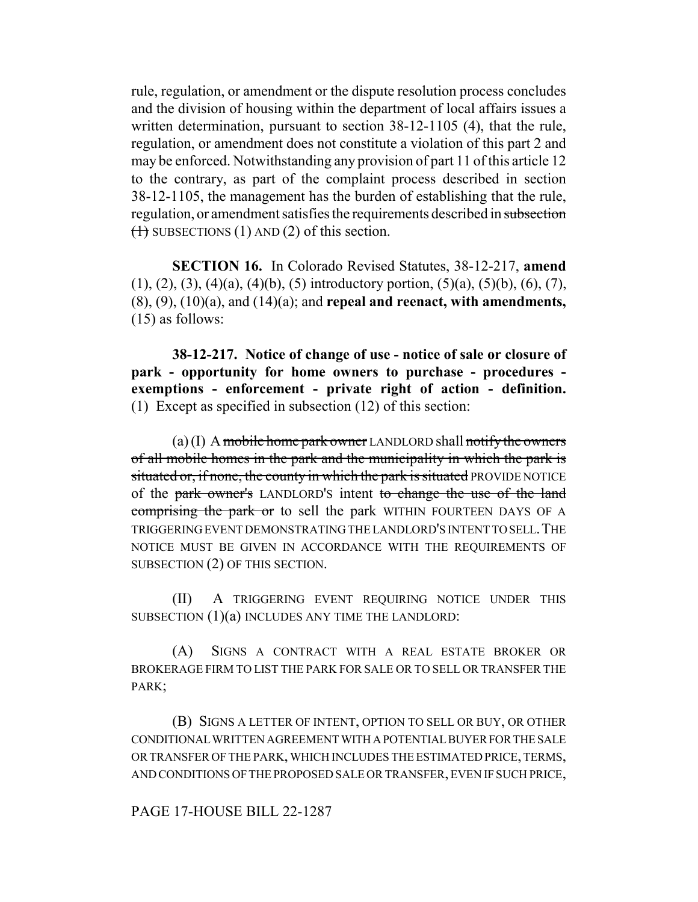rule, regulation, or amendment or the dispute resolution process concludes and the division of housing within the department of local affairs issues a written determination, pursuant to section 38-12-1105 (4), that the rule, regulation, or amendment does not constitute a violation of this part 2 and may be enforced. Notwithstanding any provision of part 11 of this article 12 to the contrary, as part of the complaint process described in section 38-12-1105, the management has the burden of establishing that the rule, regulation, or amendment satisfies the requirements described in ~~subsection (1)~~ SUBSECTIONS (1) AND (2) of this section.

**SECTION 16.** In Colorado Revised Statutes, 38-12-217, **amend** (1), (2), (3), (4)(a), (4)(b), (5) introductory portion, (5)(a), (5)(b), (6), (7), (8), (9), (10)(a), and (14)(a); and **repeal and reenact, with amendments,** (15) as follows:

**38-12-217. Notice of change of use - notice of sale or closure of park - opportunity for home owners to purchase - procedures - exemptions - enforcement - private right of action - definition.** (1) Except as specified in subsection (12) of this section:

(a) (I) A ~~mobile home park owner~~ LANDLORD shall ~~notify the owners of all mobile homes in the park and the municipality in which the park is situated or, if none, the county in which the park is situated~~ PROVIDE NOTICE of the ~~park owner's~~ LANDLORD'S intent ~~to change the use of the land comprising the park or~~ to sell the park WITHIN FOURTEEN DAYS OF A TRIGGERING EVENT DEMONSTRATING THE LANDLORD'S INTENT TO SELL. THE NOTICE MUST BE GIVEN IN ACCORDANCE WITH THE REQUIREMENTS OF SUBSECTION (2) OF THIS SECTION.

(II) A TRIGGERING EVENT REQUIRING NOTICE UNDER THIS SUBSECTION (1)(a) INCLUDES ANY TIME THE LANDLORD:

(A) SIGNS A CONTRACT WITH A REAL ESTATE BROKER OR BROKERAGE FIRM TO LIST THE PARK FOR SALE OR TO SELL OR TRANSFER THE PARK;

(B) SIGNS A LETTER OF INTENT, OPTION TO SELL OR BUY, OR OTHER CONDITIONAL WRITTEN AGREEMENT WITH A POTENTIAL BUYER FOR THE SALE OR TRANSFER OF THE PARK, WHICH INCLUDES THE ESTIMATED PRICE, TERMS, AND CONDITIONS OF THE PROPOSED SALE OR TRANSFER, EVEN IF SUCH PRICE,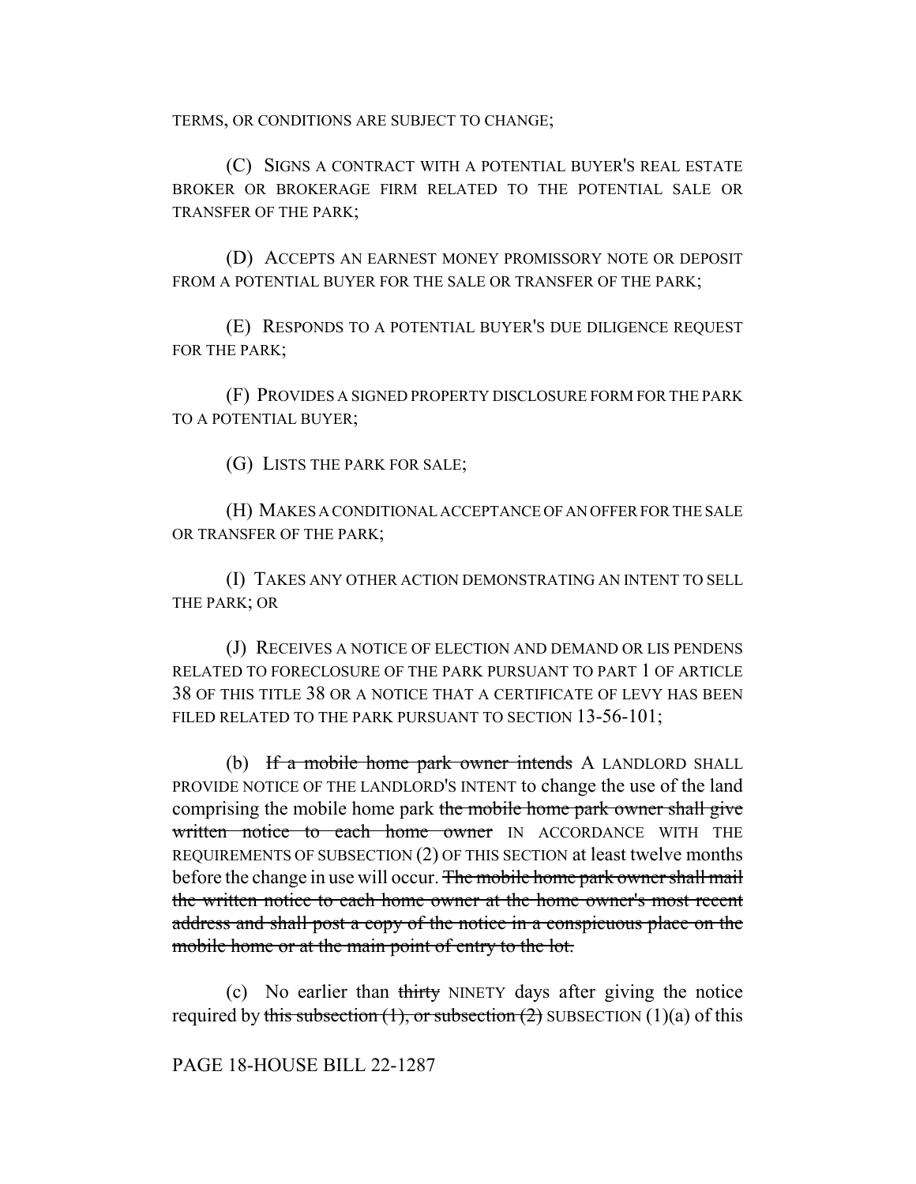TERMS, OR CONDITIONS ARE SUBJECT TO CHANGE;

(C) SIGNS A CONTRACT WITH A POTENTIAL BUYER'S REAL ESTATE BROKER OR BROKERAGE FIRM RELATED TO THE POTENTIAL SALE OR TRANSFER OF THE PARK;

(D) ACCEPTS AN EARNEST MONEY PROMISSORY NOTE OR DEPOSIT FROM A POTENTIAL BUYER FOR THE SALE OR TRANSFER OF THE PARK;

(E) RESPONDS TO A POTENTIAL BUYER'S DUE DILIGENCE REQUEST FOR THE PARK;

(F) PROVIDES A SIGNED PROPERTY DISCLOSURE FORM FOR THE PARK TO A POTENTIAL BUYER;

(G) LISTS THE PARK FOR SALE;

(H) MAKES A CONDITIONAL ACCEPTANCE OF AN OFFER FOR THE SALE OR TRANSFER OF THE PARK;

(I) TAKES ANY OTHER ACTION DEMONSTRATING AN INTENT TO SELL THE PARK; OR

(J) RECEIVES A NOTICE OF ELECTION AND DEMAND OR LIS PENDENS RELATED TO FORECLOSURE OF THE PARK PURSUANT TO PART 1 OF ARTICLE 38 OF THIS TITLE 38 OR A NOTICE THAT A CERTIFICATE OF LEVY HAS BEEN FILED RELATED TO THE PARK PURSUANT TO SECTION 13-56-101;

(b) ~~If a mobile home park owner intends~~ A LANDLORD SHALL PROVIDE NOTICE OF THE LANDLORD'S INTENT to change the use of the land comprising the mobile home park ~~the mobile home park owner shall give written notice to each home owner~~ IN ACCORDANCE WITH THE REQUIREMENTS OF SUBSECTION (2) OF THIS SECTION at least twelve months before the change in use will occur. ~~The mobile home park owner shall mail the written notice to each home owner at the home owner's most recent address and shall post a copy of the notice in a conspicuous place on the mobile home or at the main point of entry to the lot.~~

(c) No earlier than ~~thirty~~ NINETY days after giving the notice required by ~~this subsection (1), or subsection (2)~~ SUBSECTION (1)(a) of this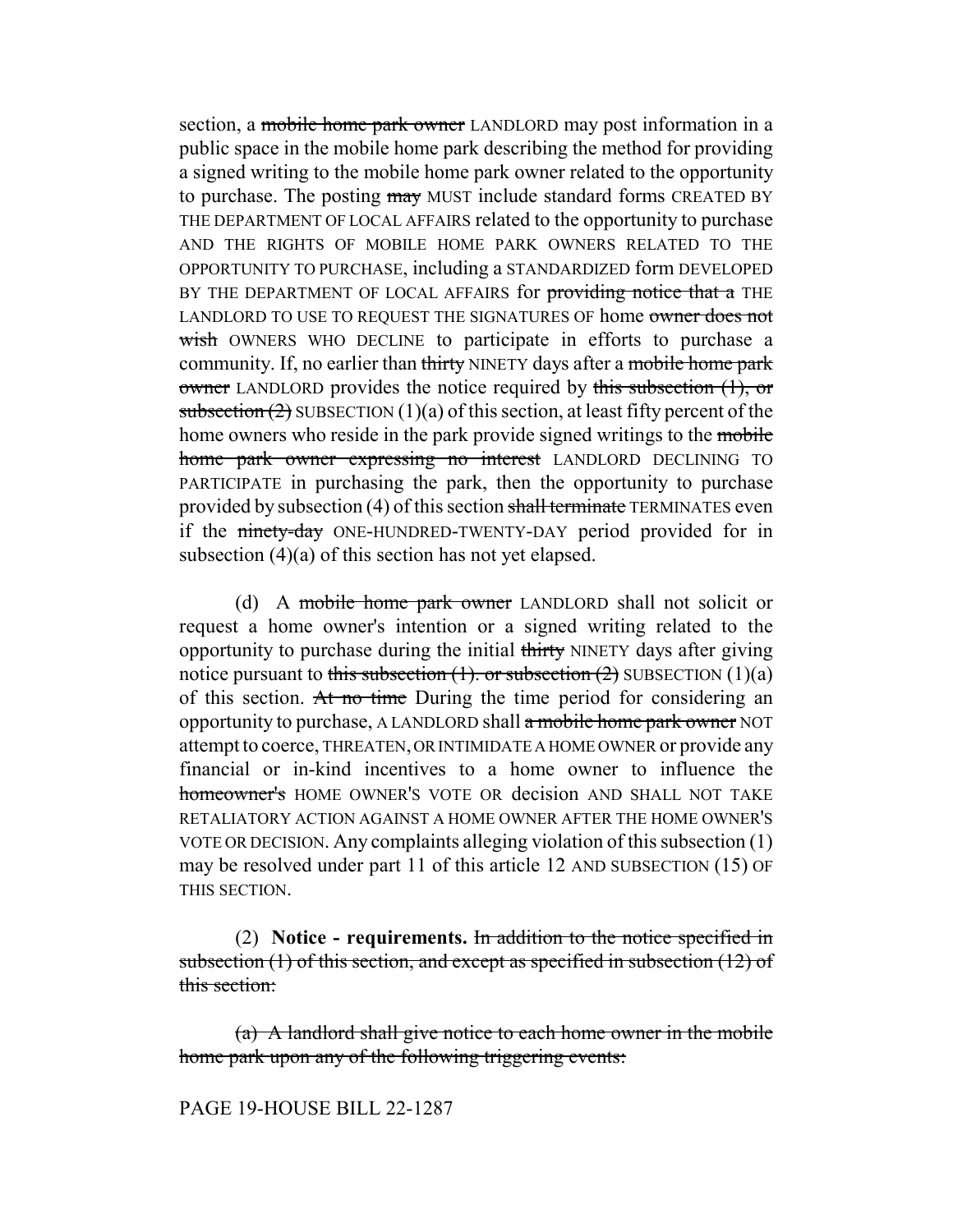section, a ~~mobile home park owner~~ LANDLORD may post information in a public space in the mobile home park describing the method for providing a signed writing to the mobile home park owner related to the opportunity to purchase. The posting ~~may~~ MUST include standard forms CREATED BY THE DEPARTMENT OF LOCAL AFFAIRS related to the opportunity to purchase AND THE RIGHTS OF MOBILE HOME PARK OWNERS RELATED TO THE OPPORTUNITY TO PURCHASE, including a STANDARDIZED form DEVELOPED BY THE DEPARTMENT OF LOCAL AFFAIRS for ~~providing notice that a~~ THE LANDLORD TO USE TO REQUEST THE SIGNATURES OF home ~~owner does not wish~~ OWNERS WHO DECLINE to participate in efforts to purchase a community. If, no earlier than ~~thirty~~ NINETY days after a ~~mobile home park owner~~ LANDLORD provides the notice required by ~~this subsection (1), or subsection (2)~~ SUBSECTION (1)(a) of this section, at least fifty percent of the home owners who reside in the park provide signed writings to the ~~mobile home park owner expressing no interest~~ LANDLORD DECLINING TO PARTICIPATE in purchasing the park, then the opportunity to purchase provided by subsection (4) of this section ~~shall terminate~~ TERMINATES even if the ~~ninety-day~~ ONE-HUNDRED-TWENTY-DAY period provided for in subsection (4)(a) of this section has not yet elapsed.

(d) A ~~mobile home park owner~~ LANDLORD shall not solicit or request a home owner's intention or a signed writing related to the opportunity to purchase during the initial ~~thirty~~ NINETY days after giving notice pursuant to ~~this subsection (1). or subsection (2)~~ SUBSECTION (1)(a) of this section. ~~At no time~~ During the time period for considering an opportunity to purchase, A LANDLORD shall ~~a mobile home park owner~~ NOT attempt to coerce, THREATEN, OR INTIMIDATE A HOME OWNER or provide any financial or in-kind incentives to a home owner to influence the ~~homeowner's~~ HOME OWNER'S VOTE OR decision AND SHALL NOT TAKE RETALIATORY ACTION AGAINST A HOME OWNER AFTER THE HOME OWNER'S VOTE OR DECISION. Any complaints alleging violation of this subsection (1) may be resolved under part 11 of this article 12 AND SUBSECTION (15) OF THIS SECTION.

(2) **Notice - requirements.** ~~In addition to the notice specified in subsection (1) of this section, and except as specified in subsection (12) of this section:~~

~~(a) A landlord shall give notice to each home owner in the mobile home park upon any of the following triggering events:~~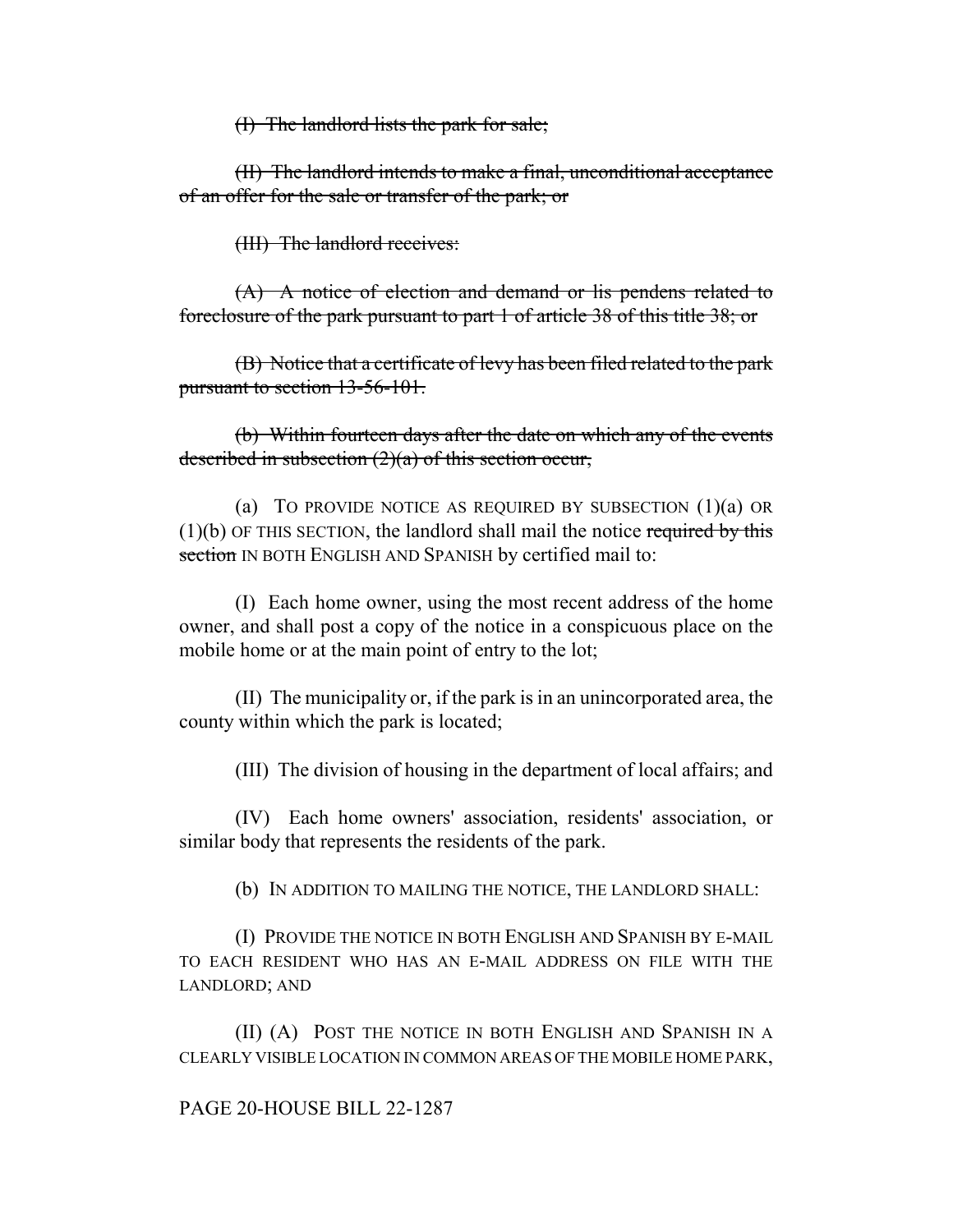~~(I) The landlord lists the park for sale;~~

~~(II) The landlord intends to make a final, unconditional acceptance of an offer for the sale or transfer of the park; or~~

~~(III) The landlord receives:~~

~~(A) A notice of election and demand or lis pendens related to foreclosure of the park pursuant to part 1 of article 38 of this title 38; or~~

~~(B) Notice that a certificate of levy has been filed related to the park pursuant to section 13-56-101.~~

~~(b) Within fourteen days after the date on which any of the events described in subsection (2)(a) of this section occur,~~

(a) TO PROVIDE NOTICE AS REQUIRED BY SUBSECTION (1)(a) OR (1)(b) OF THIS SECTION, the landlord shall mail the notice ~~required by this section~~ IN BOTH ENGLISH AND SPANISH by certified mail to:

(I) Each home owner, using the most recent address of the home owner, and shall post a copy of the notice in a conspicuous place on the mobile home or at the main point of entry to the lot;

(II) The municipality or, if the park is in an unincorporated area, the county within which the park is located;

(III) The division of housing in the department of local affairs; and

(IV) Each home owners' association, residents' association, or similar body that represents the residents of the park.

(b) IN ADDITION TO MAILING THE NOTICE, THE LANDLORD SHALL:

(I) PROVIDE THE NOTICE IN BOTH ENGLISH AND SPANISH BY E-MAIL TO EACH RESIDENT WHO HAS AN E-MAIL ADDRESS ON FILE WITH THE LANDLORD; AND

(II) (A) POST THE NOTICE IN BOTH ENGLISH AND SPANISH IN A CLEARLY VISIBLE LOCATION IN COMMON AREAS OF THE MOBILE HOME PARK,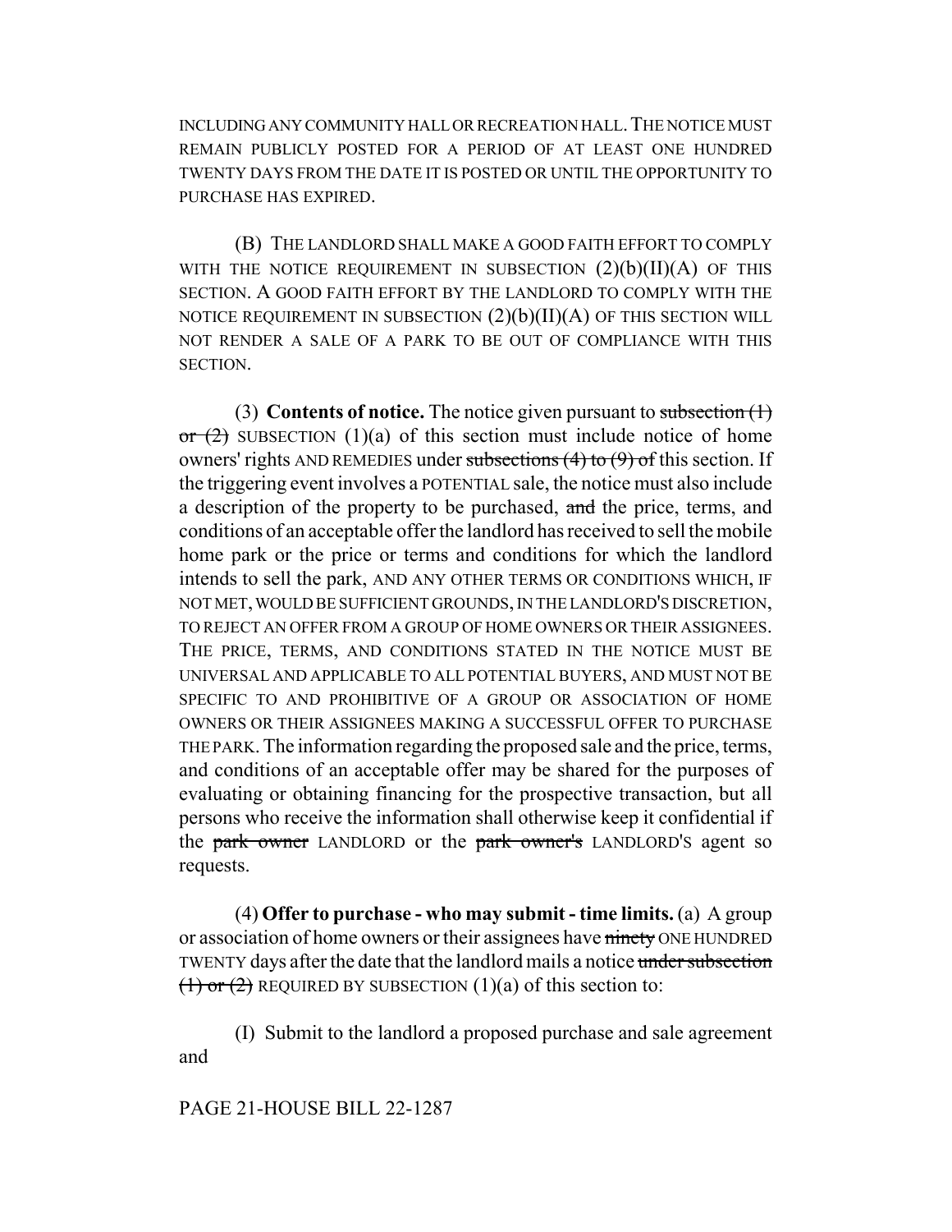INCLUDING ANY COMMUNITY HALL OR RECREATION HALL. THE NOTICE MUST REMAIN PUBLICLY POSTED FOR A PERIOD OF AT LEAST ONE HUNDRED TWENTY DAYS FROM THE DATE IT IS POSTED OR UNTIL THE OPPORTUNITY TO PURCHASE HAS EXPIRED.

(B) THE LANDLORD SHALL MAKE A GOOD FAITH EFFORT TO COMPLY WITH THE NOTICE REQUIREMENT IN SUBSECTION (2)(b)(II)(A) OF THIS SECTION. A GOOD FAITH EFFORT BY THE LANDLORD TO COMPLY WITH THE NOTICE REQUIREMENT IN SUBSECTION (2)(b)(II)(A) OF THIS SECTION WILL NOT RENDER A SALE OF A PARK TO BE OUT OF COMPLIANCE WITH THIS SECTION.

(3) **Contents of notice.** The notice given pursuant to ~~subsection (1) or (2)~~ SUBSECTION (1)(a) of this section must include notice of home owners' rights AND REMEDIES under ~~subsections (4) to (9) of~~ this section. If the triggering event involves a POTENTIAL sale, the notice must also include a description of the property to be purchased, ~~and~~ the price, terms, and conditions of an acceptable offer the landlord has received to sell the mobile home park or the price or terms and conditions for which the landlord intends to sell the park, AND ANY OTHER TERMS OR CONDITIONS WHICH, IF NOT MET, WOULD BE SUFFICIENT GROUNDS, IN THE LANDLORD'S DISCRETION, TO REJECT AN OFFER FROM A GROUP OF HOME OWNERS OR THEIR ASSIGNEES. THE PRICE, TERMS, AND CONDITIONS STATED IN THE NOTICE MUST BE UNIVERSAL AND APPLICABLE TO ALL POTENTIAL BUYERS, AND MUST NOT BE SPECIFIC TO AND PROHIBITIVE OF A GROUP OR ASSOCIATION OF HOME OWNERS OR THEIR ASSIGNEES MAKING A SUCCESSFUL OFFER TO PURCHASE THE PARK. The information regarding the proposed sale and the price, terms, and conditions of an acceptable offer may be shared for the purposes of evaluating or obtaining financing for the prospective transaction, but all persons who receive the information shall otherwise keep it confidential if the ~~park owner~~ LANDLORD or the ~~park owner's~~ LANDLORD'S agent so requests.

(4) **Offer to purchase - who may submit - time limits.** (a) A group or association of home owners or their assignees have ~~ninety~~ ONE HUNDRED TWENTY days after the date that the landlord mails a notice ~~under subsection (1) or (2)~~ REQUIRED BY SUBSECTION (1)(a) of this section to:

(I) Submit to the landlord a proposed purchase and sale agreement and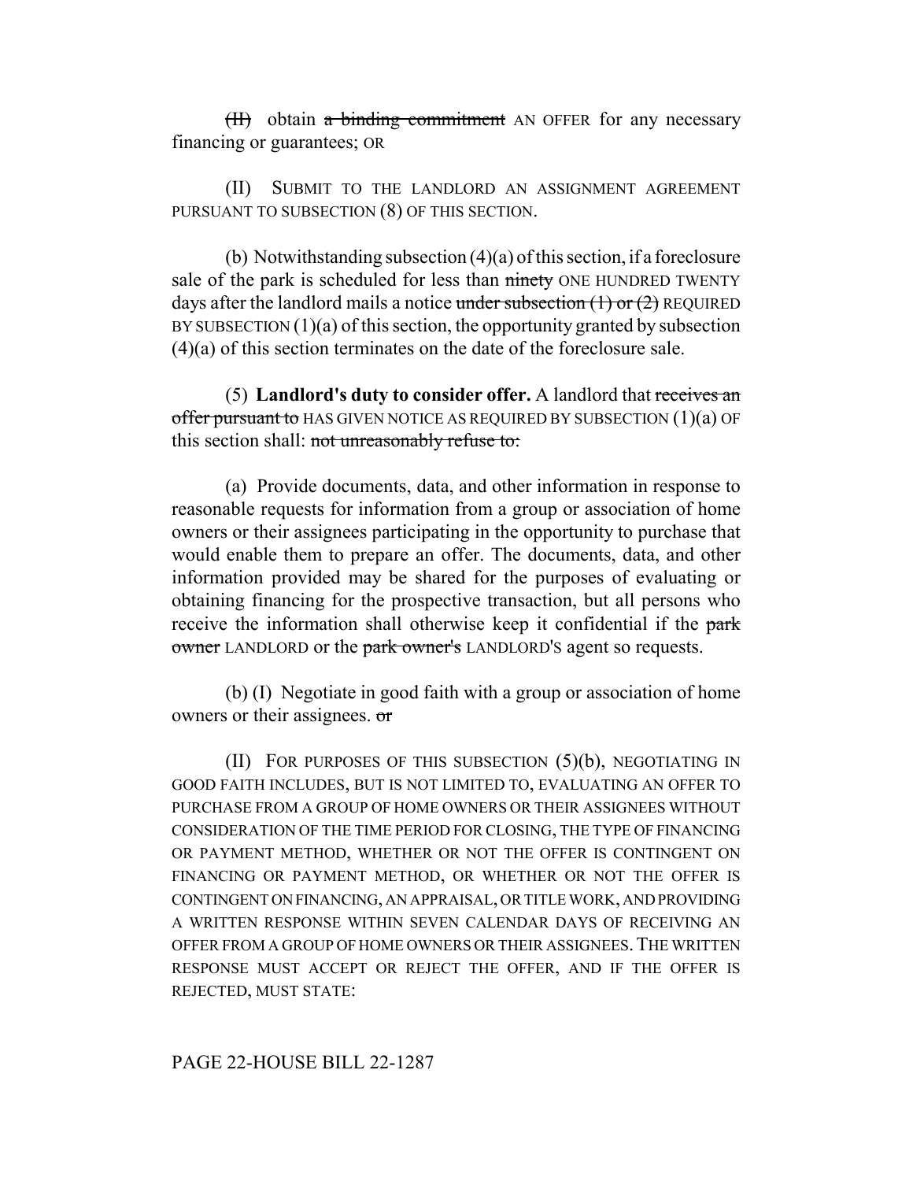~~(II)~~ obtain ~~a binding commitment~~ AN OFFER for any necessary financing or guarantees; OR

(II) SUBMIT TO THE LANDLORD AN ASSIGNMENT AGREEMENT PURSUANT TO SUBSECTION (8) OF THIS SECTION.

(b) Notwithstanding subsection (4)(a) of this section, if a foreclosure sale of the park is scheduled for less than ~~ninety~~ ONE HUNDRED TWENTY days after the landlord mails a notice ~~under subsection (1) or (2)~~ REQUIRED BY SUBSECTION (1)(a) of this section, the opportunity granted by subsection (4)(a) of this section terminates on the date of the foreclosure sale.

(5) **Landlord's duty to consider offer.** A landlord that ~~receives an offer pursuant to~~ HAS GIVEN NOTICE AS REQUIRED BY SUBSECTION (1)(a) OF this section shall: ~~not unreasonably refuse to:~~

(a) Provide documents, data, and other information in response to reasonable requests for information from a group or association of home owners or their assignees participating in the opportunity to purchase that would enable them to prepare an offer. The documents, data, and other information provided may be shared for the purposes of evaluating or obtaining financing for the prospective transaction, but all persons who receive the information shall otherwise keep it confidential if the ~~park owner~~ LANDLORD or the ~~park owner's~~ LANDLORD'S agent so requests.

(b) (I) Negotiate in good faith with a group or association of home owners or their assignees. ~~or~~

(II) FOR PURPOSES OF THIS SUBSECTION (5)(b), NEGOTIATING IN GOOD FAITH INCLUDES, BUT IS NOT LIMITED TO, EVALUATING AN OFFER TO PURCHASE FROM A GROUP OF HOME OWNERS OR THEIR ASSIGNEES WITHOUT CONSIDERATION OF THE TIME PERIOD FOR CLOSING, THE TYPE OF FINANCING OR PAYMENT METHOD, WHETHER OR NOT THE OFFER IS CONTINGENT ON FINANCING OR PAYMENT METHOD, OR WHETHER OR NOT THE OFFER IS CONTINGENT ON FINANCING, AN APPRAISAL, OR TITLE WORK, AND PROVIDING A WRITTEN RESPONSE WITHIN SEVEN CALENDAR DAYS OF RECEIVING AN OFFER FROM A GROUP OF HOME OWNERS OR THEIR ASSIGNEES. THE WRITTEN RESPONSE MUST ACCEPT OR REJECT THE OFFER, AND IF THE OFFER IS REJECTED, MUST STATE: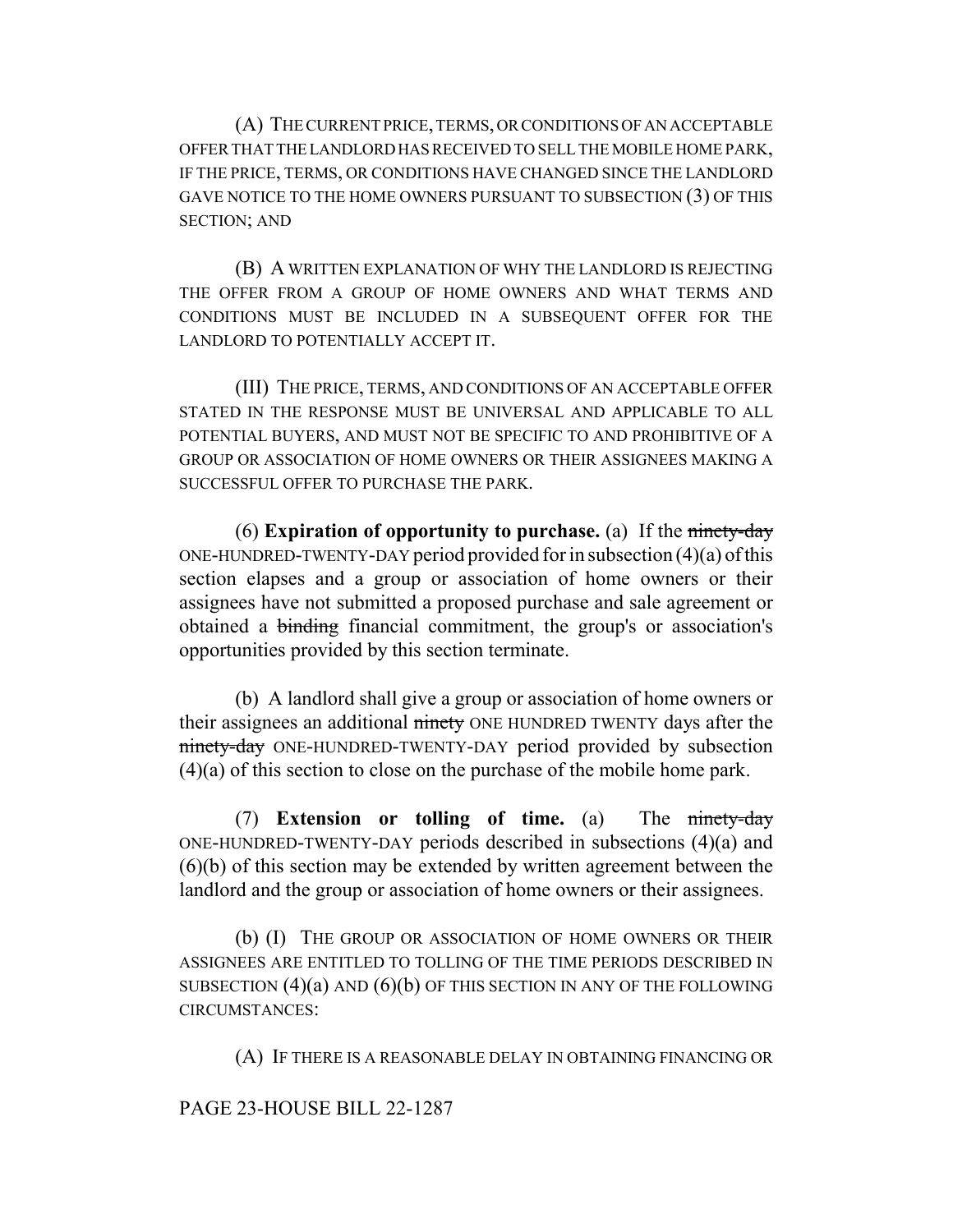(A) THE CURRENT PRICE, TERMS, OR CONDITIONS OF AN ACCEPTABLE OFFER THAT THE LANDLORD HAS RECEIVED TO SELL THE MOBILE HOME PARK, IF THE PRICE, TERMS, OR CONDITIONS HAVE CHANGED SINCE THE LANDLORD GAVE NOTICE TO THE HOME OWNERS PURSUANT TO SUBSECTION (3) OF THIS SECTION; AND

(B) A WRITTEN EXPLANATION OF WHY THE LANDLORD IS REJECTING THE OFFER FROM A GROUP OF HOME OWNERS AND WHAT TERMS AND CONDITIONS MUST BE INCLUDED IN A SUBSEQUENT OFFER FOR THE LANDLORD TO POTENTIALLY ACCEPT IT.

(III) THE PRICE, TERMS, AND CONDITIONS OF AN ACCEPTABLE OFFER STATED IN THE RESPONSE MUST BE UNIVERSAL AND APPLICABLE TO ALL POTENTIAL BUYERS, AND MUST NOT BE SPECIFIC TO AND PROHIBITIVE OF A GROUP OR ASSOCIATION OF HOME OWNERS OR THEIR ASSIGNEES MAKING A SUCCESSFUL OFFER TO PURCHASE THE PARK.

(6) **Expiration of opportunity to purchase.** (a) If the ~~ninety-day~~ ONE-HUNDRED-TWENTY-DAY period provided for in subsection (4)(a) of this section elapses and a group or association of home owners or their assignees have not submitted a proposed purchase and sale agreement or obtained a ~~binding~~ financial commitment, the group's or association's opportunities provided by this section terminate.

(b) A landlord shall give a group or association of home owners or their assignees an additional ~~ninety~~ ONE HUNDRED TWENTY days after the ~~ninety-day~~ ONE-HUNDRED-TWENTY-DAY period provided by subsection (4)(a) of this section to close on the purchase of the mobile home park.

(7) **Extension or tolling of time.** (a) The ~~ninety-day~~ ONE-HUNDRED-TWENTY-DAY periods described in subsections (4)(a) and (6)(b) of this section may be extended by written agreement between the landlord and the group or association of home owners or their assignees.

(b) (I) THE GROUP OR ASSOCIATION OF HOME OWNERS OR THEIR ASSIGNEES ARE ENTITLED TO TOLLING OF THE TIME PERIODS DESCRIBED IN SUBSECTION (4)(a) AND (6)(b) OF THIS SECTION IN ANY OF THE FOLLOWING CIRCUMSTANCES:

(A) IF THERE IS A REASONABLE DELAY IN OBTAINING FINANCING OR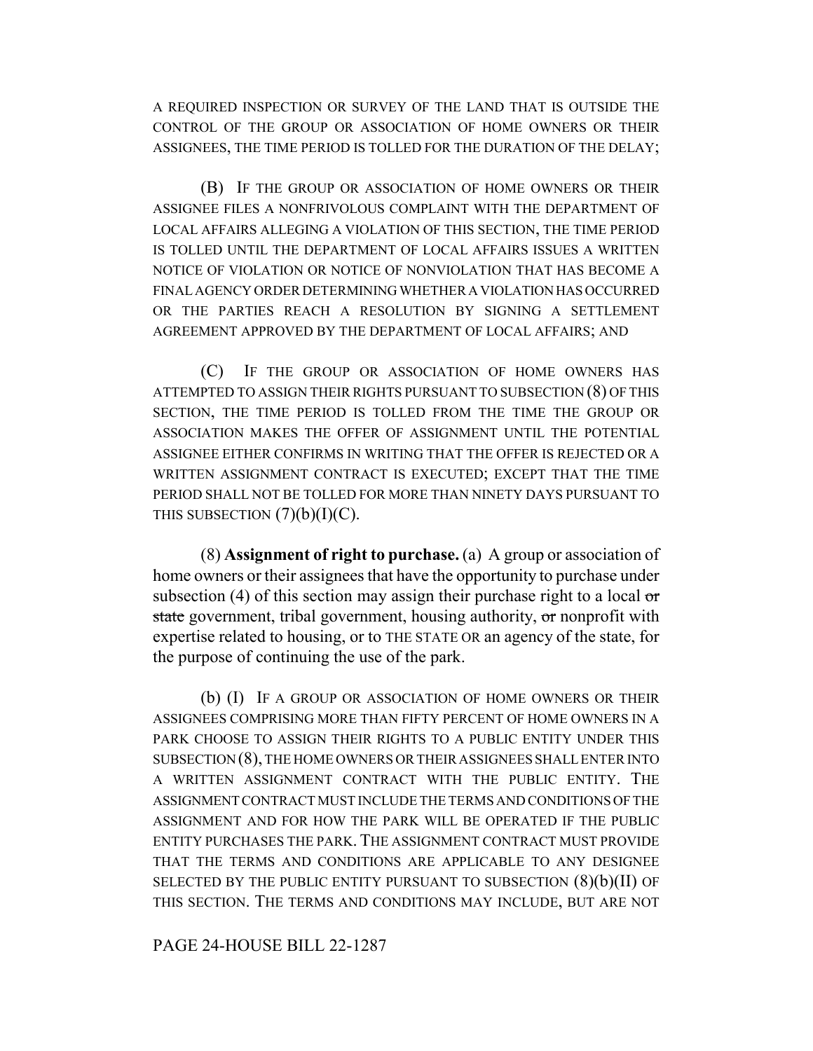A REQUIRED INSPECTION OR SURVEY OF THE LAND THAT IS OUTSIDE THE CONTROL OF THE GROUP OR ASSOCIATION OF HOME OWNERS OR THEIR ASSIGNEES, THE TIME PERIOD IS TOLLED FOR THE DURATION OF THE DELAY;

(B) IF THE GROUP OR ASSOCIATION OF HOME OWNERS OR THEIR ASSIGNEE FILES A NONFRIVOLOUS COMPLAINT WITH THE DEPARTMENT OF LOCAL AFFAIRS ALLEGING A VIOLATION OF THIS SECTION, THE TIME PERIOD IS TOLLED UNTIL THE DEPARTMENT OF LOCAL AFFAIRS ISSUES A WRITTEN NOTICE OF VIOLATION OR NOTICE OF NONVIOLATION THAT HAS BECOME A FINAL AGENCY ORDER DETERMINING WHETHER A VIOLATION HAS OCCURRED OR THE PARTIES REACH A RESOLUTION BY SIGNING A SETTLEMENT AGREEMENT APPROVED BY THE DEPARTMENT OF LOCAL AFFAIRS; AND

(C) IF THE GROUP OR ASSOCIATION OF HOME OWNERS HAS ATTEMPTED TO ASSIGN THEIR RIGHTS PURSUANT TO SUBSECTION (8) OF THIS SECTION, THE TIME PERIOD IS TOLLED FROM THE TIME THE GROUP OR ASSOCIATION MAKES THE OFFER OF ASSIGNMENT UNTIL THE POTENTIAL ASSIGNEE EITHER CONFIRMS IN WRITING THAT THE OFFER IS REJECTED OR A WRITTEN ASSIGNMENT CONTRACT IS EXECUTED; EXCEPT THAT THE TIME PERIOD SHALL NOT BE TOLLED FOR MORE THAN NINETY DAYS PURSUANT TO THIS SUBSECTION (7)(b)(I)(C).

(8) **Assignment of right to purchase.** (a) A group or association of home owners or their assignees that have the opportunity to purchase under subsection (4) of this section may assign their purchase right to a local ~~or state~~ government, tribal government, housing authority, ~~or~~ nonprofit with expertise related to housing, or to THE STATE OR an agency of the state, for the purpose of continuing the use of the park.

(b) (I) IF A GROUP OR ASSOCIATION OF HOME OWNERS OR THEIR ASSIGNEES COMPRISING MORE THAN FIFTY PERCENT OF HOME OWNERS IN A PARK CHOOSE TO ASSIGN THEIR RIGHTS TO A PUBLIC ENTITY UNDER THIS SUBSECTION (8), THE HOME OWNERS OR THEIR ASSIGNEES SHALL ENTER INTO A WRITTEN ASSIGNMENT CONTRACT WITH THE PUBLIC ENTITY. THE ASSIGNMENT CONTRACT MUST INCLUDE THE TERMS AND CONDITIONS OF THE ASSIGNMENT AND FOR HOW THE PARK WILL BE OPERATED IF THE PUBLIC ENTITY PURCHASES THE PARK. THE ASSIGNMENT CONTRACT MUST PROVIDE THAT THE TERMS AND CONDITIONS ARE APPLICABLE TO ANY DESIGNEE SELECTED BY THE PUBLIC ENTITY PURSUANT TO SUBSECTION (8)(b)(II) OF THIS SECTION. THE TERMS AND CONDITIONS MAY INCLUDE, BUT ARE NOT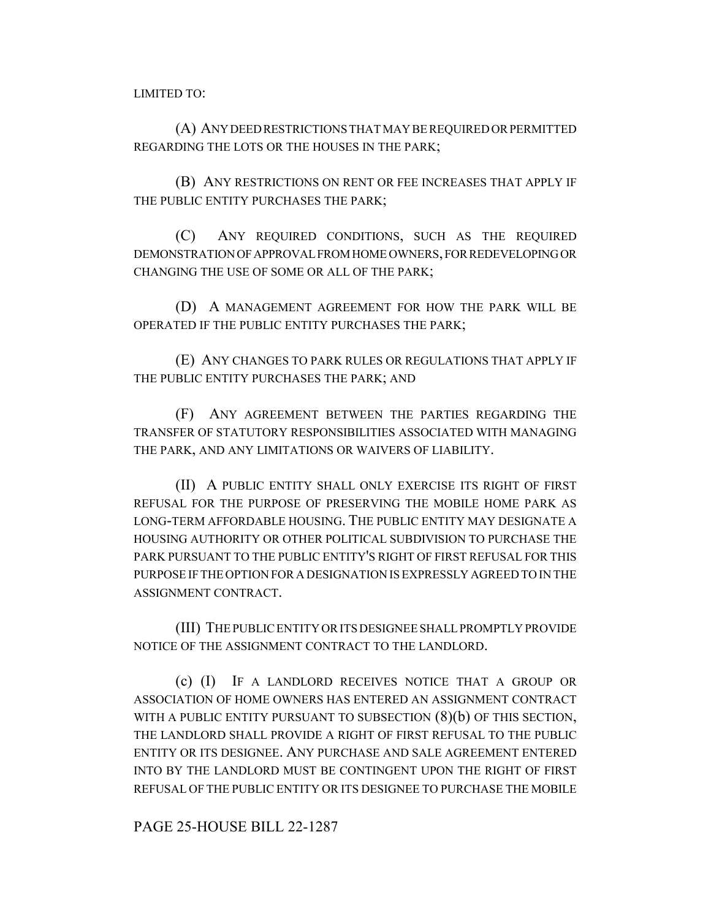LIMITED TO:

(A) ANY DEED RESTRICTIONS THAT MAY BE REQUIRED OR PERMITTED REGARDING THE LOTS OR THE HOUSES IN THE PARK;

(B) ANY RESTRICTIONS ON RENT OR FEE INCREASES THAT APPLY IF THE PUBLIC ENTITY PURCHASES THE PARK;

(C) ANY REQUIRED CONDITIONS, SUCH AS THE REQUIRED DEMONSTRATION OF APPROVAL FROM HOME OWNERS, FOR REDEVELOPING OR CHANGING THE USE OF SOME OR ALL OF THE PARK;

(D) A MANAGEMENT AGREEMENT FOR HOW THE PARK WILL BE OPERATED IF THE PUBLIC ENTITY PURCHASES THE PARK;

(E) ANY CHANGES TO PARK RULES OR REGULATIONS THAT APPLY IF THE PUBLIC ENTITY PURCHASES THE PARK; AND

(F) ANY AGREEMENT BETWEEN THE PARTIES REGARDING THE TRANSFER OF STATUTORY RESPONSIBILITIES ASSOCIATED WITH MANAGING THE PARK, AND ANY LIMITATIONS OR WAIVERS OF LIABILITY.

(II) A PUBLIC ENTITY SHALL ONLY EXERCISE ITS RIGHT OF FIRST REFUSAL FOR THE PURPOSE OF PRESERVING THE MOBILE HOME PARK AS LONG-TERM AFFORDABLE HOUSING. THE PUBLIC ENTITY MAY DESIGNATE A HOUSING AUTHORITY OR OTHER POLITICAL SUBDIVISION TO PURCHASE THE PARK PURSUANT TO THE PUBLIC ENTITY'S RIGHT OF FIRST REFUSAL FOR THIS PURPOSE IF THE OPTION FOR A DESIGNATION IS EXPRESSLY AGREED TO IN THE ASSIGNMENT CONTRACT.

(III) THE PUBLIC ENTITY OR ITS DESIGNEE SHALL PROMPTLY PROVIDE NOTICE OF THE ASSIGNMENT CONTRACT TO THE LANDLORD.

(c) (I) IF A LANDLORD RECEIVES NOTICE THAT A GROUP OR ASSOCIATION OF HOME OWNERS HAS ENTERED AN ASSIGNMENT CONTRACT WITH A PUBLIC ENTITY PURSUANT TO SUBSECTION (8)(b) OF THIS SECTION, THE LANDLORD SHALL PROVIDE A RIGHT OF FIRST REFUSAL TO THE PUBLIC ENTITY OR ITS DESIGNEE. ANY PURCHASE AND SALE AGREEMENT ENTERED INTO BY THE LANDLORD MUST BE CONTINGENT UPON THE RIGHT OF FIRST REFUSAL OF THE PUBLIC ENTITY OR ITS DESIGNEE TO PURCHASE THE MOBILE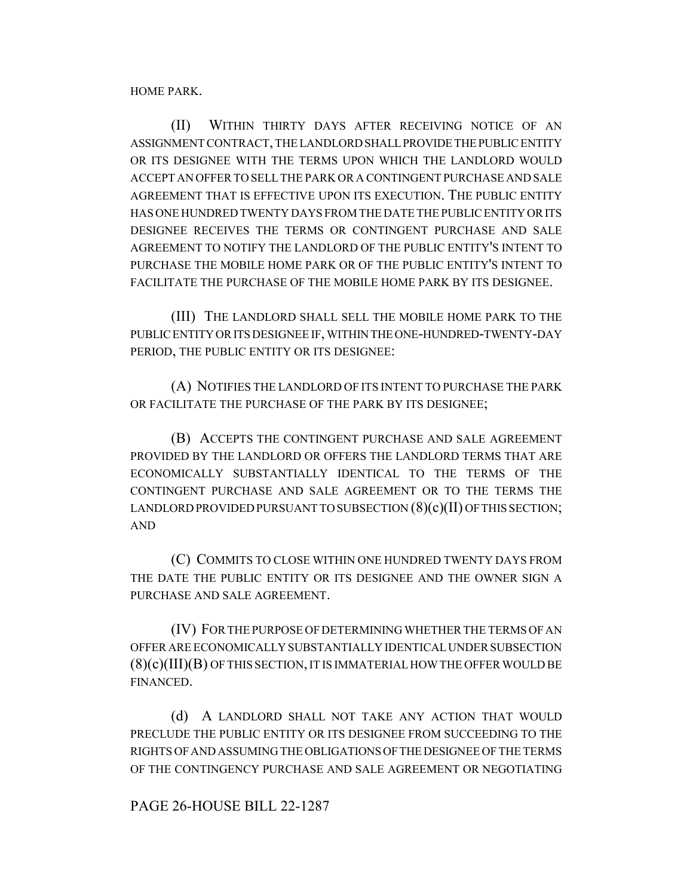HOME PARK.

(II) WITHIN THIRTY DAYS AFTER RECEIVING NOTICE OF AN ASSIGNMENT CONTRACT, THE LANDLORD SHALL PROVIDE THE PUBLIC ENTITY OR ITS DESIGNEE WITH THE TERMS UPON WHICH THE LANDLORD WOULD ACCEPT AN OFFER TO SELL THE PARK OR A CONTINGENT PURCHASE AND SALE AGREEMENT THAT IS EFFECTIVE UPON ITS EXECUTION. THE PUBLIC ENTITY HAS ONE HUNDRED TWENTY DAYS FROM THE DATE THE PUBLIC ENTITY OR ITS DESIGNEE RECEIVES THE TERMS OR CONTINGENT PURCHASE AND SALE AGREEMENT TO NOTIFY THE LANDLORD OF THE PUBLIC ENTITY'S INTENT TO PURCHASE THE MOBILE HOME PARK OR OF THE PUBLIC ENTITY'S INTENT TO FACILITATE THE PURCHASE OF THE MOBILE HOME PARK BY ITS DESIGNEE.

(III) THE LANDLORD SHALL SELL THE MOBILE HOME PARK TO THE PUBLIC ENTITY OR ITS DESIGNEE IF, WITHIN THE ONE-HUNDRED-TWENTY-DAY PERIOD, THE PUBLIC ENTITY OR ITS DESIGNEE:

(A) NOTIFIES THE LANDLORD OF ITS INTENT TO PURCHASE THE PARK OR FACILITATE THE PURCHASE OF THE PARK BY ITS DESIGNEE;

(B) ACCEPTS THE CONTINGENT PURCHASE AND SALE AGREEMENT PROVIDED BY THE LANDLORD OR OFFERS THE LANDLORD TERMS THAT ARE ECONOMICALLY SUBSTANTIALLY IDENTICAL TO THE TERMS OF THE CONTINGENT PURCHASE AND SALE AGREEMENT OR TO THE TERMS THE LANDLORD PROVIDED PURSUANT TO SUBSECTION (8)(c)(II) OF THIS SECTION; AND

(C) COMMITS TO CLOSE WITHIN ONE HUNDRED TWENTY DAYS FROM THE DATE THE PUBLIC ENTITY OR ITS DESIGNEE AND THE OWNER SIGN A PURCHASE AND SALE AGREEMENT.

(IV) FOR THE PURPOSE OF DETERMINING WHETHER THE TERMS OF AN OFFER ARE ECONOMICALLY SUBSTANTIALLY IDENTICAL UNDER SUBSECTION (8)(c)(III)(B) OF THIS SECTION, IT IS IMMATERIAL HOW THE OFFER WOULD BE FINANCED.

(d) A LANDLORD SHALL NOT TAKE ANY ACTION THAT WOULD PRECLUDE THE PUBLIC ENTITY OR ITS DESIGNEE FROM SUCCEEDING TO THE RIGHTS OF AND ASSUMING THE OBLIGATIONS OF THE DESIGNEE OF THE TERMS OF THE CONTINGENCY PURCHASE AND SALE AGREEMENT OR NEGOTIATING

PAGE 26-HOUSE BILL 22-1287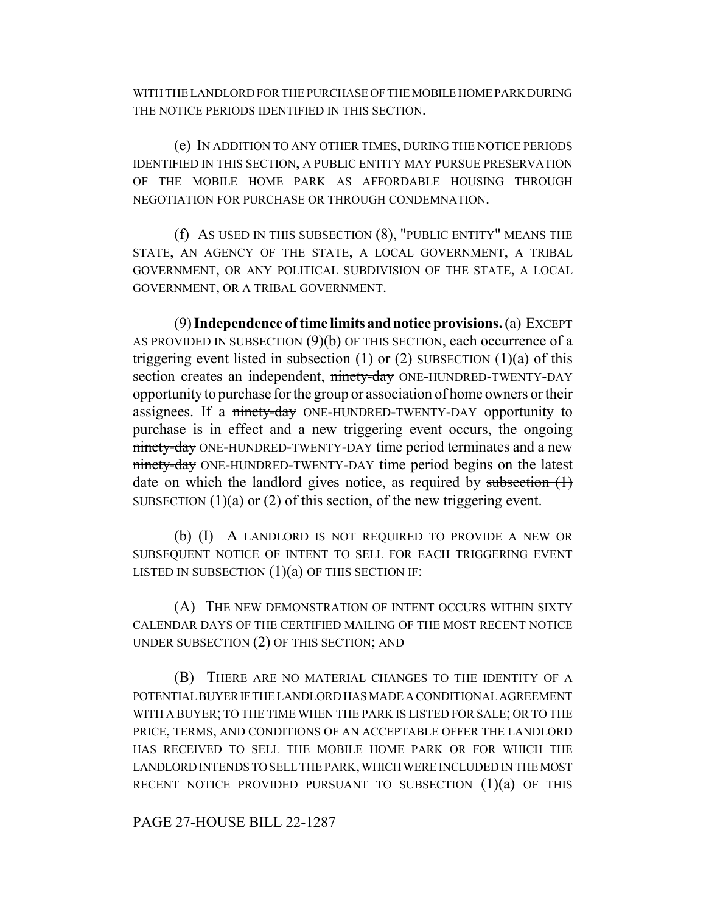WITH THE LANDLORD FOR THE PURCHASE OF THE MOBILE HOME PARK DURING THE NOTICE PERIODS IDENTIFIED IN THIS SECTION.

(e) IN ADDITION TO ANY OTHER TIMES, DURING THE NOTICE PERIODS IDENTIFIED IN THIS SECTION, A PUBLIC ENTITY MAY PURSUE PRESERVATION OF THE MOBILE HOME PARK AS AFFORDABLE HOUSING THROUGH NEGOTIATION FOR PURCHASE OR THROUGH CONDEMNATION.

(f) AS USED IN THIS SUBSECTION (8), "PUBLIC ENTITY" MEANS THE STATE, AN AGENCY OF THE STATE, A LOCAL GOVERNMENT, A TRIBAL GOVERNMENT, OR ANY POLITICAL SUBDIVISION OF THE STATE, A LOCAL GOVERNMENT, OR A TRIBAL GOVERNMENT.

(9) **Independence of time limits and notice provisions.** (a) EXCEPT AS PROVIDED IN SUBSECTION (9)(b) OF THIS SECTION, each occurrence of a triggering event listed in ~~subsection (1) or (2)~~ SUBSECTION (1)(a) of this section creates an independent, ~~ninety-day~~ ONE-HUNDRED-TWENTY-DAY opportunity to purchase for the group or association of home owners or their assignees. If a ~~ninety-day~~ ONE-HUNDRED-TWENTY-DAY opportunity to purchase is in effect and a new triggering event occurs, the ongoing ~~ninety-day~~ ONE-HUNDRED-TWENTY-DAY time period terminates and a new ~~ninety-day~~ ONE-HUNDRED-TWENTY-DAY time period begins on the latest date on which the landlord gives notice, as required by ~~subsection (1)~~ SUBSECTION (1)(a) or (2) of this section, of the new triggering event.

(b) (I) A LANDLORD IS NOT REQUIRED TO PROVIDE A NEW OR SUBSEQUENT NOTICE OF INTENT TO SELL FOR EACH TRIGGERING EVENT LISTED IN SUBSECTION (1)(a) OF THIS SECTION IF:

(A) THE NEW DEMONSTRATION OF INTENT OCCURS WITHIN SIXTY CALENDAR DAYS OF THE CERTIFIED MAILING OF THE MOST RECENT NOTICE UNDER SUBSECTION (2) OF THIS SECTION; AND

(B) THERE ARE NO MATERIAL CHANGES TO THE IDENTITY OF A POTENTIAL BUYER IF THE LANDLORD HAS MADE A CONDITIONAL AGREEMENT WITH A BUYER; TO THE TIME WHEN THE PARK IS LISTED FOR SALE; OR TO THE PRICE, TERMS, AND CONDITIONS OF AN ACCEPTABLE OFFER THE LANDLORD HAS RECEIVED TO SELL THE MOBILE HOME PARK OR FOR WHICH THE LANDLORD INTENDS TO SELL THE PARK, WHICH WERE INCLUDED IN THE MOST RECENT NOTICE PROVIDED PURSUANT TO SUBSECTION (1)(a) OF THIS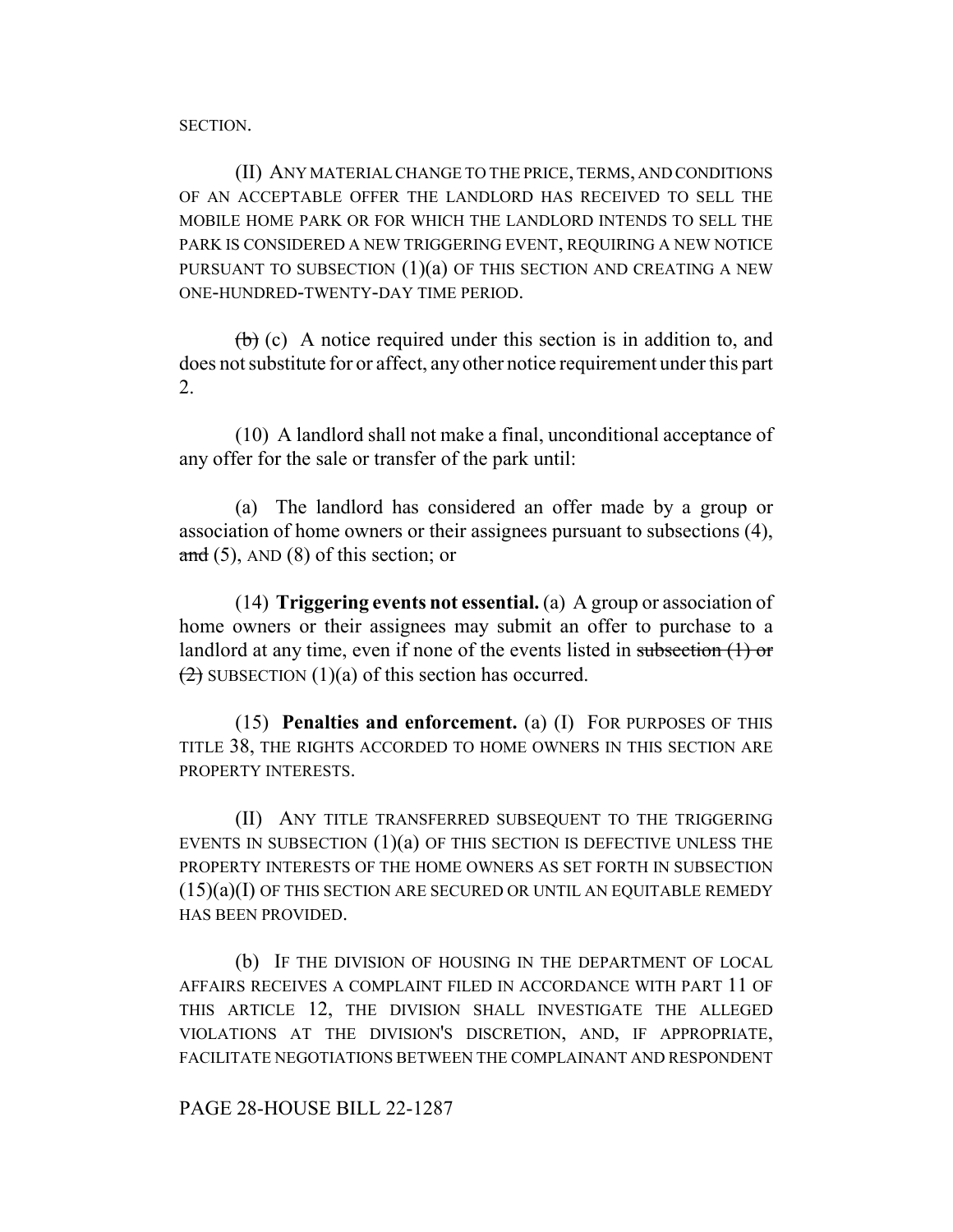SECTION.

(II) ANY MATERIAL CHANGE TO THE PRICE, TERMS, AND CONDITIONS OF AN ACCEPTABLE OFFER THE LANDLORD HAS RECEIVED TO SELL THE MOBILE HOME PARK OR FOR WHICH THE LANDLORD INTENDS TO SELL THE PARK IS CONSIDERED A NEW TRIGGERING EVENT, REQUIRING A NEW NOTICE PURSUANT TO SUBSECTION (1)(a) OF THIS SECTION AND CREATING A NEW ONE-HUNDRED-TWENTY-DAY TIME PERIOD.

~~(b)~~ (c) A notice required under this section is in addition to, and does not substitute for or affect, any other notice requirement under this part 2.

(10) A landlord shall not make a final, unconditional acceptance of any offer for the sale or transfer of the park until:

(a) The landlord has considered an offer made by a group or association of home owners or their assignees pursuant to subsections (4), ~~and~~ (5), AND (8) of this section; or

(14) **Triggering events not essential.** (a) A group or association of home owners or their assignees may submit an offer to purchase to a landlord at any time, even if none of the events listed in ~~subsection (1) or (2)~~ SUBSECTION (1)(a) of this section has occurred.

(15) **Penalties and enforcement.** (a) (I) FOR PURPOSES OF THIS TITLE 38, THE RIGHTS ACCORDED TO HOME OWNERS IN THIS SECTION ARE PROPERTY INTERESTS.

(II) ANY TITLE TRANSFERRED SUBSEQUENT TO THE TRIGGERING EVENTS IN SUBSECTION (1)(a) OF THIS SECTION IS DEFECTIVE UNLESS THE PROPERTY INTERESTS OF THE HOME OWNERS AS SET FORTH IN SUBSECTION (15)(a)(I) OF THIS SECTION ARE SECURED OR UNTIL AN EQUITABLE REMEDY HAS BEEN PROVIDED.

(b) IF THE DIVISION OF HOUSING IN THE DEPARTMENT OF LOCAL AFFAIRS RECEIVES A COMPLAINT FILED IN ACCORDANCE WITH PART 11 OF THIS ARTICLE 12, THE DIVISION SHALL INVESTIGATE THE ALLEGED VIOLATIONS AT THE DIVISION'S DISCRETION, AND, IF APPROPRIATE, FACILITATE NEGOTIATIONS BETWEEN THE COMPLAINANT AND RESPONDENT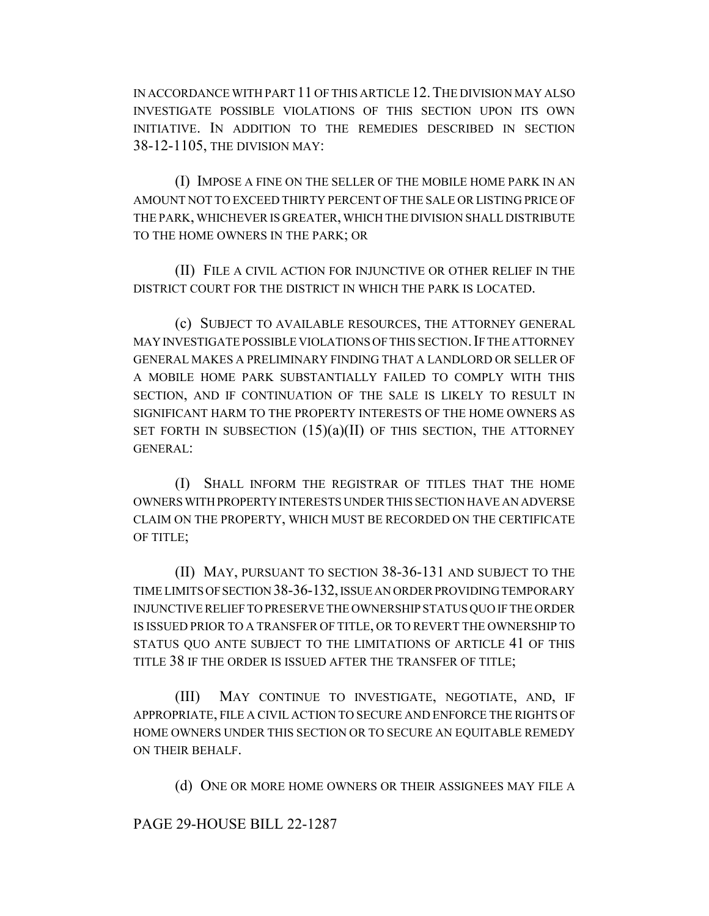IN ACCORDANCE WITH PART 11 OF THIS ARTICLE 12. THE DIVISION MAY ALSO INVESTIGATE POSSIBLE VIOLATIONS OF THIS SECTION UPON ITS OWN INITIATIVE. IN ADDITION TO THE REMEDIES DESCRIBED IN SECTION 38-12-1105, THE DIVISION MAY:

(I) IMPOSE A FINE ON THE SELLER OF THE MOBILE HOME PARK IN AN AMOUNT NOT TO EXCEED THIRTY PERCENT OF THE SALE OR LISTING PRICE OF THE PARK, WHICHEVER IS GREATER, WHICH THE DIVISION SHALL DISTRIBUTE TO THE HOME OWNERS IN THE PARK; OR

(II) FILE A CIVIL ACTION FOR INJUNCTIVE OR OTHER RELIEF IN THE DISTRICT COURT FOR THE DISTRICT IN WHICH THE PARK IS LOCATED.

(c) SUBJECT TO AVAILABLE RESOURCES, THE ATTORNEY GENERAL MAY INVESTIGATE POSSIBLE VIOLATIONS OF THIS SECTION. IF THE ATTORNEY GENERAL MAKES A PRELIMINARY FINDING THAT A LANDLORD OR SELLER OF A MOBILE HOME PARK SUBSTANTIALLY FAILED TO COMPLY WITH THIS SECTION, AND IF CONTINUATION OF THE SALE IS LIKELY TO RESULT IN SIGNIFICANT HARM TO THE PROPERTY INTERESTS OF THE HOME OWNERS AS SET FORTH IN SUBSECTION (15)(a)(II) OF THIS SECTION, THE ATTORNEY GENERAL:

(I) SHALL INFORM THE REGISTRAR OF TITLES THAT THE HOME OWNERS WITH PROPERTY INTERESTS UNDER THIS SECTION HAVE AN ADVERSE CLAIM ON THE PROPERTY, WHICH MUST BE RECORDED ON THE CERTIFICATE OF TITLE;

(II) MAY, PURSUANT TO SECTION 38-36-131 AND SUBJECT TO THE TIME LIMITS OF SECTION 38-36-132, ISSUE AN ORDER PROVIDING TEMPORARY INJUNCTIVE RELIEF TO PRESERVE THE OWNERSHIP STATUS QUO IF THE ORDER IS ISSUED PRIOR TO A TRANSFER OF TITLE, OR TO REVERT THE OWNERSHIP TO STATUS QUO ANTE SUBJECT TO THE LIMITATIONS OF ARTICLE 41 OF THIS TITLE 38 IF THE ORDER IS ISSUED AFTER THE TRANSFER OF TITLE;

(III) MAY CONTINUE TO INVESTIGATE, NEGOTIATE, AND, IF APPROPRIATE, FILE A CIVIL ACTION TO SECURE AND ENFORCE THE RIGHTS OF HOME OWNERS UNDER THIS SECTION OR TO SECURE AN EQUITABLE REMEDY ON THEIR BEHALF.

(d) ONE OR MORE HOME OWNERS OR THEIR ASSIGNEES MAY FILE A

PAGE 29-HOUSE BILL 22-1287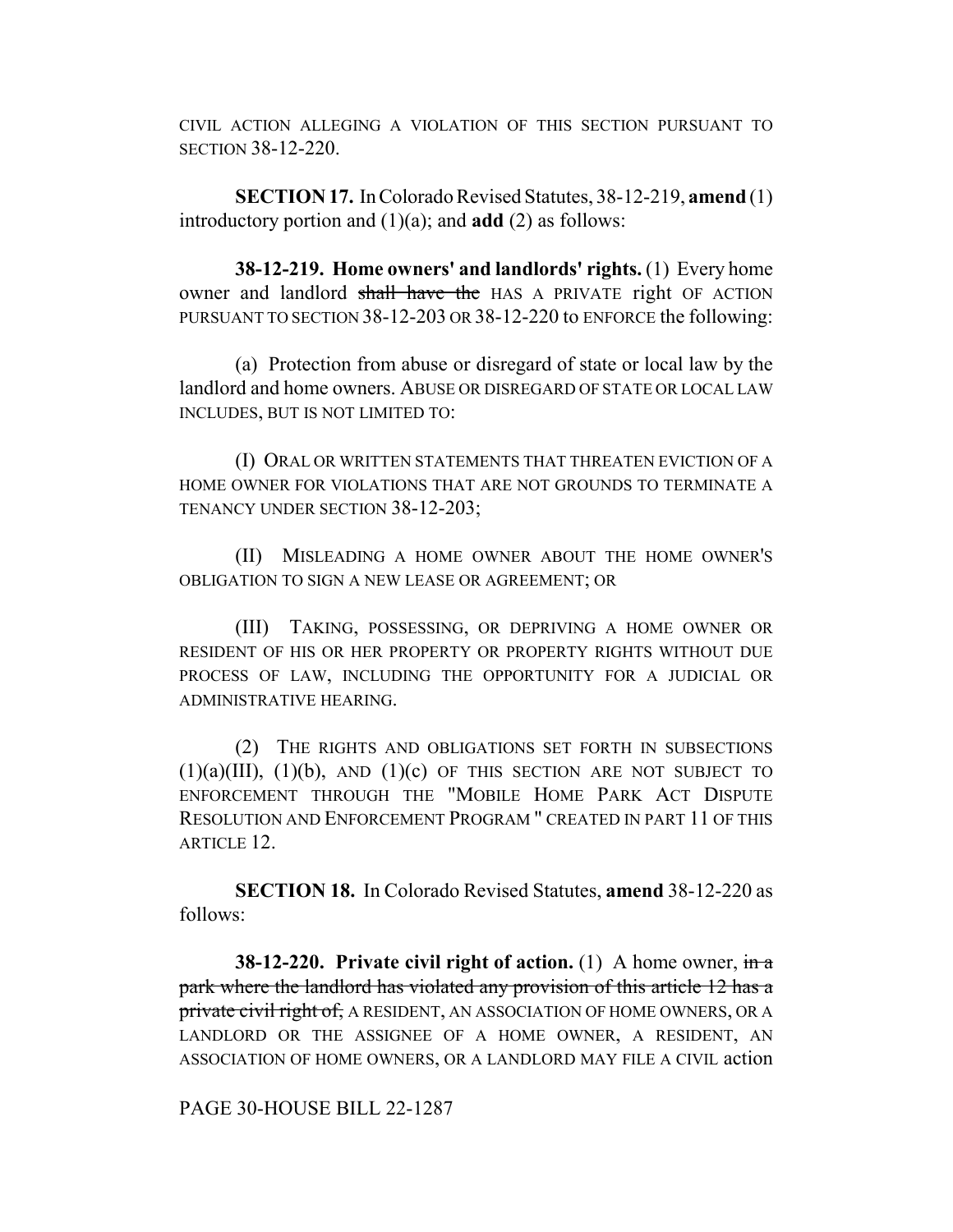CIVIL ACTION ALLEGING A VIOLATION OF THIS SECTION PURSUANT TO SECTION 38-12-220.

**SECTION 17.** In Colorado Revised Statutes, 38-12-219, **amend** (1) introductory portion and (1)(a); and **add** (2) as follows:

**38-12-219. Home owners' and landlords' rights.** (1) Every home owner and landlord ~~shall have the~~ HAS A PRIVATE right OF ACTION PURSUANT TO SECTION 38-12-203 OR 38-12-220 to ENFORCE the following:

(a) Protection from abuse or disregard of state or local law by the landlord and home owners. ABUSE OR DISREGARD OF STATE OR LOCAL LAW INCLUDES, BUT IS NOT LIMITED TO:

(I) ORAL OR WRITTEN STATEMENTS THAT THREATEN EVICTION OF A HOME OWNER FOR VIOLATIONS THAT ARE NOT GROUNDS TO TERMINATE A TENANCY UNDER SECTION 38-12-203;

(II) MISLEADING A HOME OWNER ABOUT THE HOME OWNER'S OBLIGATION TO SIGN A NEW LEASE OR AGREEMENT; OR

(III) TAKING, POSSESSING, OR DEPRIVING A HOME OWNER OR RESIDENT OF HIS OR HER PROPERTY OR PROPERTY RIGHTS WITHOUT DUE PROCESS OF LAW, INCLUDING THE OPPORTUNITY FOR A JUDICIAL OR ADMINISTRATIVE HEARING.

(2) THE RIGHTS AND OBLIGATIONS SET FORTH IN SUBSECTIONS (1)(a)(III), (1)(b), AND (1)(c) OF THIS SECTION ARE NOT SUBJECT TO ENFORCEMENT THROUGH THE "MOBILE HOME PARK ACT DISPUTE RESOLUTION AND ENFORCEMENT PROGRAM " CREATED IN PART 11 OF THIS ARTICLE 12.

**SECTION 18.** In Colorado Revised Statutes, **amend** 38-12-220 as follows:

**38-12-220. Private civil right of action.** (1) A home owner, ~~in a park where the landlord has violated any provision of this article 12 has a private civil right of,~~ A RESIDENT, AN ASSOCIATION OF HOME OWNERS, OR A LANDLORD OR THE ASSIGNEE OF A HOME OWNER, A RESIDENT, AN ASSOCIATION OF HOME OWNERS, OR A LANDLORD MAY FILE A CIVIL action

PAGE 30-HOUSE BILL 22-1287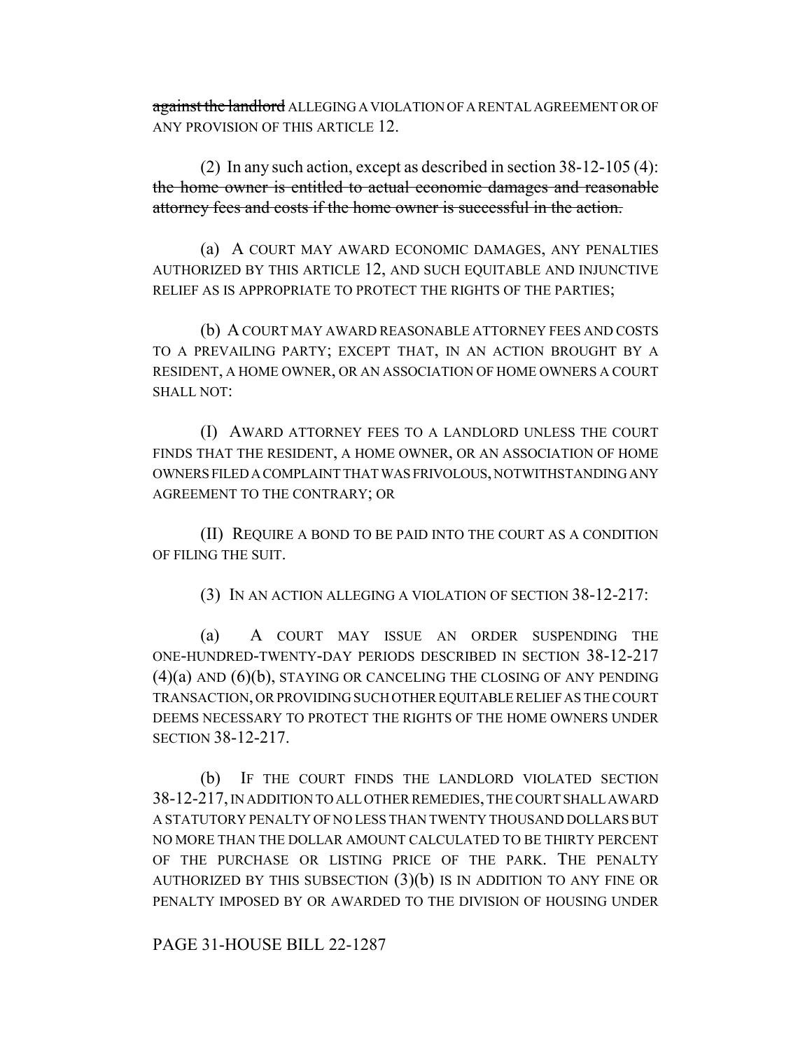~~against the landlord~~ ALLEGING A VIOLATION OF A RENTAL AGREEMENT OR OF ANY PROVISION OF THIS ARTICLE 12.

(2) In any such action, except as described in section 38-12-105 (4): ~~the home owner is entitled to actual economic damages and reasonable attorney fees and costs if the home owner is successful in the action.~~

(a) A COURT MAY AWARD ECONOMIC DAMAGES, ANY PENALTIES AUTHORIZED BY THIS ARTICLE 12, AND SUCH EQUITABLE AND INJUNCTIVE RELIEF AS IS APPROPRIATE TO PROTECT THE RIGHTS OF THE PARTIES;

(b) A COURT MAY AWARD REASONABLE ATTORNEY FEES AND COSTS TO A PREVAILING PARTY; EXCEPT THAT, IN AN ACTION BROUGHT BY A RESIDENT, A HOME OWNER, OR AN ASSOCIATION OF HOME OWNERS A COURT SHALL NOT:

(I) AWARD ATTORNEY FEES TO A LANDLORD UNLESS THE COURT FINDS THAT THE RESIDENT, A HOME OWNER, OR AN ASSOCIATION OF HOME OWNERS FILED A COMPLAINT THAT WAS FRIVOLOUS, NOTWITHSTANDING ANY AGREEMENT TO THE CONTRARY; OR

(II) REQUIRE A BOND TO BE PAID INTO THE COURT AS A CONDITION OF FILING THE SUIT.

(3) IN AN ACTION ALLEGING A VIOLATION OF SECTION 38-12-217:

(a) A COURT MAY ISSUE AN ORDER SUSPENDING THE ONE-HUNDRED-TWENTY-DAY PERIODS DESCRIBED IN SECTION 38-12-217 (4)(a) AND (6)(b), STAYING OR CANCELING THE CLOSING OF ANY PENDING TRANSACTION, OR PROVIDING SUCH OTHER EQUITABLE RELIEF AS THE COURT DEEMS NECESSARY TO PROTECT THE RIGHTS OF THE HOME OWNERS UNDER SECTION 38-12-217.

(b) IF THE COURT FINDS THE LANDLORD VIOLATED SECTION 38-12-217, IN ADDITION TO ALL OTHER REMEDIES, THE COURT SHALL AWARD A STATUTORY PENALTY OF NO LESS THAN TWENTY THOUSAND DOLLARS BUT NO MORE THAN THE DOLLAR AMOUNT CALCULATED TO BE THIRTY PERCENT OF THE PURCHASE OR LISTING PRICE OF THE PARK. THE PENALTY AUTHORIZED BY THIS SUBSECTION (3)(b) IS IN ADDITION TO ANY FINE OR PENALTY IMPOSED BY OR AWARDED TO THE DIVISION OF HOUSING UNDER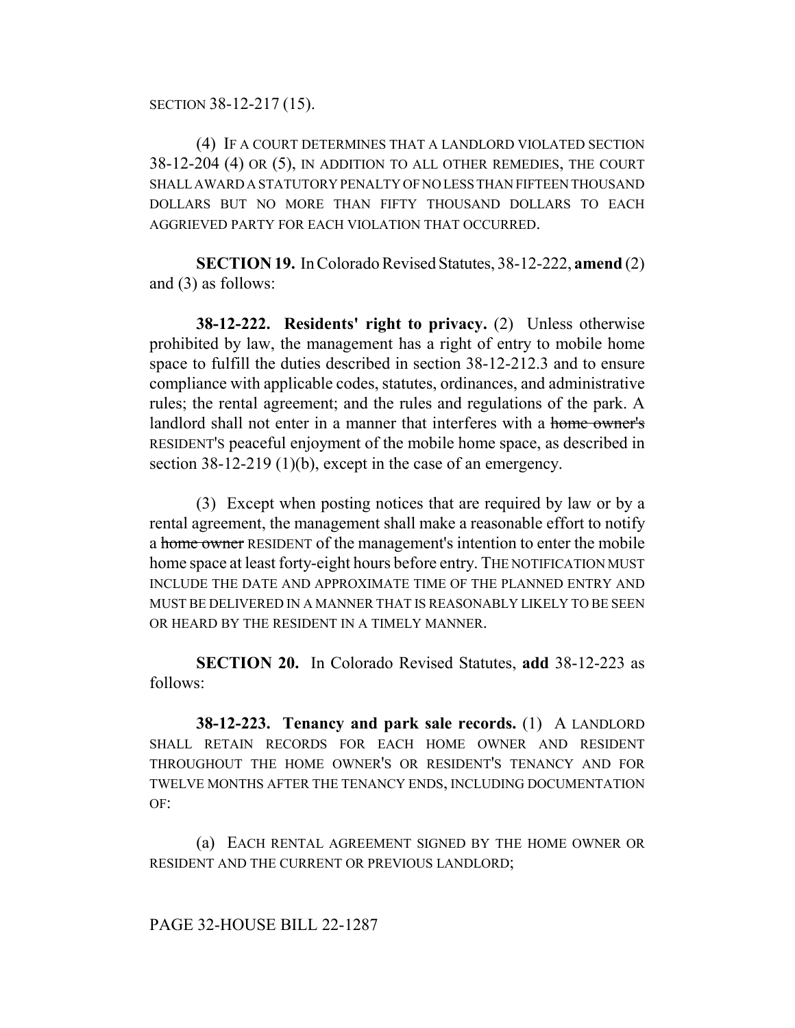SECTION 38-12-217 (15).

(4) IF A COURT DETERMINES THAT A LANDLORD VIOLATED SECTION 38-12-204 (4) OR (5), IN ADDITION TO ALL OTHER REMEDIES, THE COURT SHALL AWARD A STATUTORY PENALTY OF NO LESS THAN FIFTEEN THOUSAND DOLLARS BUT NO MORE THAN FIFTY THOUSAND DOLLARS TO EACH AGGRIEVED PARTY FOR EACH VIOLATION THAT OCCURRED.

**SECTION 19.** In Colorado Revised Statutes, 38-12-222, **amend** (2) and (3) as follows:

**38-12-222. Residents' right to privacy.** (2) Unless otherwise prohibited by law, the management has a right of entry to mobile home space to fulfill the duties described in section 38-12-212.3 and to ensure compliance with applicable codes, statutes, ordinances, and administrative rules; the rental agreement; and the rules and regulations of the park. A landlord shall not enter in a manner that interferes with a ~~home owner's~~ RESIDENT'S peaceful enjoyment of the mobile home space, as described in section 38-12-219 (1)(b), except in the case of an emergency.

(3) Except when posting notices that are required by law or by a rental agreement, the management shall make a reasonable effort to notify a ~~home owner~~ RESIDENT of the management's intention to enter the mobile home space at least forty-eight hours before entry. THE NOTIFICATION MUST INCLUDE THE DATE AND APPROXIMATE TIME OF THE PLANNED ENTRY AND MUST BE DELIVERED IN A MANNER THAT IS REASONABLY LIKELY TO BE SEEN OR HEARD BY THE RESIDENT IN A TIMELY MANNER.

**SECTION 20.** In Colorado Revised Statutes, **add** 38-12-223 as follows:

**38-12-223. Tenancy and park sale records.** (1) A LANDLORD SHALL RETAIN RECORDS FOR EACH HOME OWNER AND RESIDENT THROUGHOUT THE HOME OWNER'S OR RESIDENT'S TENANCY AND FOR TWELVE MONTHS AFTER THE TENANCY ENDS, INCLUDING DOCUMENTATION OF:

(a) EACH RENTAL AGREEMENT SIGNED BY THE HOME OWNER OR RESIDENT AND THE CURRENT OR PREVIOUS LANDLORD;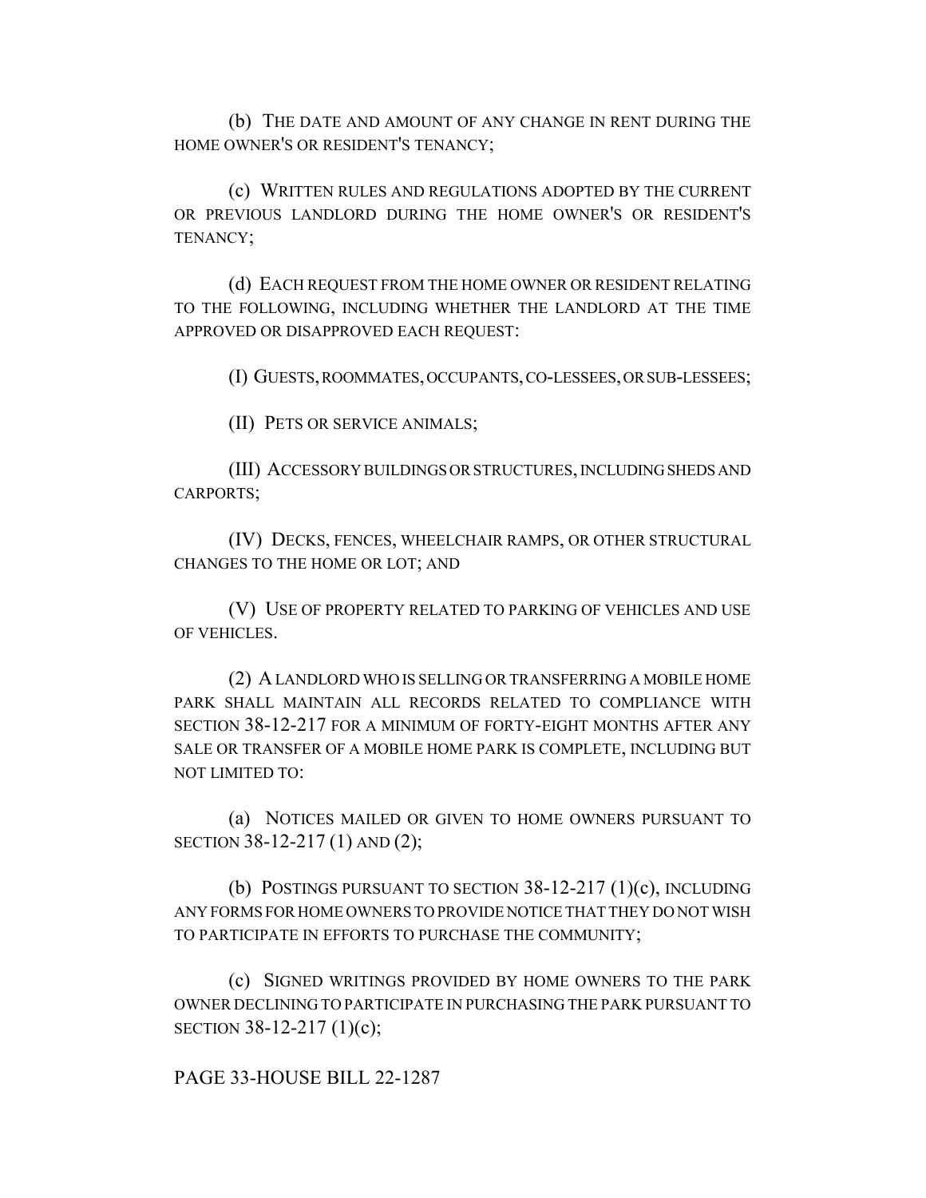(b) THE DATE AND AMOUNT OF ANY CHANGE IN RENT DURING THE HOME OWNER'S OR RESIDENT'S TENANCY;

(c) WRITTEN RULES AND REGULATIONS ADOPTED BY THE CURRENT OR PREVIOUS LANDLORD DURING THE HOME OWNER'S OR RESIDENT'S TENANCY;

(d) EACH REQUEST FROM THE HOME OWNER OR RESIDENT RELATING TO THE FOLLOWING, INCLUDING WHETHER THE LANDLORD AT THE TIME APPROVED OR DISAPPROVED EACH REQUEST:

(I) GUESTS, ROOMMATES, OCCUPANTS, CO-LESSEES, OR SUB-LESSEES;

(II) PETS OR SERVICE ANIMALS;

(III) ACCESSORY BUILDINGS OR STRUCTURES, INCLUDING SHEDS AND CARPORTS;

(IV) DECKS, FENCES, WHEELCHAIR RAMPS, OR OTHER STRUCTURAL CHANGES TO THE HOME OR LOT; AND

(V) USE OF PROPERTY RELATED TO PARKING OF VEHICLES AND USE OF VEHICLES.

(2) A LANDLORD WHO IS SELLING OR TRANSFERRING A MOBILE HOME PARK SHALL MAINTAIN ALL RECORDS RELATED TO COMPLIANCE WITH SECTION 38-12-217 FOR A MINIMUM OF FORTY-EIGHT MONTHS AFTER ANY SALE OR TRANSFER OF A MOBILE HOME PARK IS COMPLETE, INCLUDING BUT NOT LIMITED TO:

(a) NOTICES MAILED OR GIVEN TO HOME OWNERS PURSUANT TO SECTION 38-12-217 (1) AND (2);

(b) POSTINGS PURSUANT TO SECTION 38-12-217 (1)(c), INCLUDING ANY FORMS FOR HOME OWNERS TO PROVIDE NOTICE THAT THEY DO NOT WISH TO PARTICIPATE IN EFFORTS TO PURCHASE THE COMMUNITY;

(c) SIGNED WRITINGS PROVIDED BY HOME OWNERS TO THE PARK OWNER DECLINING TO PARTICIPATE IN PURCHASING THE PARK PURSUANT TO SECTION 38-12-217 (1)(c);

PAGE 33-HOUSE BILL 22-1287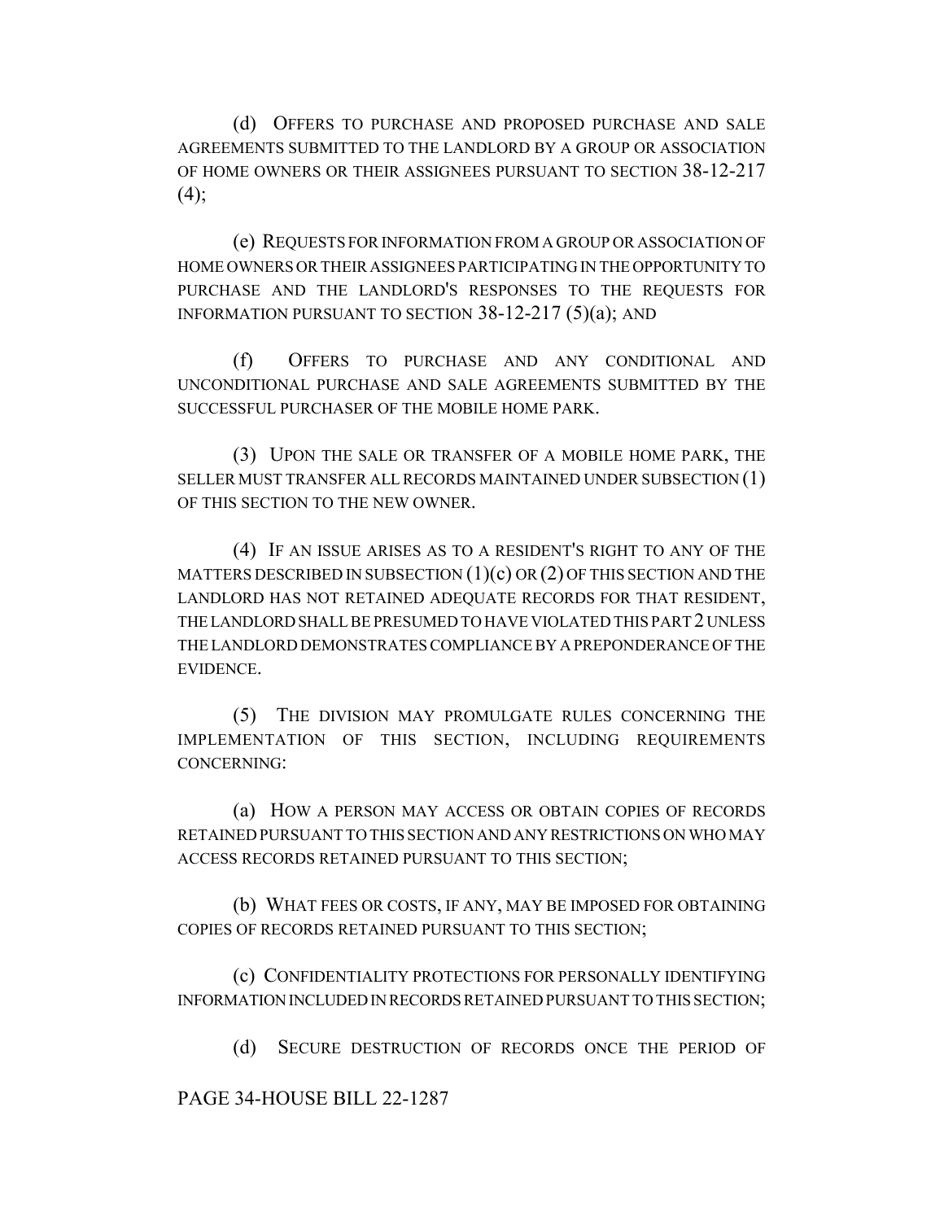(d) OFFERS TO PURCHASE AND PROPOSED PURCHASE AND SALE AGREEMENTS SUBMITTED TO THE LANDLORD BY A GROUP OR ASSOCIATION OF HOME OWNERS OR THEIR ASSIGNEES PURSUANT TO SECTION 38-12-217 (4);

(e) REQUESTS FOR INFORMATION FROM A GROUP OR ASSOCIATION OF HOME OWNERS OR THEIR ASSIGNEES PARTICIPATING IN THE OPPORTUNITY TO PURCHASE AND THE LANDLORD'S RESPONSES TO THE REQUESTS FOR INFORMATION PURSUANT TO SECTION 38-12-217 (5)(a); AND

(f) OFFERS TO PURCHASE AND ANY CONDITIONAL AND UNCONDITIONAL PURCHASE AND SALE AGREEMENTS SUBMITTED BY THE SUCCESSFUL PURCHASER OF THE MOBILE HOME PARK.

(3) UPON THE SALE OR TRANSFER OF A MOBILE HOME PARK, THE SELLER MUST TRANSFER ALL RECORDS MAINTAINED UNDER SUBSECTION (1) OF THIS SECTION TO THE NEW OWNER.

(4) IF AN ISSUE ARISES AS TO A RESIDENT'S RIGHT TO ANY OF THE MATTERS DESCRIBED IN SUBSECTION (1)(c) OR (2) OF THIS SECTION AND THE LANDLORD HAS NOT RETAINED ADEQUATE RECORDS FOR THAT RESIDENT, THE LANDLORD SHALL BE PRESUMED TO HAVE VIOLATED THIS PART 2 UNLESS THE LANDLORD DEMONSTRATES COMPLIANCE BY A PREPONDERANCE OF THE EVIDENCE.

(5) THE DIVISION MAY PROMULGATE RULES CONCERNING THE IMPLEMENTATION OF THIS SECTION, INCLUDING REQUIREMENTS CONCERNING:

(a) HOW A PERSON MAY ACCESS OR OBTAIN COPIES OF RECORDS RETAINED PURSUANT TO THIS SECTION AND ANY RESTRICTIONS ON WHO MAY ACCESS RECORDS RETAINED PURSUANT TO THIS SECTION;

(b) WHAT FEES OR COSTS, IF ANY, MAY BE IMPOSED FOR OBTAINING COPIES OF RECORDS RETAINED PURSUANT TO THIS SECTION;

(c) CONFIDENTIALITY PROTECTIONS FOR PERSONALLY IDENTIFYING INFORMATION INCLUDED IN RECORDS RETAINED PURSUANT TO THIS SECTION;

(d) SECURE DESTRUCTION OF RECORDS ONCE THE PERIOD OF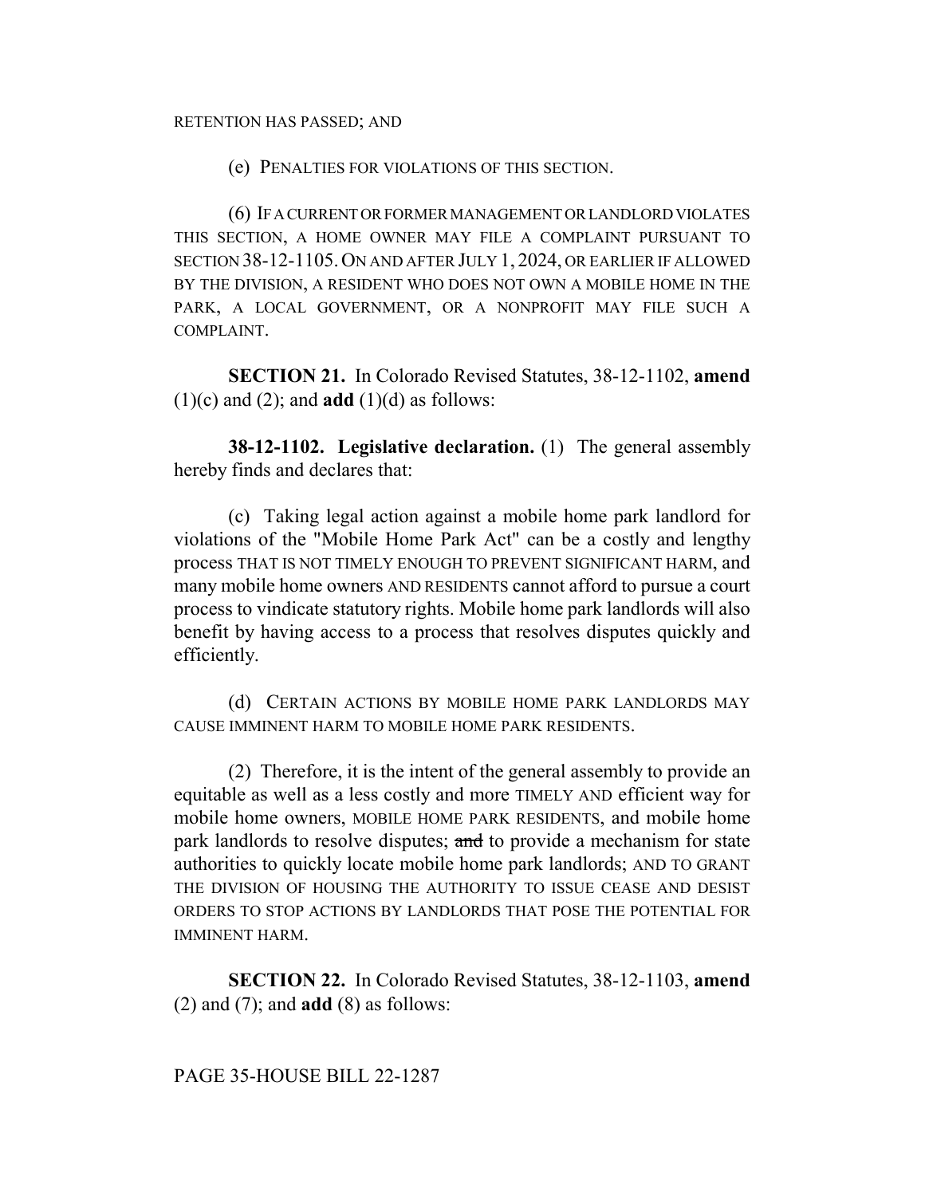RETENTION HAS PASSED; AND

(e) PENALTIES FOR VIOLATIONS OF THIS SECTION.

(6) IF A CURRENT OR FORMER MANAGEMENT OR LANDLORD VIOLATES THIS SECTION, A HOME OWNER MAY FILE A COMPLAINT PURSUANT TO SECTION 38-12-1105. ON AND AFTER JULY 1, 2024, OR EARLIER IF ALLOWED BY THE DIVISION, A RESIDENT WHO DOES NOT OWN A MOBILE HOME IN THE PARK, A LOCAL GOVERNMENT, OR A NONPROFIT MAY FILE SUCH A COMPLAINT.

**SECTION 21.** In Colorado Revised Statutes, 38-12-1102, **amend** (1)(c) and (2); and **add** (1)(d) as follows:

**38-12-1102. Legislative declaration.** (1) The general assembly hereby finds and declares that:

(c) Taking legal action against a mobile home park landlord for violations of the "Mobile Home Park Act" can be a costly and lengthy process THAT IS NOT TIMELY ENOUGH TO PREVENT SIGNIFICANT HARM, and many mobile home owners AND RESIDENTS cannot afford to pursue a court process to vindicate statutory rights. Mobile home park landlords will also benefit by having access to a process that resolves disputes quickly and efficiently.

(d) CERTAIN ACTIONS BY MOBILE HOME PARK LANDLORDS MAY CAUSE IMMINENT HARM TO MOBILE HOME PARK RESIDENTS.

(2) Therefore, it is the intent of the general assembly to provide an equitable as well as a less costly and more TIMELY AND efficient way for mobile home owners, MOBILE HOME PARK RESIDENTS, and mobile home park landlords to resolve disputes; ~~and~~ to provide a mechanism for state authorities to quickly locate mobile home park landlords; AND TO GRANT THE DIVISION OF HOUSING THE AUTHORITY TO ISSUE CEASE AND DESIST ORDERS TO STOP ACTIONS BY LANDLORDS THAT POSE THE POTENTIAL FOR IMMINENT HARM.

**SECTION 22.** In Colorado Revised Statutes, 38-12-1103, **amend** (2) and (7); and **add** (8) as follows:

PAGE 35-HOUSE BILL 22-1287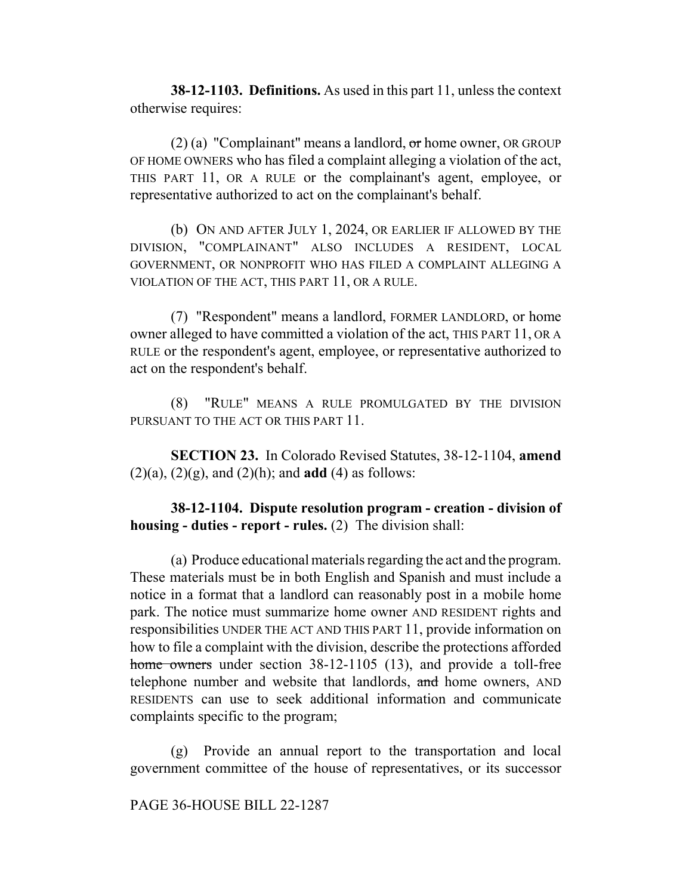**38-12-1103. Definitions.** As used in this part 11, unless the context otherwise requires:

(2) (a) "Complainant" means a landlord, ~~or~~ home owner, OR GROUP OF HOME OWNERS who has filed a complaint alleging a violation of the act, THIS PART 11, OR A RULE or the complainant's agent, employee, or representative authorized to act on the complainant's behalf.

(b) ON AND AFTER JULY 1, 2024, OR EARLIER IF ALLOWED BY THE DIVISION, "COMPLAINANT" ALSO INCLUDES A RESIDENT, LOCAL GOVERNMENT, OR NONPROFIT WHO HAS FILED A COMPLAINT ALLEGING A VIOLATION OF THE ACT, THIS PART 11, OR A RULE.

(7) "Respondent" means a landlord, FORMER LANDLORD, or home owner alleged to have committed a violation of the act, THIS PART 11, OR A RULE or the respondent's agent, employee, or representative authorized to act on the respondent's behalf.

(8) "RULE" MEANS A RULE PROMULGATED BY THE DIVISION PURSUANT TO THE ACT OR THIS PART 11.

**SECTION 23.** In Colorado Revised Statutes, 38-12-1104, **amend** (2)(a), (2)(g), and (2)(h); and **add** (4) as follows:

**38-12-1104. Dispute resolution program - creation - division of housing - duties - report - rules.** (2) The division shall:

(a) Produce educational materials regarding the act and the program. These materials must be in both English and Spanish and must include a notice in a format that a landlord can reasonably post in a mobile home park. The notice must summarize home owner AND RESIDENT rights and responsibilities UNDER THE ACT AND THIS PART 11, provide information on how to file a complaint with the division, describe the protections afforded ~~home owners~~ under section 38-12-1105 (13), and provide a toll-free telephone number and website that landlords, ~~and~~ home owners, AND RESIDENTS can use to seek additional information and communicate complaints specific to the program;

(g) Provide an annual report to the transportation and local government committee of the house of representatives, or its successor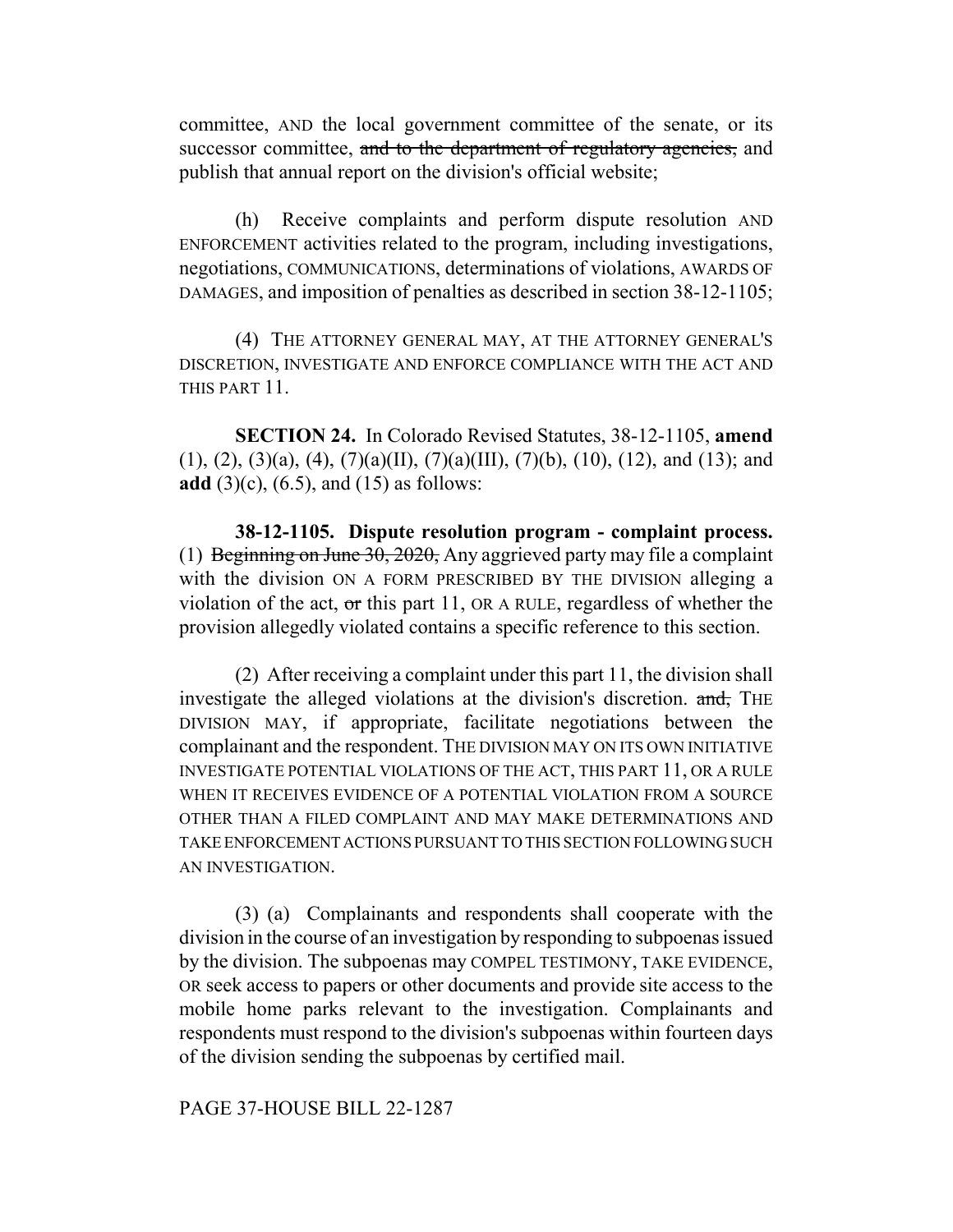committee, AND the local government committee of the senate, or its successor committee, ~~and to the department of regulatory agencies,~~ and publish that annual report on the division's official website;

(h) Receive complaints and perform dispute resolution AND ENFORCEMENT activities related to the program, including investigations, negotiations, COMMUNICATIONS, determinations of violations, AWARDS OF DAMAGES, and imposition of penalties as described in section 38-12-1105;

(4) THE ATTORNEY GENERAL MAY, AT THE ATTORNEY GENERAL'S DISCRETION, INVESTIGATE AND ENFORCE COMPLIANCE WITH THE ACT AND THIS PART 11.

**SECTION 24.** In Colorado Revised Statutes, 38-12-1105, **amend** (1), (2), (3)(a), (4), (7)(a)(II), (7)(a)(III), (7)(b), (10), (12), and (13); and **add** (3)(c), (6.5), and (15) as follows:

**38-12-1105. Dispute resolution program - complaint process.** (1) ~~Beginning on June 30, 2020,~~ Any aggrieved party may file a complaint with the division ON A FORM PRESCRIBED BY THE DIVISION alleging a violation of the act, ~~or~~ this part 11, OR A RULE, regardless of whether the provision allegedly violated contains a specific reference to this section.

(2) After receiving a complaint under this part 11, the division shall investigate the alleged violations at the division's discretion. ~~and,~~ THE DIVISION MAY, if appropriate, facilitate negotiations between the complainant and the respondent. THE DIVISION MAY ON ITS OWN INITIATIVE INVESTIGATE POTENTIAL VIOLATIONS OF THE ACT, THIS PART 11, OR A RULE WHEN IT RECEIVES EVIDENCE OF A POTENTIAL VIOLATION FROM A SOURCE OTHER THAN A FILED COMPLAINT AND MAY MAKE DETERMINATIONS AND TAKE ENFORCEMENT ACTIONS PURSUANT TO THIS SECTION FOLLOWING SUCH AN INVESTIGATION.

(3) (a) Complainants and respondents shall cooperate with the division in the course of an investigation by responding to subpoenas issued by the division. The subpoenas may COMPEL TESTIMONY, TAKE EVIDENCE, OR seek access to papers or other documents and provide site access to the mobile home parks relevant to the investigation. Complainants and respondents must respond to the division's subpoenas within fourteen days of the division sending the subpoenas by certified mail.

PAGE 37-HOUSE BILL 22-1287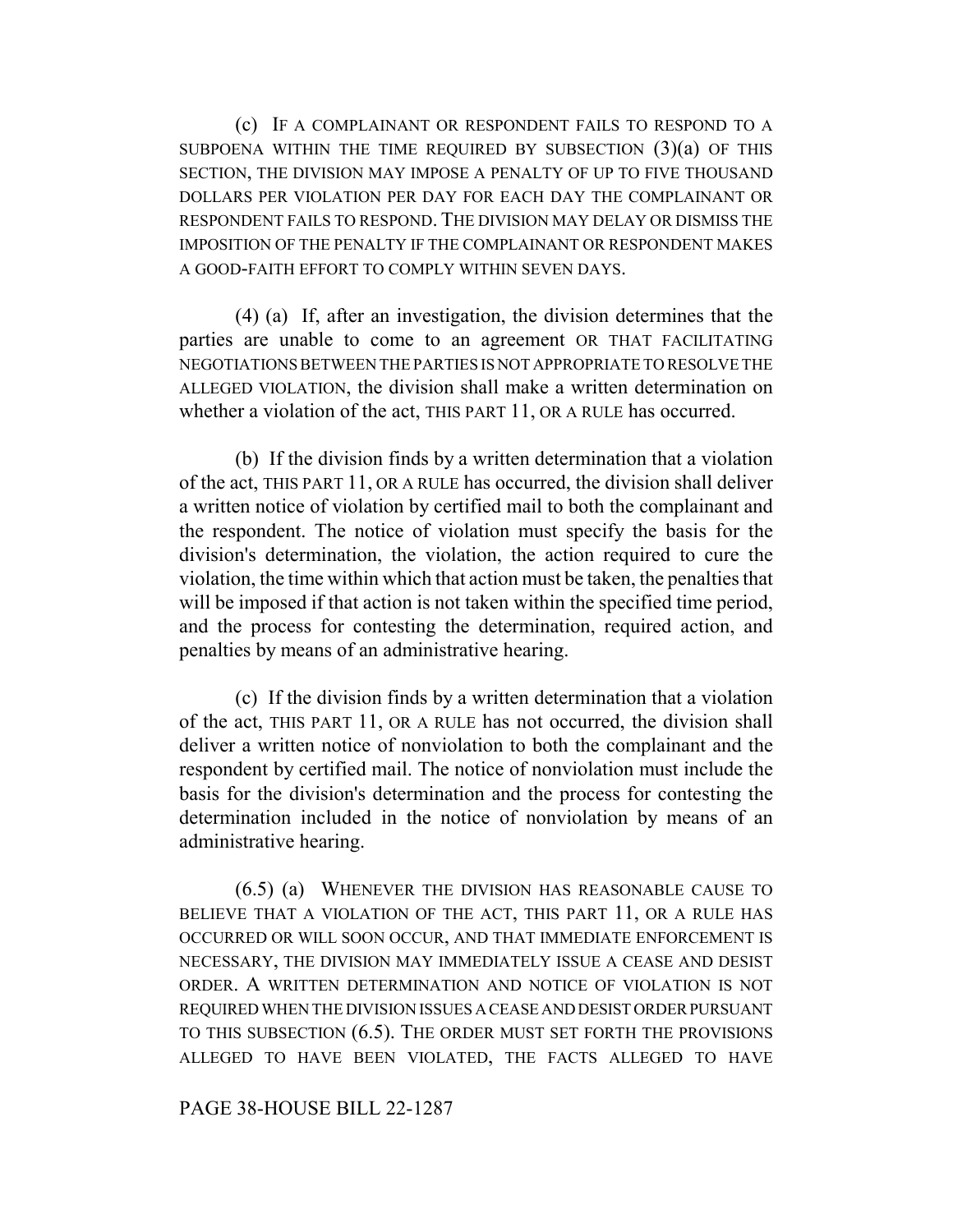(c) IF A COMPLAINANT OR RESPONDENT FAILS TO RESPOND TO A SUBPOENA WITHIN THE TIME REQUIRED BY SUBSECTION (3)(a) OF THIS SECTION, THE DIVISION MAY IMPOSE A PENALTY OF UP TO FIVE THOUSAND DOLLARS PER VIOLATION PER DAY FOR EACH DAY THE COMPLAINANT OR RESPONDENT FAILS TO RESPOND. THE DIVISION MAY DELAY OR DISMISS THE IMPOSITION OF THE PENALTY IF THE COMPLAINANT OR RESPONDENT MAKES A GOOD-FAITH EFFORT TO COMPLY WITHIN SEVEN DAYS.

(4) (a) If, after an investigation, the division determines that the parties are unable to come to an agreement OR THAT FACILITATING NEGOTIATIONS BETWEEN THE PARTIES IS NOT APPROPRIATE TO RESOLVE THE ALLEGED VIOLATION, the division shall make a written determination on whether a violation of the act, THIS PART 11, OR A RULE has occurred.

(b) If the division finds by a written determination that a violation of the act, THIS PART 11, OR A RULE has occurred, the division shall deliver a written notice of violation by certified mail to both the complainant and the respondent. The notice of violation must specify the basis for the division's determination, the violation, the action required to cure the violation, the time within which that action must be taken, the penalties that will be imposed if that action is not taken within the specified time period, and the process for contesting the determination, required action, and penalties by means of an administrative hearing.

(c) If the division finds by a written determination that a violation of the act, THIS PART 11, OR A RULE has not occurred, the division shall deliver a written notice of nonviolation to both the complainant and the respondent by certified mail. The notice of nonviolation must include the basis for the division's determination and the process for contesting the determination included in the notice of nonviolation by means of an administrative hearing.

(6.5) (a) WHENEVER THE DIVISION HAS REASONABLE CAUSE TO BELIEVE THAT A VIOLATION OF THE ACT, THIS PART 11, OR A RULE HAS OCCURRED OR WILL SOON OCCUR, AND THAT IMMEDIATE ENFORCEMENT IS NECESSARY, THE DIVISION MAY IMMEDIATELY ISSUE A CEASE AND DESIST ORDER. A WRITTEN DETERMINATION AND NOTICE OF VIOLATION IS NOT REQUIRED WHEN THE DIVISION ISSUES A CEASE AND DESIST ORDER PURSUANT TO THIS SUBSECTION (6.5). THE ORDER MUST SET FORTH THE PROVISIONS ALLEGED TO HAVE BEEN VIOLATED, THE FACTS ALLEGED TO HAVE

PAGE 38-HOUSE BILL 22-1287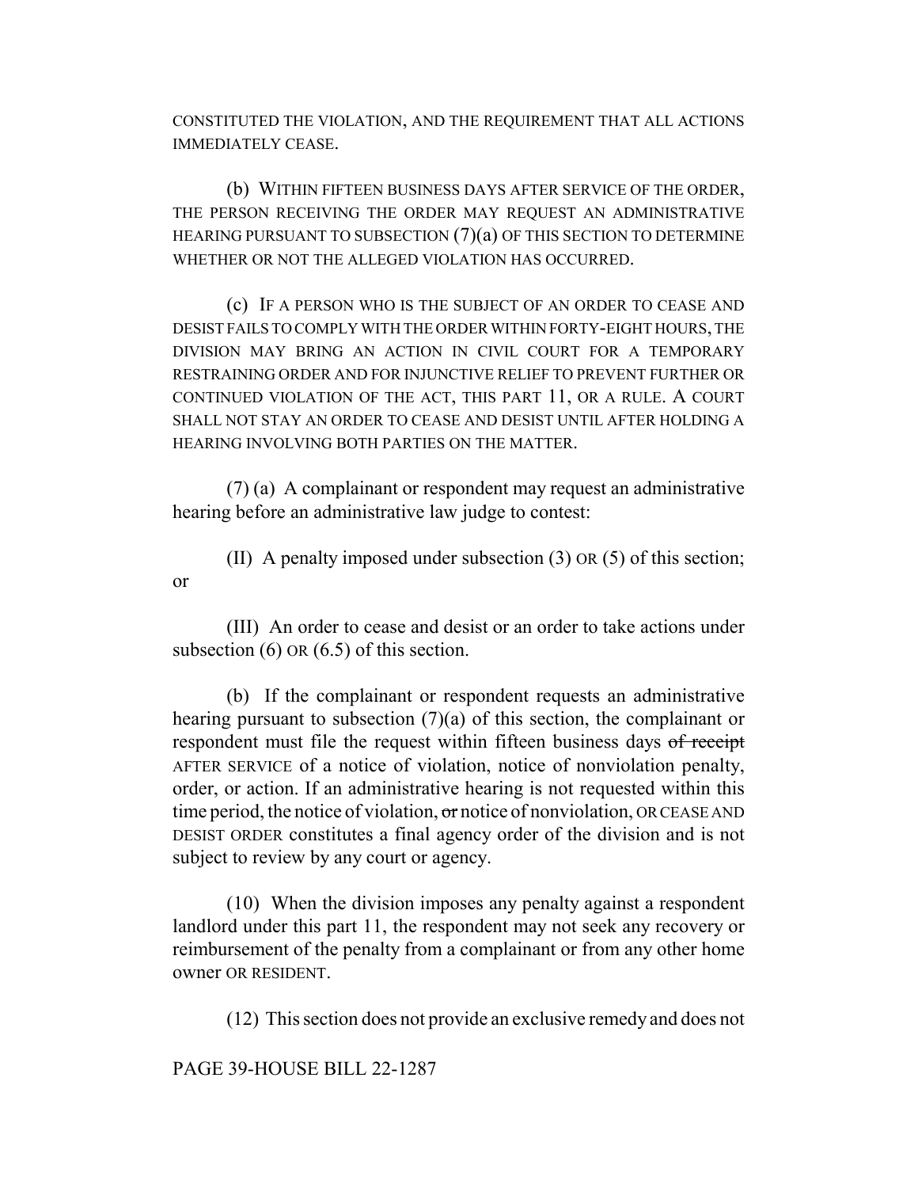CONSTITUTED THE VIOLATION, AND THE REQUIREMENT THAT ALL ACTIONS IMMEDIATELY CEASE.

(b) WITHIN FIFTEEN BUSINESS DAYS AFTER SERVICE OF THE ORDER, THE PERSON RECEIVING THE ORDER MAY REQUEST AN ADMINISTRATIVE HEARING PURSUANT TO SUBSECTION (7)(a) OF THIS SECTION TO DETERMINE WHETHER OR NOT THE ALLEGED VIOLATION HAS OCCURRED.

(c) IF A PERSON WHO IS THE SUBJECT OF AN ORDER TO CEASE AND DESIST FAILS TO COMPLY WITH THE ORDER WITHIN FORTY-EIGHT HOURS, THE DIVISION MAY BRING AN ACTION IN CIVIL COURT FOR A TEMPORARY RESTRAINING ORDER AND FOR INJUNCTIVE RELIEF TO PREVENT FURTHER OR CONTINUED VIOLATION OF THE ACT, THIS PART 11, OR A RULE. A COURT SHALL NOT STAY AN ORDER TO CEASE AND DESIST UNTIL AFTER HOLDING A HEARING INVOLVING BOTH PARTIES ON THE MATTER.

(7) (a) A complainant or respondent may request an administrative hearing before an administrative law judge to contest:

(II) A penalty imposed under subsection (3) OR (5) of this section; or

(III) An order to cease and desist or an order to take actions under subsection (6) OR (6.5) of this section.

(b) If the complainant or respondent requests an administrative hearing pursuant to subsection (7)(a) of this section, the complainant or respondent must file the request within fifteen business days ~~of receipt~~ AFTER SERVICE of a notice of violation, notice of nonviolation penalty, order, or action. If an administrative hearing is not requested within this time period, the notice of violation, ~~or~~ notice of nonviolation, OR CEASE AND DESIST ORDER constitutes a final agency order of the division and is not subject to review by any court or agency.

(10) When the division imposes any penalty against a respondent landlord under this part 11, the respondent may not seek any recovery or reimbursement of the penalty from a complainant or from any other home owner OR RESIDENT.

(12) This section does not provide an exclusive remedy and does not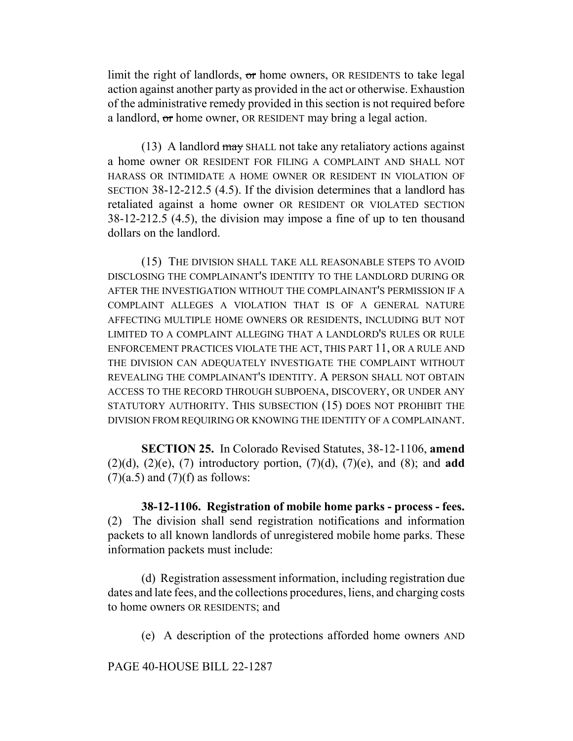limit the right of landlords, ~~or~~ home owners, OR RESIDENTS to take legal action against another party as provided in the act or otherwise. Exhaustion of the administrative remedy provided in this section is not required before a landlord, ~~or~~ home owner, OR RESIDENT may bring a legal action.

(13) A landlord ~~may~~ SHALL not take any retaliatory actions against a home owner OR RESIDENT FOR FILING A COMPLAINT AND SHALL NOT HARASS OR INTIMIDATE A HOME OWNER OR RESIDENT IN VIOLATION OF SECTION 38-12-212.5 (4.5). If the division determines that a landlord has retaliated against a home owner OR RESIDENT OR VIOLATED SECTION 38-12-212.5 (4.5), the division may impose a fine of up to ten thousand dollars on the landlord.

(15) THE DIVISION SHALL TAKE ALL REASONABLE STEPS TO AVOID DISCLOSING THE COMPLAINANT'S IDENTITY TO THE LANDLORD DURING OR AFTER THE INVESTIGATION WITHOUT THE COMPLAINANT'S PERMISSION IF A COMPLAINT ALLEGES A VIOLATION THAT IS OF A GENERAL NATURE AFFECTING MULTIPLE HOME OWNERS OR RESIDENTS, INCLUDING BUT NOT LIMITED TO A COMPLAINT ALLEGING THAT A LANDLORD'S RULES OR RULE ENFORCEMENT PRACTICES VIOLATE THE ACT, THIS PART 11, OR A RULE AND THE DIVISION CAN ADEQUATELY INVESTIGATE THE COMPLAINT WITHOUT REVEALING THE COMPLAINANT'S IDENTITY. A PERSON SHALL NOT OBTAIN ACCESS TO THE RECORD THROUGH SUBPOENA, DISCOVERY, OR UNDER ANY STATUTORY AUTHORITY. THIS SUBSECTION (15) DOES NOT PROHIBIT THE DIVISION FROM REQUIRING OR KNOWING THE IDENTITY OF A COMPLAINANT.

**SECTION 25.** In Colorado Revised Statutes, 38-12-1106, **amend** (2)(d), (2)(e), (7) introductory portion, (7)(d), (7)(e), and (8); and **add** (7)(a.5) and (7)(f) as follows:

**38-12-1106. Registration of mobile home parks - process - fees.** (2) The division shall send registration notifications and information packets to all known landlords of unregistered mobile home parks. These information packets must include:

(d) Registration assessment information, including registration due dates and late fees, and the collections procedures, liens, and charging costs to home owners OR RESIDENTS; and

(e) A description of the protections afforded home owners AND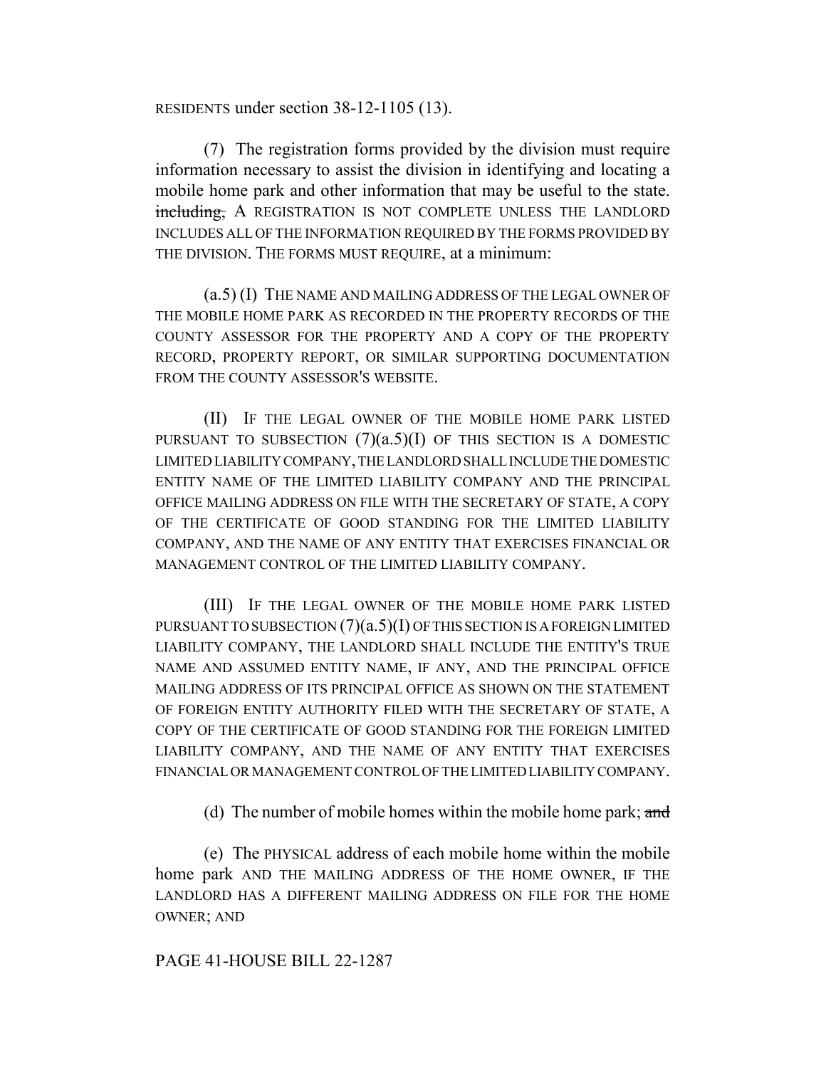RESIDENTS under section 38-12-1105 (13).

(7) The registration forms provided by the division must require information necessary to assist the division in identifying and locating a mobile home park and other information that may be useful to the state. ~~including,~~ A REGISTRATION IS NOT COMPLETE UNLESS THE LANDLORD INCLUDES ALL OF THE INFORMATION REQUIRED BY THE FORMS PROVIDED BY THE DIVISION. THE FORMS MUST REQUIRE, at a minimum:

(a.5) (I) THE NAME AND MAILING ADDRESS OF THE LEGAL OWNER OF THE MOBILE HOME PARK AS RECORDED IN THE PROPERTY RECORDS OF THE COUNTY ASSESSOR FOR THE PROPERTY AND A COPY OF THE PROPERTY RECORD, PROPERTY REPORT, OR SIMILAR SUPPORTING DOCUMENTATION FROM THE COUNTY ASSESSOR'S WEBSITE.

(II) IF THE LEGAL OWNER OF THE MOBILE HOME PARK LISTED PURSUANT TO SUBSECTION (7)(a.5)(I) OF THIS SECTION IS A DOMESTIC LIMITED LIABILITY COMPANY, THE LANDLORD SHALL INCLUDE THE DOMESTIC ENTITY NAME OF THE LIMITED LIABILITY COMPANY AND THE PRINCIPAL OFFICE MAILING ADDRESS ON FILE WITH THE SECRETARY OF STATE, A COPY OF THE CERTIFICATE OF GOOD STANDING FOR THE LIMITED LIABILITY COMPANY, AND THE NAME OF ANY ENTITY THAT EXERCISES FINANCIAL OR MANAGEMENT CONTROL OF THE LIMITED LIABILITY COMPANY.

(III) IF THE LEGAL OWNER OF THE MOBILE HOME PARK LISTED PURSUANT TO SUBSECTION (7)(a.5)(I) OF THIS SECTION IS A FOREIGN LIMITED LIABILITY COMPANY, THE LANDLORD SHALL INCLUDE THE ENTITY'S TRUE NAME AND ASSUMED ENTITY NAME, IF ANY, AND THE PRINCIPAL OFFICE MAILING ADDRESS OF ITS PRINCIPAL OFFICE AS SHOWN ON THE STATEMENT OF FOREIGN ENTITY AUTHORITY FILED WITH THE SECRETARY OF STATE, A COPY OF THE CERTIFICATE OF GOOD STANDING FOR THE FOREIGN LIMITED LIABILITY COMPANY, AND THE NAME OF ANY ENTITY THAT EXERCISES FINANCIAL OR MANAGEMENT CONTROL OF THE LIMITED LIABILITY COMPANY.

(d) The number of mobile homes within the mobile home park; ~~and~~

(e) The PHYSICAL address of each mobile home within the mobile home park AND THE MAILING ADDRESS OF THE HOME OWNER, IF THE LANDLORD HAS A DIFFERENT MAILING ADDRESS ON FILE FOR THE HOME OWNER; AND

PAGE 41-HOUSE BILL 22-1287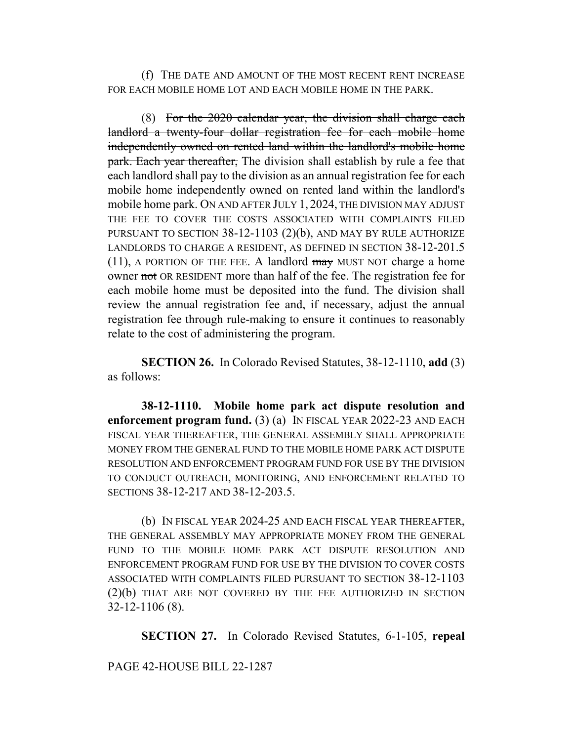(f) THE DATE AND AMOUNT OF THE MOST RECENT RENT INCREASE FOR EACH MOBILE HOME LOT AND EACH MOBILE HOME IN THE PARK.

(8) ~~For the 2020 calendar year, the division shall charge each landlord a twenty-four dollar registration fee for each mobile home independently owned on rented land within the landlord's mobile home park. Each year thereafter,~~ The division shall establish by rule a fee that each landlord shall pay to the division as an annual registration fee for each mobile home independently owned on rented land within the landlord's mobile home park. ON AND AFTER JULY 1, 2024, THE DIVISION MAY ADJUST THE FEE TO COVER THE COSTS ASSOCIATED WITH COMPLAINTS FILED PURSUANT TO SECTION 38-12-1103 (2)(b), AND MAY BY RULE AUTHORIZE LANDLORDS TO CHARGE A RESIDENT, AS DEFINED IN SECTION 38-12-201.5 (11), A PORTION OF THE FEE. A landlord ~~may~~ MUST NOT charge a home owner ~~not~~ OR RESIDENT more than half of the fee. The registration fee for each mobile home must be deposited into the fund. The division shall review the annual registration fee and, if necessary, adjust the annual registration fee through rule-making to ensure it continues to reasonably relate to the cost of administering the program.

**SECTION 26.** In Colorado Revised Statutes, 38-12-1110, **add** (3) as follows:

**38-12-1110. Mobile home park act dispute resolution and enforcement program fund.** (3) (a) IN FISCAL YEAR 2022-23 AND EACH FISCAL YEAR THEREAFTER, THE GENERAL ASSEMBLY SHALL APPROPRIATE MONEY FROM THE GENERAL FUND TO THE MOBILE HOME PARK ACT DISPUTE RESOLUTION AND ENFORCEMENT PROGRAM FUND FOR USE BY THE DIVISION TO CONDUCT OUTREACH, MONITORING, AND ENFORCEMENT RELATED TO SECTIONS 38-12-217 AND 38-12-203.5.

(b) IN FISCAL YEAR 2024-25 AND EACH FISCAL YEAR THEREAFTER, THE GENERAL ASSEMBLY MAY APPROPRIATE MONEY FROM THE GENERAL FUND TO THE MOBILE HOME PARK ACT DISPUTE RESOLUTION AND ENFORCEMENT PROGRAM FUND FOR USE BY THE DIVISION TO COVER COSTS ASSOCIATED WITH COMPLAINTS FILED PURSUANT TO SECTION 38-12-1103 (2)(b) THAT ARE NOT COVERED BY THE FEE AUTHORIZED IN SECTION 32-12-1106 (8).

**SECTION 27.** In Colorado Revised Statutes, 6-1-105, **repeal**

PAGE 42-HOUSE BILL 22-1287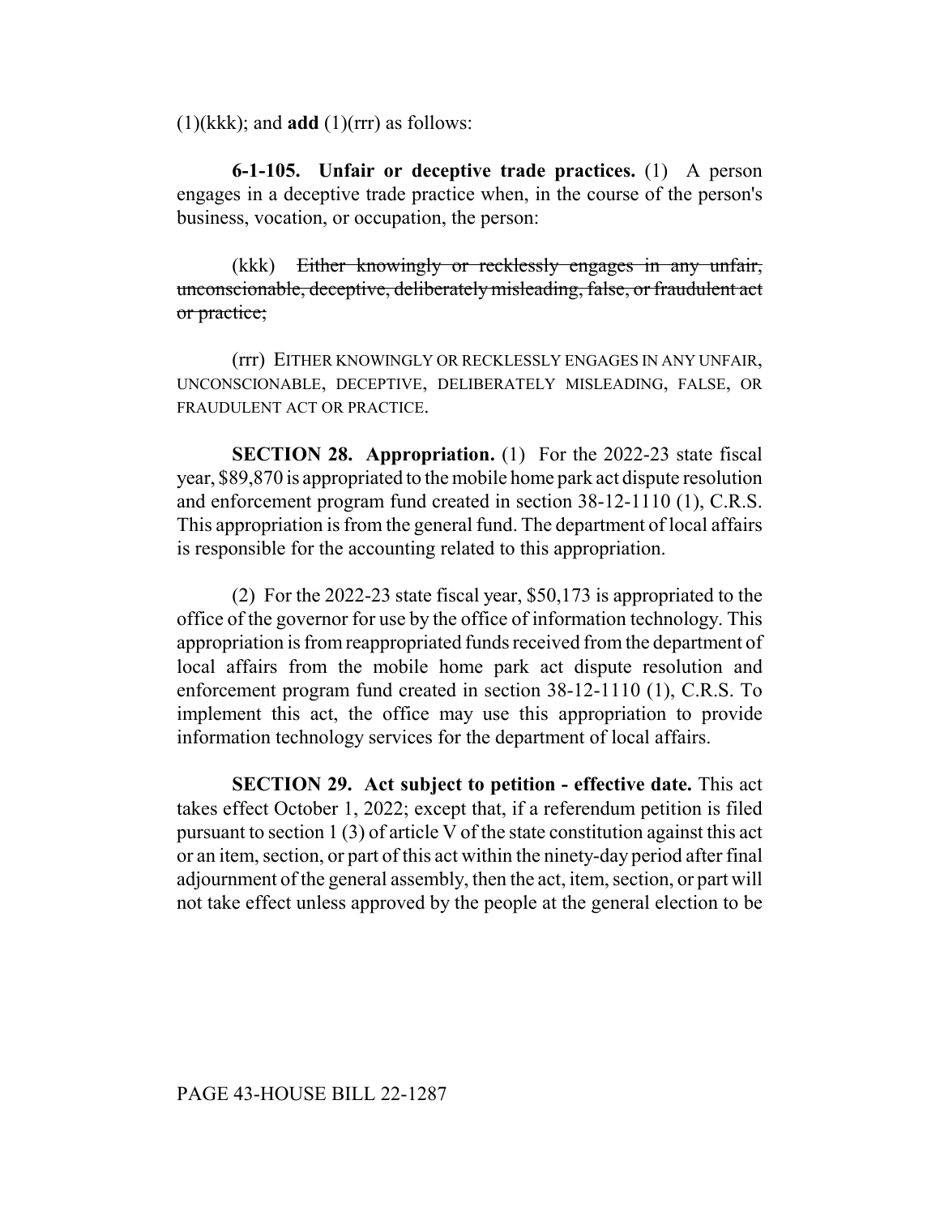(1)(kkk); and **add** (1)(rrr) as follows:

**6-1-105. Unfair or deceptive trade practices.** (1) A person engages in a deceptive trade practice when, in the course of the person's business, vocation, or occupation, the person:

(kkk) ~~Either knowingly or recklessly engages in any unfair, unconscionable, deceptive, deliberately misleading, false, or fraudulent act or practice;~~

(rrr) EITHER KNOWINGLY OR RECKLESSLY ENGAGES IN ANY UNFAIR, UNCONSCIONABLE, DECEPTIVE, DELIBERATELY MISLEADING, FALSE, OR FRAUDULENT ACT OR PRACTICE.

**SECTION 28. Appropriation.** (1) For the 2022-23 state fiscal year, $89,870 is appropriated to the mobile home park act dispute resolution and enforcement program fund created in section 38-12-1110 (1), C.R.S. This appropriation is from the general fund. The department of local affairs is responsible for the accounting related to this appropriation.

(2) For the 2022-23 state fiscal year, $50,173 is appropriated to the office of the governor for use by the office of information technology. This appropriation is from reappropriated funds received from the department of local affairs from the mobile home park act dispute resolution and enforcement program fund created in section 38-12-1110 (1), C.R.S. To implement this act, the office may use this appropriation to provide information technology services for the department of local affairs.

**SECTION 29. Act subject to petition - effective date.** This act takes effect October 1, 2022; except that, if a referendum petition is filed pursuant to section 1 (3) of article V of the state constitution against this act or an item, section, or part of this act within the ninety-day period after final adjournment of the general assembly, then the act, item, section, or part will not take effect unless approved by the people at the general election to be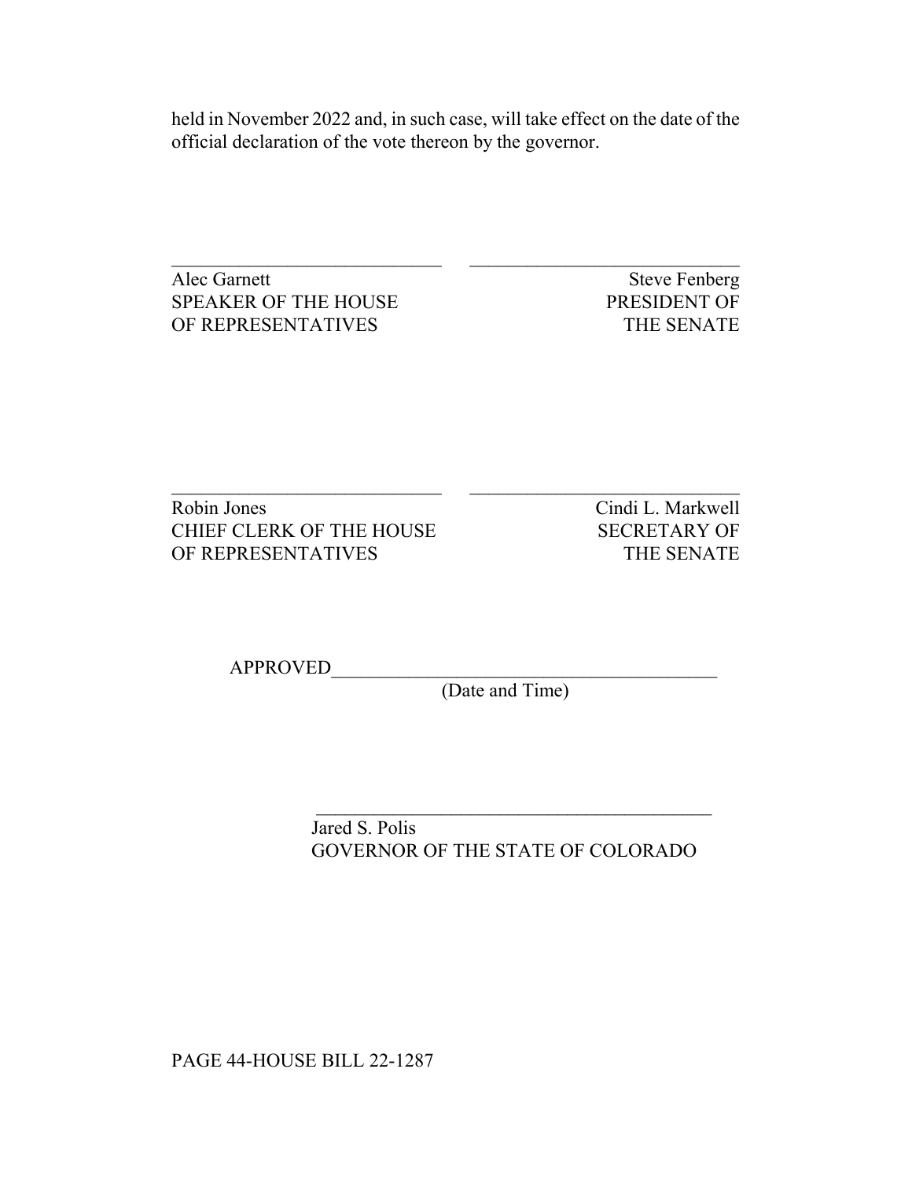held in November 2022 and, in such case, will take effect on the date of the official declaration of the vote thereon by the governor.

____________________________ ____________________________
Alec Garnett Steve Fenberg
SPEAKER OF THE HOUSE PRESIDENT OF
OF REPRESENTATIVES THE SENATE

____________________________ ____________________________
Robin Jones Cindi L. Markwell
CHIEF CLERK OF THE HOUSE SECRETARY OF
OF REPRESENTATIVES THE SENATE

APPROVED________________________________________
(Date and Time)

_________________________________________
Jared S. Polis
GOVERNOR OF THE STATE OF COLORADO

PAGE 44-HOUSE BILL 22-1287